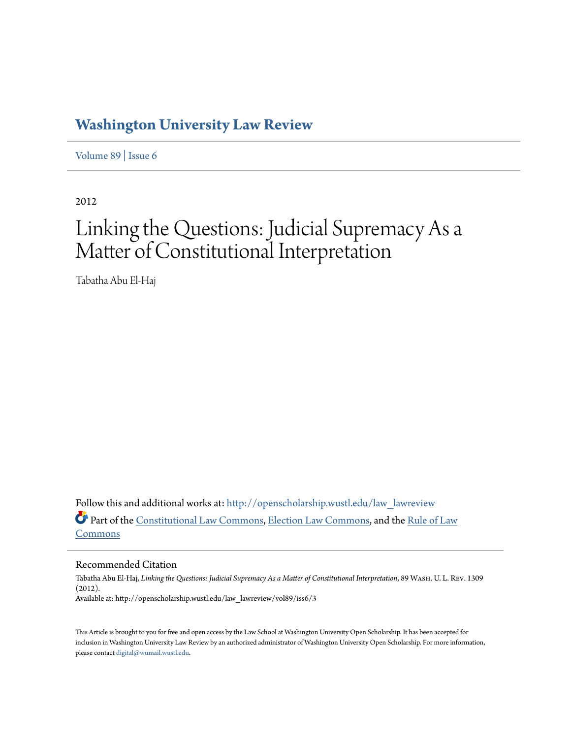# Washington University Law Review

Volume 89 | Issue 6

2012

# Linking the Questions: Judicial Supremacy As a Matter of Constitutional Interpretation

Tabatha Abu El-Haj

Follow this and additional works at: http://openscholarship.wustl.edu/law_lawreview

Part of the Constitutional Law Commons, Election Law Commons, and the Rule of Law Commons

## Recommended Citation

Tabatha Abu El-Haj, *Linking the Questions: Judicial Supremacy As a Matter of Constitutional Interpretation*, 89 Wash. U. L. Rev. 1309 (2012).
Available at: http://openscholarship.wustl.edu/law_lawreview/vol89/iss6/3

This Article is brought to you for free and open access by the Law School at Washington University Open Scholarship. It has been accepted for inclusion in Washington University Law Review by an authorized administrator of Washington University Open Scholarship. For more information, please contact digital@wumail.wustl.edu.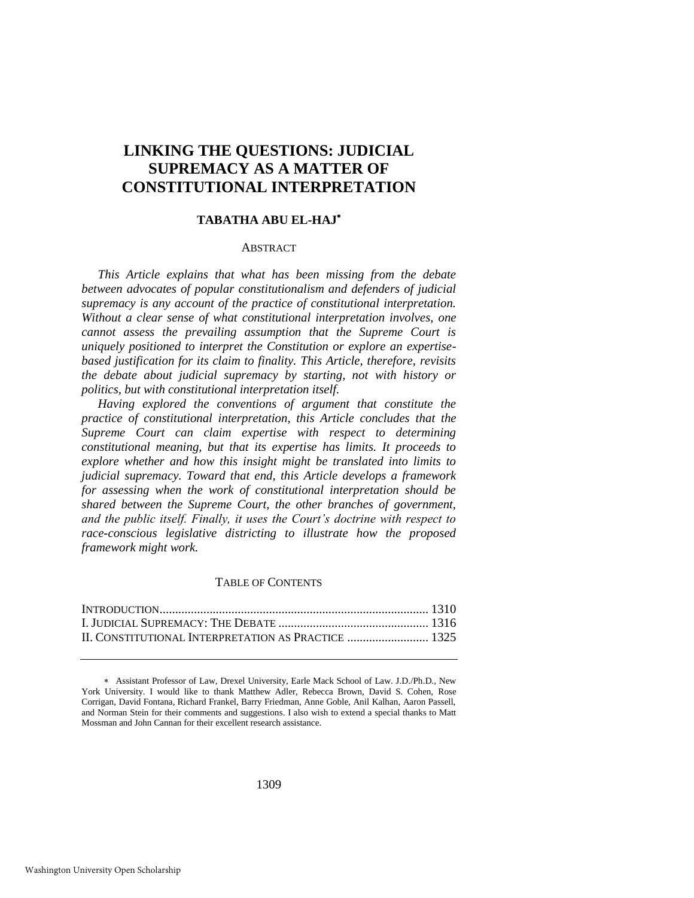# LINKING THE QUESTIONS: JUDICIAL SUPREMACY AS A MATTER OF CONSTITUTIONAL INTERPRETATION

**TABATHA ABU EL-HAJ***

ABSTRACT

*This Article explains that what has been missing from the debate between advocates of popular constitutionalism and defenders of judicial supremacy is any account of the practice of constitutional interpretation. Without a clear sense of what constitutional interpretation involves, one cannot assess the prevailing assumption that the Supreme Court is uniquely positioned to interpret the Constitution or explore an expertise-based justification for its claim to finality. This Article, therefore, revisits the debate about judicial supremacy by starting, not with history or politics, but with constitutional interpretation itself.*

*Having explored the conventions of argument that constitute the practice of constitutional interpretation, this Article concludes that the Supreme Court can claim expertise with respect to determining constitutional meaning, but that its expertise has limits. It proceeds to explore whether and how this insight might be translated into limits to judicial supremacy. Toward that end, this Article develops a framework for assessing when the work of constitutional interpretation should be shared between the Supreme Court, the other branches of government, and the public itself. Finally, it uses the Court's doctrine with respect to race-conscious legislative districting to illustrate how the proposed framework might work.*

TABLE OF CONTENTS

INTRODUCTION ...................................................................................... 1310
I. JUDICIAL SUPREMACY: THE DEBATE ................................................ 1316
II. CONSTITUTIONAL INTERPRETATION AS PRACTICE .......................... 1325

---

\* Assistant Professor of Law, Drexel University, Earle Mack School of Law. J.D./Ph.D., New York University. I would like to thank Matthew Adler, Rebecca Brown, David S. Cohen, Rose Corrigan, David Fontana, Richard Frankel, Barry Friedman, Anne Goble, Anil Kalhan, Aaron Passell, and Norman Stein for their comments and suggestions. I also wish to extend a special thanks to Matt Mossman and John Cannan for their excellent research assistance.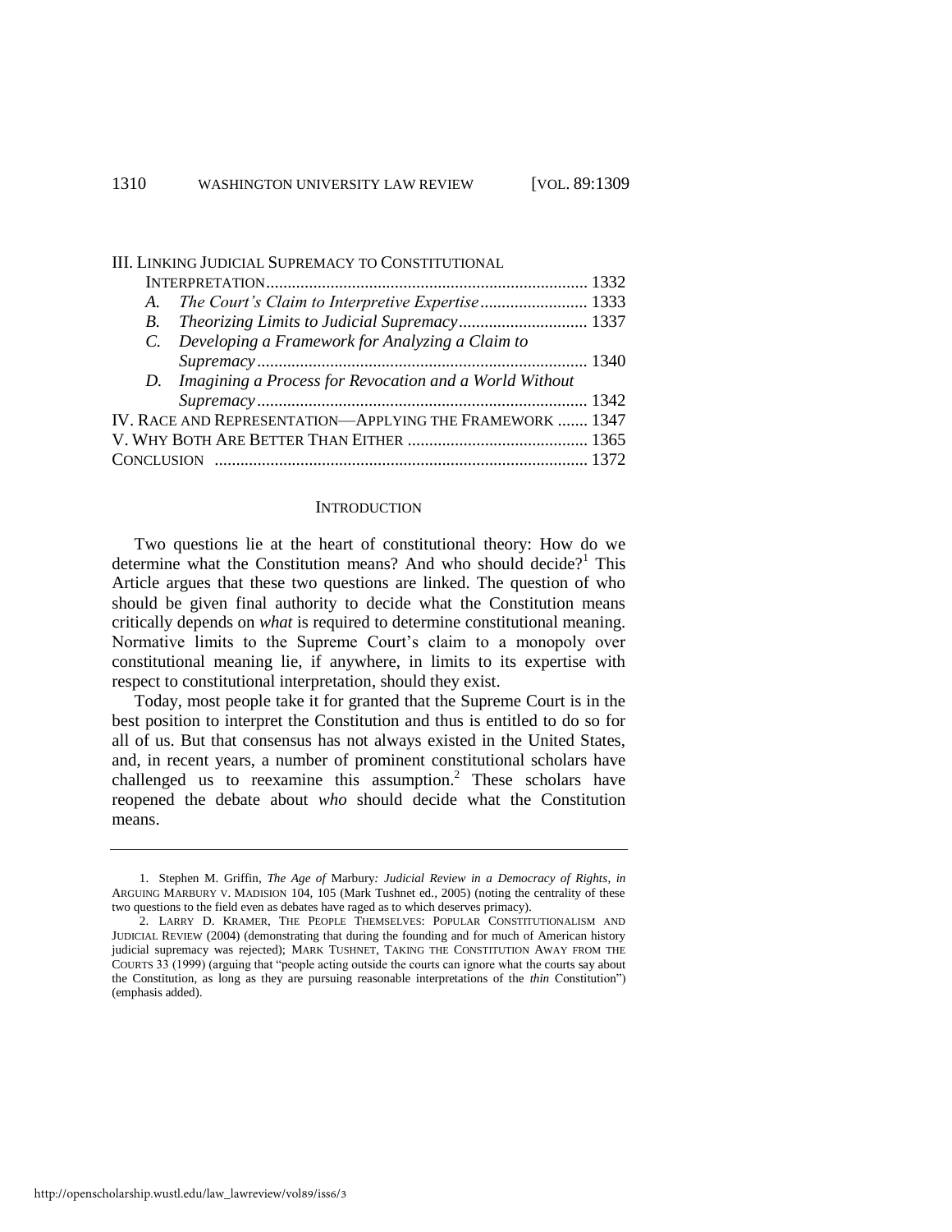III. LINKING JUDICIAL SUPREMACY TO CONSTITUTIONAL INTERPRETATION .......... 1332
- A. *The Court's Claim to Interpretive Expertise* .......... 1333
- B. *Theorizing Limits to Judicial Supremacy* .......... 1337
- C. *Developing a Framework for Analyzing a Claim to Supremacy* .......... 1340
- D. *Imagining a Process for Revocation and a World Without Supremacy* .......... 1342

IV. RACE AND REPRESENTATION—APPLYING THE FRAMEWORK .......... 1347

V. WHY BOTH ARE BETTER THAN EITHER .......... 1365

CONCLUSION .......... 1372

## INTRODUCTION

Two questions lie at the heart of constitutional theory: How do we determine what the Constitution means? And who should decide?[1] This Article argues that these two questions are linked. The question of who should be given final authority to decide what the Constitution means critically depends on *what* is required to determine constitutional meaning. Normative limits to the Supreme Court's claim to a monopoly over constitutional meaning lie, if anywhere, in limits to its expertise with respect to constitutional interpretation, should they exist.

Today, most people take it for granted that the Supreme Court is in the best position to interpret the Constitution and thus is entitled to do so for all of us. But that consensus has not always existed in the United States, and, in recent years, a number of prominent constitutional scholars have challenged us to reexamine this assumption.[2] These scholars have reopened the debate about *who* should decide what the Constitution means.

---

1. Stephen M. Griffin, *The Age of* Marbury*: Judicial Review in a Democracy of Rights*, *in* ARGUING MARBURY V. MADISION 104, 105 (Mark Tushnet ed., 2005) (noting the centrality of these two questions to the field even as debates have raged as to which deserves primacy).

2. LARRY D. KRAMER, THE PEOPLE THEMSELVES: POPULAR CONSTITUTIONALISM AND JUDICIAL REVIEW (2004) (demonstrating that during the founding and for much of American history judicial supremacy was rejected); MARK TUSHNET, TAKING THE CONSTITUTION AWAY FROM THE COURTS 33 (1999) (arguing that "people acting outside the courts can ignore what the courts say about the Constitution, as long as they are pursuing reasonable interpretations of the *thin* Constitution") (emphasis added).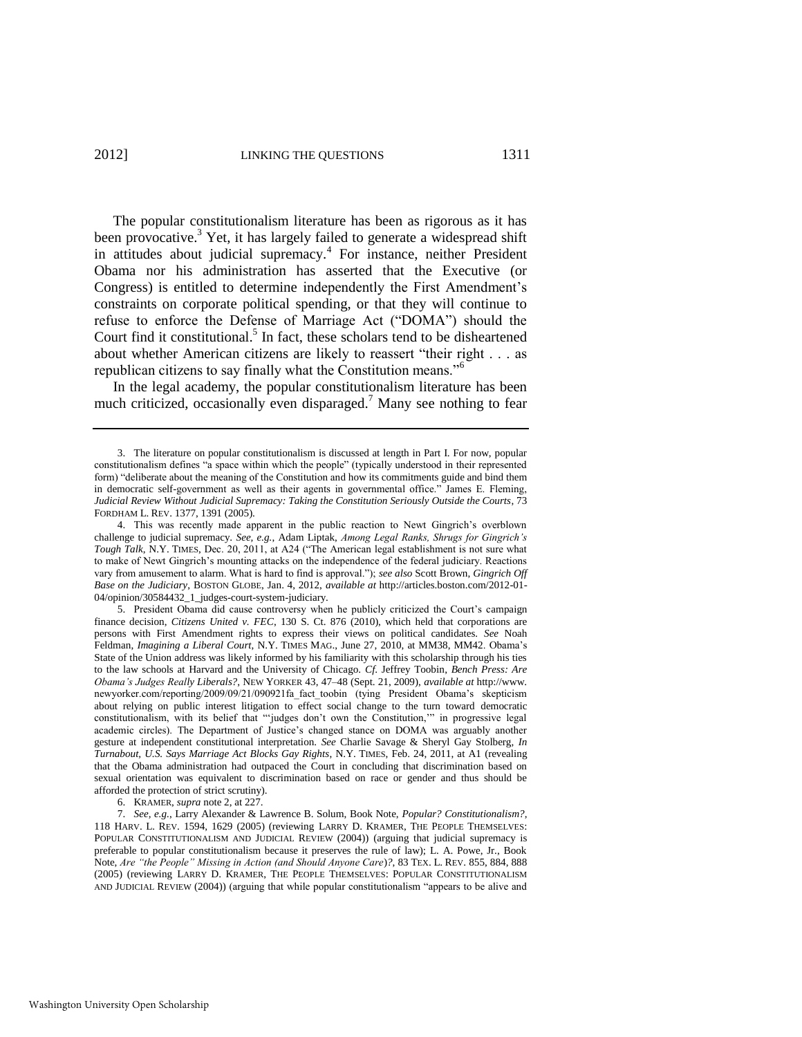The popular constitutionalism literature has been as rigorous as it has been provocative.[3] Yet, it has largely failed to generate a widespread shift in attitudes about judicial supremacy.[4] For instance, neither President Obama nor his administration has asserted that the Executive (or Congress) is entitled to determine independently the First Amendment's constraints on corporate political spending, or that they will continue to refuse to enforce the Defense of Marriage Act ("DOMA") should the Court find it constitutional.[5] In fact, these scholars tend to be disheartened about whether American citizens are likely to reassert "their right . . . as republican citizens to say finally what the Constitution means."[6]

In the legal academy, the popular constitutionalism literature has been much criticized, occasionally even disparaged.[7] Many see nothing to fear

---

3. The literature on popular constitutionalism is discussed at length in Part I. For now, popular constitutionalism defines "a space within which the people" (typically understood in their represented form) "deliberate about the meaning of the Constitution and how its commitments guide and bind them in democratic self-government as well as their agents in governmental office." James E. Fleming, *Judicial Review Without Judicial Supremacy: Taking the Constitution Seriously Outside the Courts*, 73 FORDHAM L. REV. 1377, 1391 (2005).

4. This was recently made apparent in the public reaction to Newt Gingrich's overblown challenge to judicial supremacy. *See, e.g.*, Adam Liptak, *Among Legal Ranks, Shrugs for Gingrich's Tough Talk*, N.Y. TIMES, Dec. 20, 2011, at A24 ("The American legal establishment is not sure what to make of Newt Gingrich's mounting attacks on the independence of the federal judiciary. Reactions vary from amusement to alarm. What is hard to find is approval."); *see also* Scott Brown, *Gingrich Off Base on the Judiciary*, BOSTON GLOBE, Jan. 4, 2012, *available at* http://articles.boston.com/2012-01-04/opinion/30584432_1_judges-court-system-judiciary.

5. President Obama did cause controversy when he publicly criticized the Court's campaign finance decision, *Citizens United v. FEC*, 130 S. Ct. 876 (2010), which held that corporations are persons with First Amendment rights to express their views on political candidates. *See* Noah Feldman, *Imagining a Liberal Court*, N.Y. TIMES MAG., June 27, 2010, at MM38, MM42. Obama's State of the Union address was likely informed by his familiarity with this scholarship through his ties to the law schools at Harvard and the University of Chicago. *Cf.* Jeffrey Toobin, *Bench Press: Are Obama's Judges Really Liberals?*, NEW YORKER 43, 47–48 (Sept. 21, 2009), *available at* http://www.newyorker.com/reporting/2009/09/21/090921fa_fact_toobin (tying President Obama's skepticism about relying on public interest litigation to effect social change to the turn toward democratic constitutionalism, with its belief that "'judges don't own the Constitution,'" in progressive legal academic circles). The Department of Justice's changed stance on DOMA was arguably another gesture at independent constitutional interpretation. *See* Charlie Savage & Sheryl Gay Stolberg, *In Turnabout, U.S. Says Marriage Act Blocks Gay Rights*, N.Y. TIMES, Feb. 24, 2011, at A1 (revealing that the Obama administration had outpaced the Court in concluding that discrimination based on sexual orientation was equivalent to discrimination based on race or gender and thus should be afforded the protection of strict scrutiny).

6. KRAMER, *supra* note 2, at 227.

7. *See, e.g.*, Larry Alexander & Lawrence B. Solum, Book Note, *Popular? Constitutionalism?*, 118 HARV. L. REV. 1594, 1629 (2005) (reviewing LARRY D. KRAMER, THE PEOPLE THEMSELVES: POPULAR CONSTITUTIONALISM AND JUDICIAL REVIEW (2004)) (arguing that judicial supremacy is preferable to popular constitutionalism because it preserves the rule of law); L. A. Powe, Jr., Book Note, *Are "the People" Missing in Action (and Should Anyone Care)?*, 83 TEX. L. REV. 855, 884, 888 (2005) (reviewing LARRY D. KRAMER, THE PEOPLE THEMSELVES: POPULAR CONSTITUTIONALISM AND JUDICIAL REVIEW (2004)) (arguing that while popular constitutionalism "appears to be alive and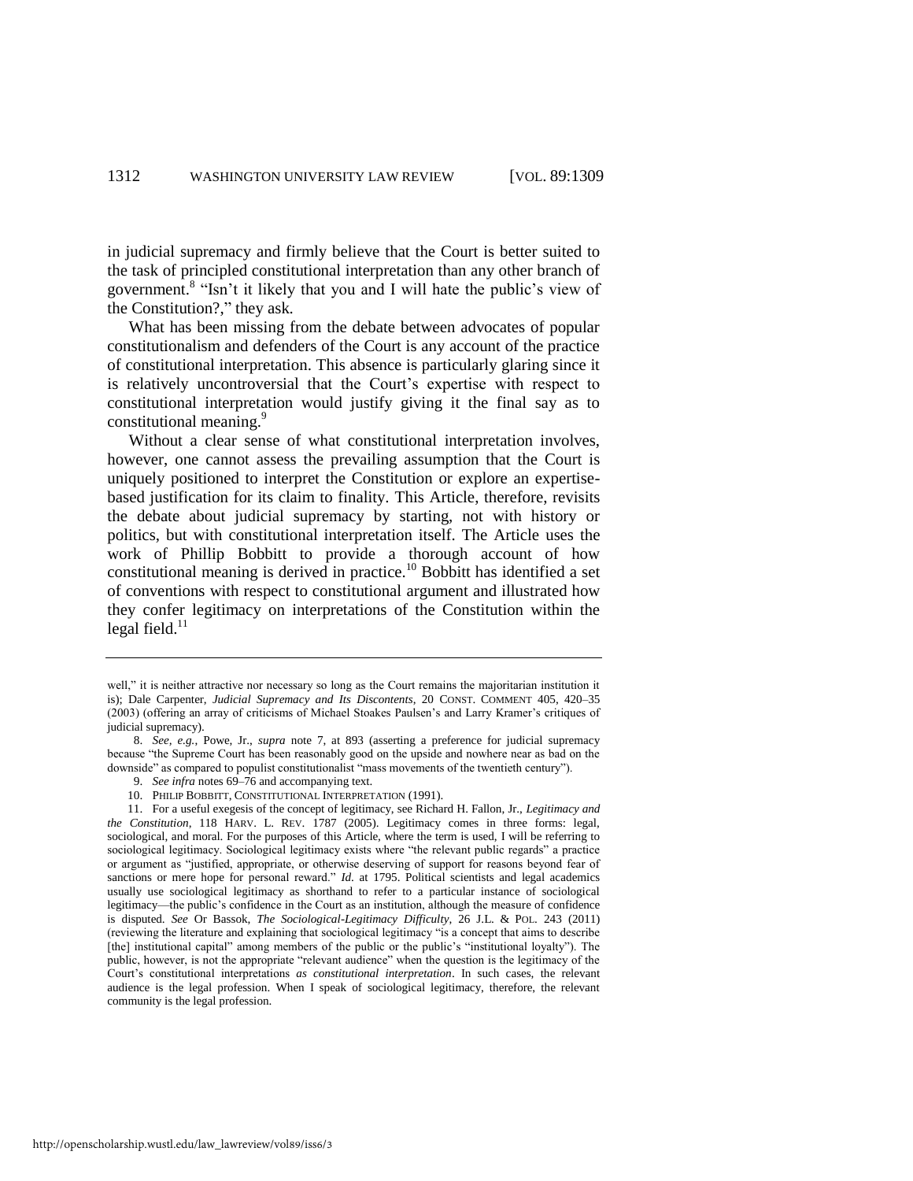in judicial supremacy and firmly believe that the Court is better suited to the task of principled constitutional interpretation than any other branch of government.[8] "Isn't it likely that you and I will hate the public's view of the Constitution?," they ask.

What has been missing from the debate between advocates of popular constitutionalism and defenders of the Court is any account of the practice of constitutional interpretation. This absence is particularly glaring since it is relatively uncontroversial that the Court's expertise with respect to constitutional interpretation would justify giving it the final say as to constitutional meaning.[9]

Without a clear sense of what constitutional interpretation involves, however, one cannot assess the prevailing assumption that the Court is uniquely positioned to interpret the Constitution or explore an expertise-based justification for its claim to finality. This Article, therefore, revisits the debate about judicial supremacy by starting, not with history or politics, but with constitutional interpretation itself. The Article uses the work of Phillip Bobbitt to provide a thorough account of how constitutional meaning is derived in practice.[10] Bobbitt has identified a set of conventions with respect to constitutional argument and illustrated how they confer legitimacy on interpretations of the Constitution within the legal field.[11]

---

well," it is neither attractive nor necessary so long as the Court remains the majoritarian institution it is); Dale Carpenter, *Judicial Supremacy and Its Discontents*, 20 CONST. COMMENT 405, 420–35 (2003) (offering an array of criticisms of Michael Stoakes Paulsen's and Larry Kramer's critiques of judicial supremacy).

8. *See, e.g.*, Powe, Jr., *supra* note 7, at 893 (asserting a preference for judicial supremacy because "the Supreme Court has been reasonably good on the upside and nowhere near as bad on the downside" as compared to populist constitutionalist "mass movements of the twentieth century").

9. *See infra* notes 69–76 and accompanying text.

10. PHILIP BOBBITT, CONSTITUTIONAL INTERPRETATION (1991).

11. For a useful exegesis of the concept of legitimacy, see Richard H. Fallon, Jr., *Legitimacy and the Constitution*, 118 HARV. L. REV. 1787 (2005). Legitimacy comes in three forms: legal, sociological, and moral. For the purposes of this Article, where the term is used, I will be referring to sociological legitimacy. Sociological legitimacy exists where "the relevant public regards" a practice or argument as "justified, appropriate, or otherwise deserving of support for reasons beyond fear of sanctions or mere hope for personal reward." *Id.* at 1795. Political scientists and legal academics usually use sociological legitimacy as shorthand to refer to a particular instance of sociological legitimacy—the public's confidence in the Court as an institution, although the measure of confidence is disputed. *See* Or Bassok, *The Sociological-Legitimacy Difficulty*, 26 J.L. & POL. 243 (2011) (reviewing the literature and explaining that sociological legitimacy "is a concept that aims to describe [the] institutional capital" among members of the public or the public's "institutional loyalty"). The public, however, is not the appropriate "relevant audience" when the question is the legitimacy of the Court's constitutional interpretations *as constitutional interpretation*. In such cases, the relevant audience is the legal profession. When I speak of sociological legitimacy, therefore, the relevant community is the legal profession.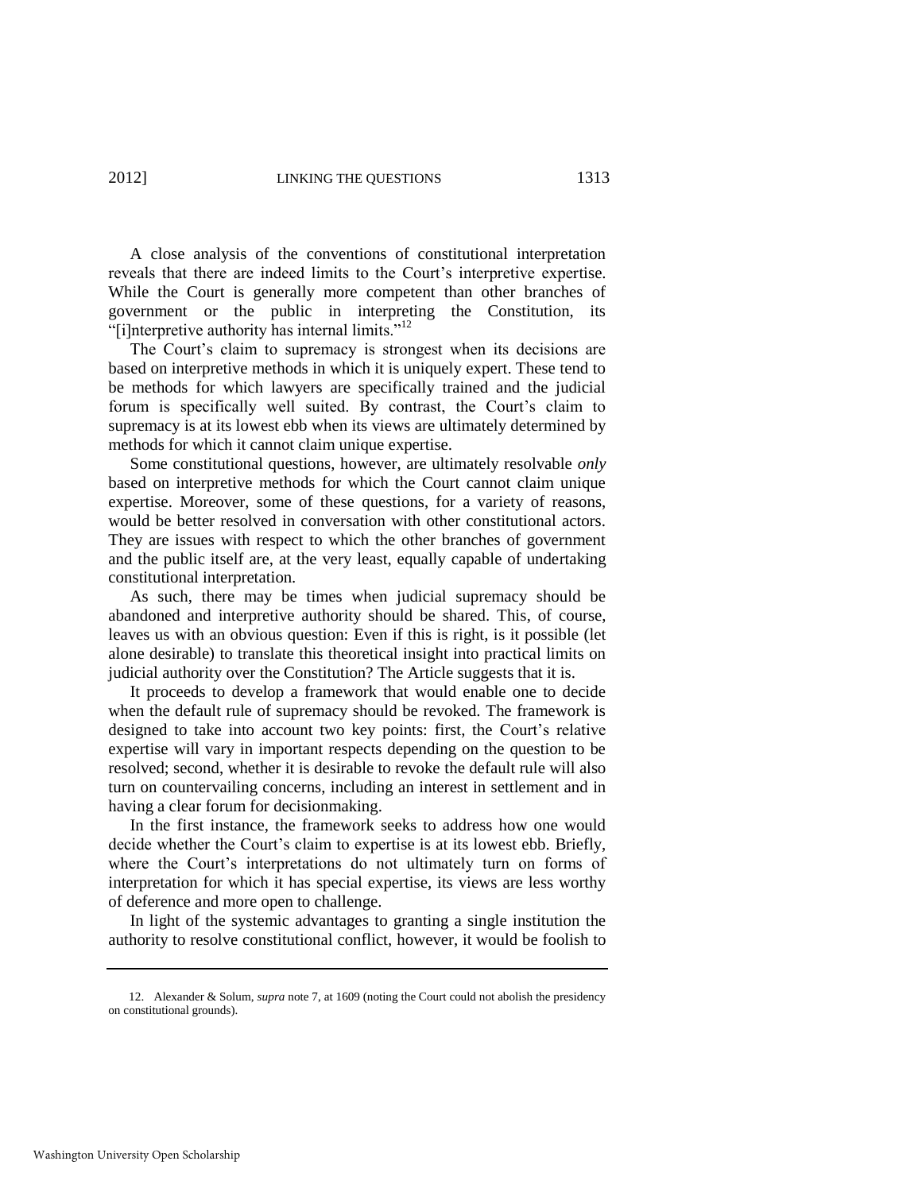A close analysis of the conventions of constitutional interpretation reveals that there are indeed limits to the Court's interpretive expertise. While the Court is generally more competent than other branches of government or the public in interpreting the Constitution, its "[i]nterpretive authority has internal limits."[12]

The Court's claim to supremacy is strongest when its decisions are based on interpretive methods in which it is uniquely expert. These tend to be methods for which lawyers are specifically trained and the judicial forum is specifically well suited. By contrast, the Court's claim to supremacy is at its lowest ebb when its views are ultimately determined by methods for which it cannot claim unique expertise.

Some constitutional questions, however, are ultimately resolvable *only* based on interpretive methods for which the Court cannot claim unique expertise. Moreover, some of these questions, for a variety of reasons, would be better resolved in conversation with other constitutional actors. They are issues with respect to which the other branches of government and the public itself are, at the very least, equally capable of undertaking constitutional interpretation.

As such, there may be times when judicial supremacy should be abandoned and interpretive authority should be shared. This, of course, leaves us with an obvious question: Even if this is right, is it possible (let alone desirable) to translate this theoretical insight into practical limits on judicial authority over the Constitution? The Article suggests that it is.

It proceeds to develop a framework that would enable one to decide when the default rule of supremacy should be revoked. The framework is designed to take into account two key points: first, the Court's relative expertise will vary in important respects depending on the question to be resolved; second, whether it is desirable to revoke the default rule will also turn on countervailing concerns, including an interest in settlement and in having a clear forum for decisionmaking.

In the first instance, the framework seeks to address how one would decide whether the Court's claim to expertise is at its lowest ebb. Briefly, where the Court's interpretations do not ultimately turn on forms of interpretation for which it has special expertise, its views are less worthy of deference and more open to challenge.

In light of the systemic advantages to granting a single institution the authority to resolve constitutional conflict, however, it would be foolish to

---

12. Alexander & Solum, *supra* note 7, at 1609 (noting the Court could not abolish the presidency on constitutional grounds).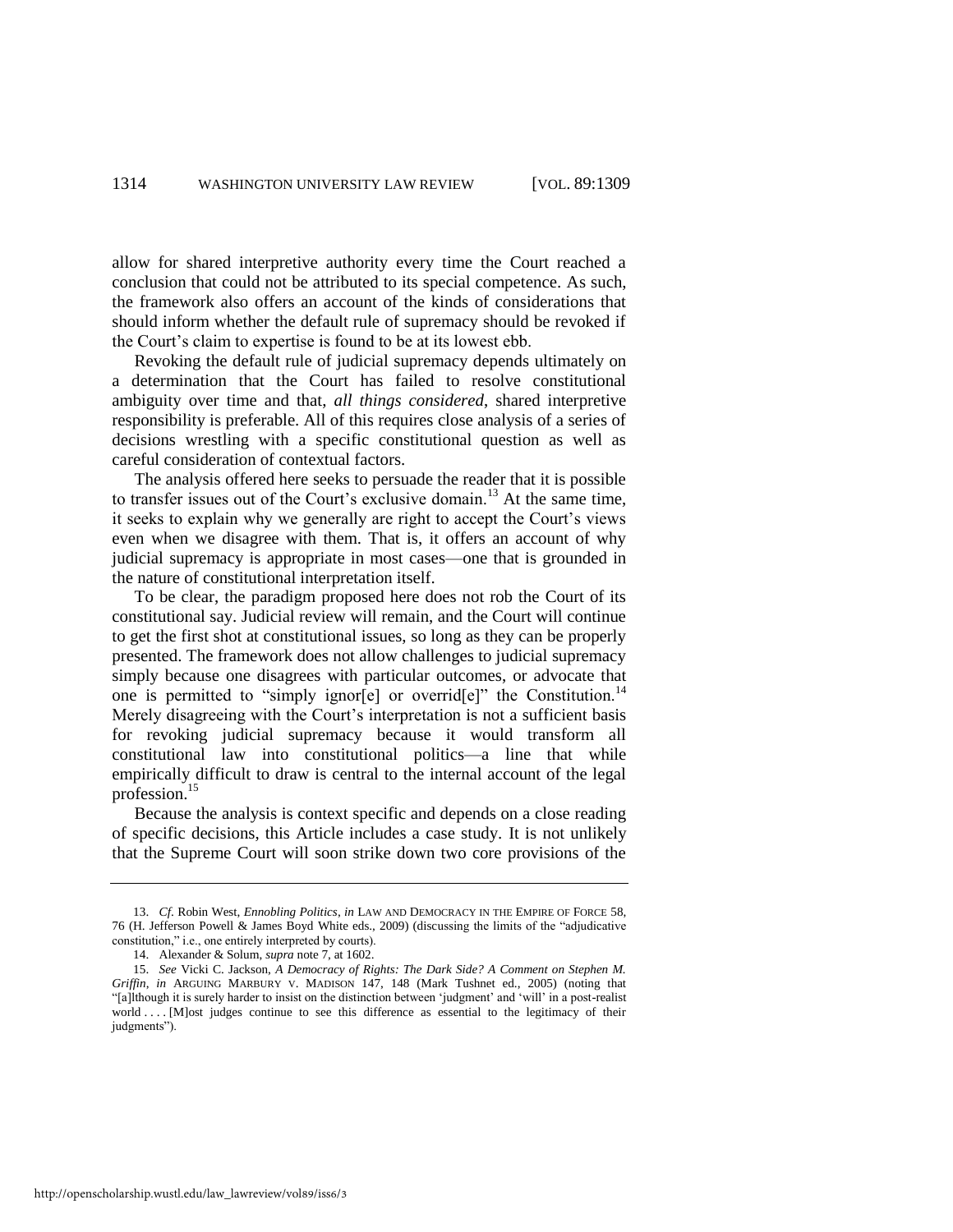allow for shared interpretive authority every time the Court reached a conclusion that could not be attributed to its special competence. As such, the framework also offers an account of the kinds of considerations that should inform whether the default rule of supremacy should be revoked if the Court's claim to expertise is found to be at its lowest ebb.

Revoking the default rule of judicial supremacy depends ultimately on a determination that the Court has failed to resolve constitutional ambiguity over time and that, *all things considered*, shared interpretive responsibility is preferable. All of this requires close analysis of a series of decisions wrestling with a specific constitutional question as well as careful consideration of contextual factors.

The analysis offered here seeks to persuade the reader that it is possible to transfer issues out of the Court's exclusive domain.[13] At the same time, it seeks to explain why we generally are right to accept the Court's views even when we disagree with them. That is, it offers an account of why judicial supremacy is appropriate in most cases—one that is grounded in the nature of constitutional interpretation itself.

To be clear, the paradigm proposed here does not rob the Court of its constitutional say. Judicial review will remain, and the Court will continue to get the first shot at constitutional issues, so long as they can be properly presented. The framework does not allow challenges to judicial supremacy simply because one disagrees with particular outcomes, or advocate that one is permitted to "simply ignor[e] or overrid[e]" the Constitution.[14] Merely disagreeing with the Court's interpretation is not a sufficient basis for revoking judicial supremacy because it would transform all constitutional law into constitutional politics—a line that while empirically difficult to draw is central to the internal account of the legal profession.[15]

Because the analysis is context specific and depends on a close reading of specific decisions, this Article includes a case study. It is not unlikely that the Supreme Court will soon strike down two core provisions of the

---

13. *Cf.* Robin West, *Ennobling Politics*, *in* LAW AND DEMOCRACY IN THE EMPIRE OF FORCE 58, 76 (H. Jefferson Powell & James Boyd White eds., 2009) (discussing the limits of the "adjudicative constitution," i.e., one entirely interpreted by courts).

14. Alexander & Solum, *supra* note 7, at 1602.

15. *See* Vicki C. Jackson, *A Democracy of Rights: The Dark Side? A Comment on Stephen M. Griffin*, *in* ARGUING MARBURY V. MADISON 147, 148 (Mark Tushnet ed., 2005) (noting that "[a]lthough it is surely harder to insist on the distinction between 'judgment' and 'will' in a post-realist world . . . . [M]ost judges continue to see this difference as essential to the legitimacy of their judgments").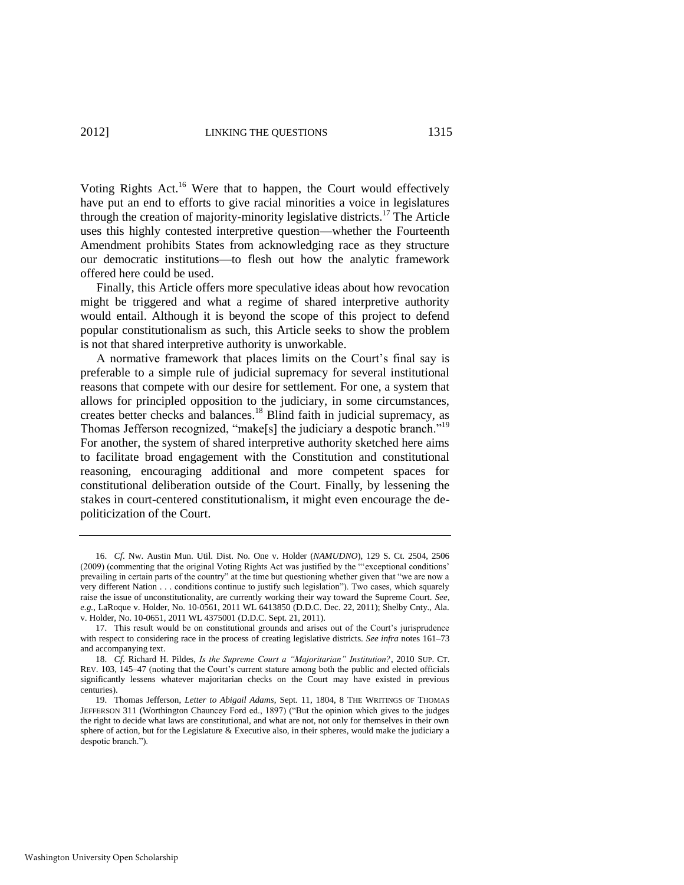Voting Rights Act.[16] Were that to happen, the Court would effectively have put an end to efforts to give racial minorities a voice in legislatures through the creation of majority-minority legislative districts.[17] The Article uses this highly contested interpretive question—whether the Fourteenth Amendment prohibits States from acknowledging race as they structure our democratic institutions—to flesh out how the analytic framework offered here could be used.

Finally, this Article offers more speculative ideas about how revocation might be triggered and what a regime of shared interpretive authority would entail. Although it is beyond the scope of this project to defend popular constitutionalism as such, this Article seeks to show the problem is not that shared interpretive authority is unworkable.

A normative framework that places limits on the Court's final say is preferable to a simple rule of judicial supremacy for several institutional reasons that compete with our desire for settlement. For one, a system that allows for principled opposition to the judiciary, in some circumstances, creates better checks and balances.[18] Blind faith in judicial supremacy, as Thomas Jefferson recognized, "make[s] the judiciary a despotic branch."[19] For another, the system of shared interpretive authority sketched here aims to facilitate broad engagement with the Constitution and constitutional reasoning, encouraging additional and more competent spaces for constitutional deliberation outside of the Court. Finally, by lessening the stakes in court-centered constitutionalism, it might even encourage the de-politicization of the Court.

---

16. *Cf.* Nw. Austin Mun. Util. Dist. No. One v. Holder (*NAMUDNO*), 129 S. Ct. 2504, 2506 (2009) (commenting that the original Voting Rights Act was justified by the "'exceptional conditions' prevailing in certain parts of the country" at the time but questioning whether given that "we are now a very different Nation . . . conditions continue to justify such legislation"). Two cases, which squarely raise the issue of unconstitutionality, are currently working their way toward the Supreme Court. *See, e.g.*, LaRoque v. Holder, No. 10-0561, 2011 WL 6413850 (D.D.C. Dec. 22, 2011); Shelby Cnty., Ala. v. Holder, No. 10-0651, 2011 WL 4375001 (D.D.C. Sept. 21, 2011).

17. This result would be on constitutional grounds and arises out of the Court's jurisprudence with respect to considering race in the process of creating legislative districts. *See infra* notes 161–73 and accompanying text.

18. *Cf.* Richard H. Pildes, *Is the Supreme Court a "Majoritarian" Institution?*, 2010 SUP. CT. REV. 103, 145–47 (noting that the Court's current stature among both the public and elected officials significantly lessens whatever majoritarian checks on the Court may have existed in previous centuries).

19. Thomas Jefferson, *Letter to Abigail Adams*, Sept. 11, 1804, 8 THE WRITINGS OF THOMAS JEFFERSON 311 (Worthington Chauncey Ford ed., 1897) ("But the opinion which gives to the judges the right to decide what laws are constitutional, and what are not, not only for themselves in their own sphere of action, but for the Legislature & Executive also, in their spheres, would make the judiciary a despotic branch.").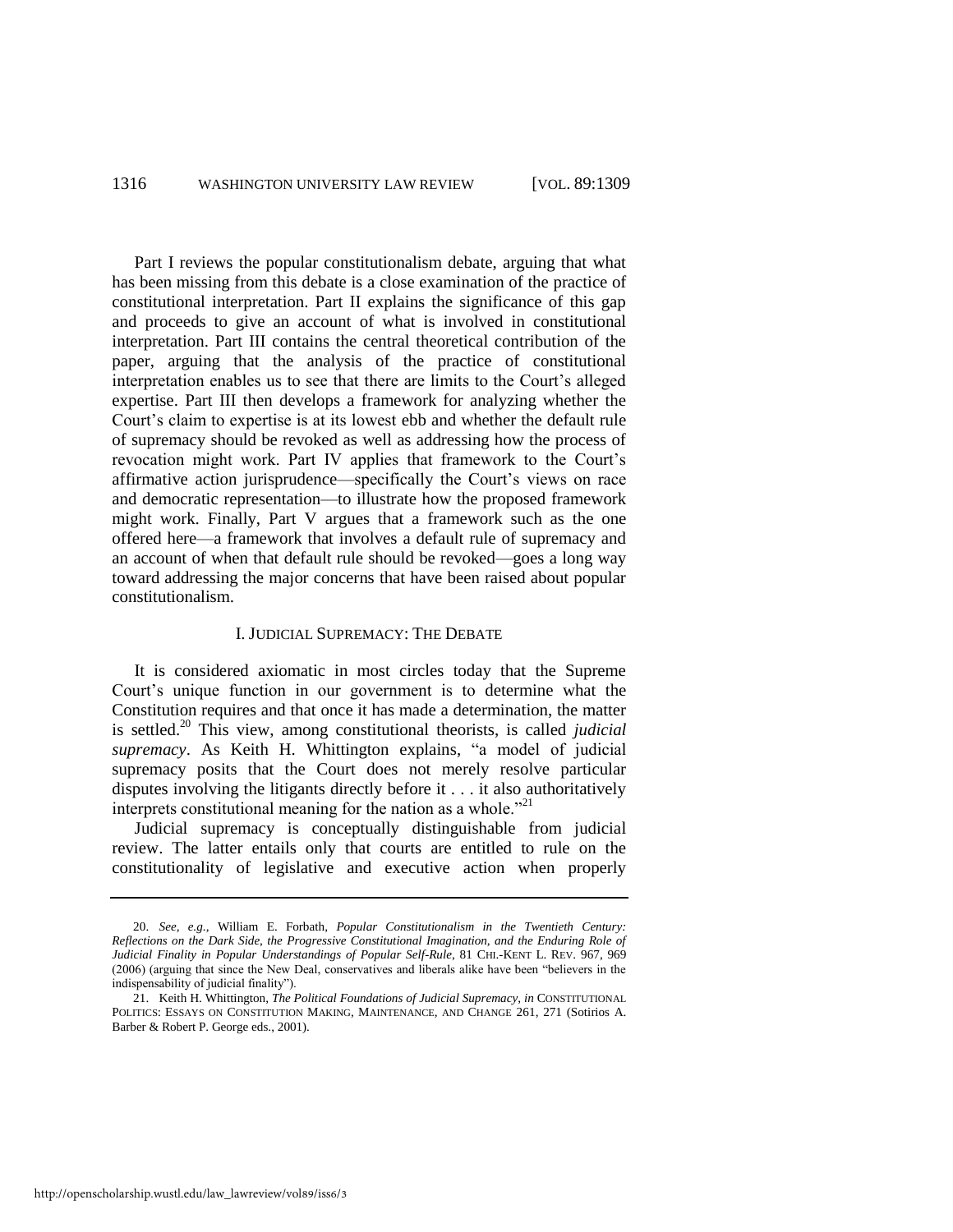Part I reviews the popular constitutionalism debate, arguing that what has been missing from this debate is a close examination of the practice of constitutional interpretation. Part II explains the significance of this gap and proceeds to give an account of what is involved in constitutional interpretation. Part III contains the central theoretical contribution of the paper, arguing that the analysis of the practice of constitutional interpretation enables us to see that there are limits to the Court's alleged expertise. Part III then develops a framework for analyzing whether the Court's claim to expertise is at its lowest ebb and whether the default rule of supremacy should be revoked as well as addressing how the process of revocation might work. Part IV applies that framework to the Court's affirmative action jurisprudence—specifically the Court's views on race and democratic representation—to illustrate how the proposed framework might work. Finally, Part V argues that a framework such as the one offered here—a framework that involves a default rule of supremacy and an account of when that default rule should be revoked—goes a long way toward addressing the major concerns that have been raised about popular constitutionalism.

## I. JUDICIAL SUPREMACY: THE DEBATE

It is considered axiomatic in most circles today that the Supreme Court's unique function in our government is to determine what the Constitution requires and that once it has made a determination, the matter is settled.[20] This view, among constitutional theorists, is called *judicial supremacy*. As Keith H. Whittington explains, "a model of judicial supremacy posits that the Court does not merely resolve particular disputes involving the litigants directly before it . . . it also authoritatively interprets constitutional meaning for the nation as a whole."[21]

Judicial supremacy is conceptually distinguishable from judicial review. The latter entails only that courts are entitled to rule on the constitutionality of legislative and executive action when properly

---

20. *See, e.g.*, William E. Forbath, *Popular Constitutionalism in the Twentieth Century: Reflections on the Dark Side, the Progressive Constitutional Imagination, and the Enduring Role of Judicial Finality in Popular Understandings of Popular Self-Rule*, 81 CHI.-KENT L. REV. 967, 969 (2006) (arguing that since the New Deal, conservatives and liberals alike have been "believers in the indispensability of judicial finality").

21. Keith H. Whittington, *The Political Foundations of Judicial Supremacy*, *in* CONSTITUTIONAL POLITICS: ESSAYS ON CONSTITUTION MAKING, MAINTENANCE, AND CHANGE 261, 271 (Sotirios A. Barber & Robert P. George eds., 2001).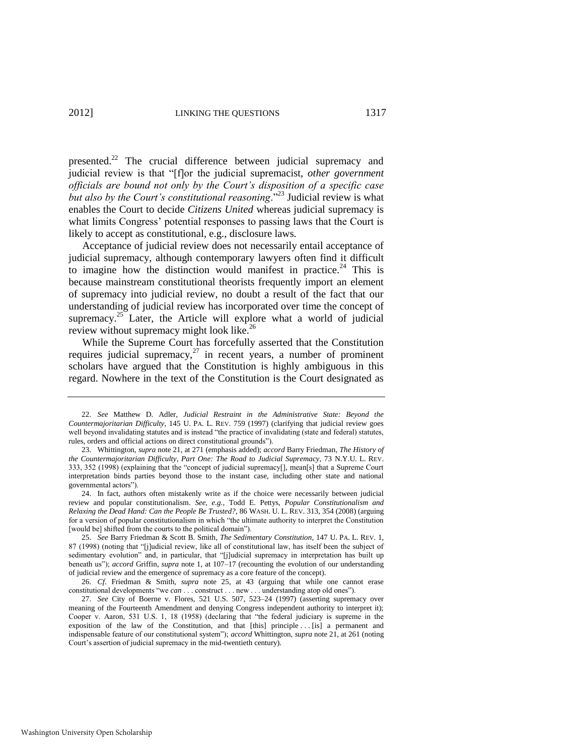presented.[22] The crucial difference between judicial supremacy and judicial review is that "[f]or the judicial supremacist, *other government officials are bound not only by the Court's disposition of a specific case but also by the Court's constitutional reasoning*."[23] Judicial review is what enables the Court to decide *Citizens United* whereas judicial supremacy is what limits Congress' potential responses to passing laws that the Court is likely to accept as constitutional, e.g., disclosure laws.

Acceptance of judicial review does not necessarily entail acceptance of judicial supremacy, although contemporary lawyers often find it difficult to imagine how the distinction would manifest in practice.[24] This is because mainstream constitutional theorists frequently import an element of supremacy into judicial review, no doubt a result of the fact that our understanding of judicial review has incorporated over time the concept of supremacy.[25] Later, the Article will explore what a world of judicial review without supremacy might look like.[26]

While the Supreme Court has forcefully asserted that the Constitution requires judicial supremacy,[27] in recent years, a number of prominent scholars have argued that the Constitution is highly ambiguous in this regard. Nowhere in the text of the Constitution is the Court designated as

---

22. *See* Matthew D. Adler, *Judicial Restraint in the Administrative State: Beyond the Countermajoritarian Difficulty*, 145 U. PA. L. REV. 759 (1997) (clarifying that judicial review goes well beyond invalidating statutes and is instead "the practice of invalidating (state and federal) statutes, rules, orders and official actions on direct constitutional grounds").

23. Whittington, *supra* note 21, at 271 (emphasis added); *accord* Barry Friedman, *The History of the Countermajoritarian Difficulty, Part One: The Road to Judicial Supremacy*, 73 N.Y.U. L. REV. 333, 352 (1998) (explaining that the "concept of judicial supremacy[], mean[s] that a Supreme Court interpretation binds parties beyond those to the instant case, including other state and national governmental actors").

24. In fact, authors often mistakenly write as if the choice were necessarily between judicial review and popular constitutionalism. *See, e.g.*, Todd E. Pettys, *Popular Constitutionalism and Relaxing the Dead Hand: Can the People Be Trusted?*, 86 WASH. U. L. REV. 313, 354 (2008) (arguing for a version of popular constitutionalism in which "the ultimate authority to interpret the Constitution [would be] shifted from the courts to the political domain").

25. *See* Barry Friedman & Scott B. Smith, *The Sedimentary Constitution*, 147 U. PA. L. REV. 1, 87 (1998) (noting that "[j]udicial review, like all of constitutional law, has itself been the subject of sedimentary evolution" and, in particular, that "[j]udicial supremacy in interpretation has built up beneath us"); *accord* Griffin, *supra* note 1, at 107–17 (recounting the evolution of our understanding of judicial review and the emergence of supremacy as a core feature of the concept).

26. *Cf.* Friedman & Smith, *supra* note 25, at 43 (arguing that while one cannot erase constitutional developments "we *can* . . . construct . . . new . . . understanding atop old ones").

27. *See* City of Boerne v. Flores, 521 U.S. 507, 523–24 (1997) (asserting supremacy over meaning of the Fourteenth Amendment and denying Congress independent authority to interpret it); Cooper v. Aaron, 531 U.S. 1, 18 (1958) (declaring that "the federal judiciary is supreme in the exposition of the law of the Constitution, and that [this] principle . . . [is] a permanent and indispensable feature of our constitutional system"); *accord* Whittington, *supra* note 21, at 261 (noting Court's assertion of judicial supremacy in the mid-twentieth century).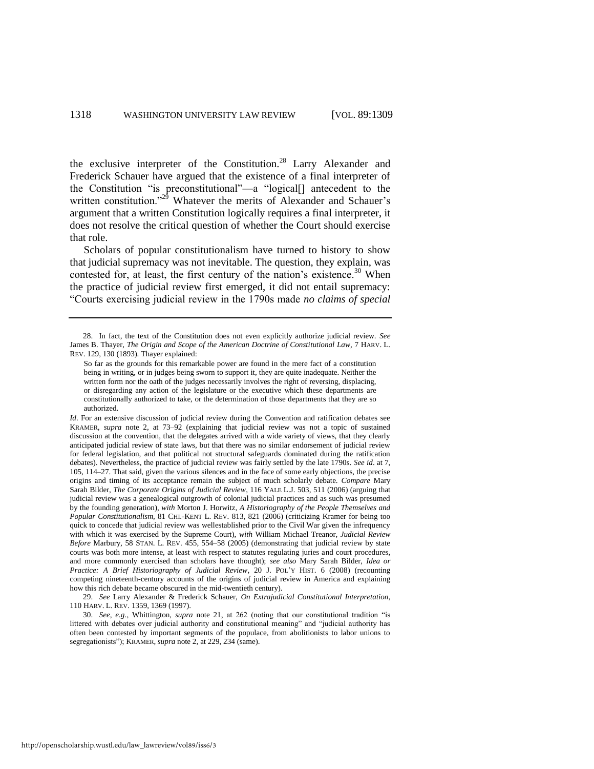the exclusive interpreter of the Constitution.[28] Larry Alexander and Frederick Schauer have argued that the existence of a final interpreter of the Constitution "is preconstitutional"—a "logical[] antecedent to the written constitution."[29] Whatever the merits of Alexander and Schauer's argument that a written Constitution logically requires a final interpreter, it does not resolve the critical question of whether the Court should exercise that role.

Scholars of popular constitutionalism have turned to history to show that judicial supremacy was not inevitable. The question, they explain, was contested for, at least, the first century of the nation's existence.[30] When the practice of judicial review first emerged, it did not entail supremacy: "Courts exercising judicial review in the 1790s made *no claims of special*

---

28. In fact, the text of the Constitution does not even explicitly authorize judicial review. *See* James B. Thayer, *The Origin and Scope of the American Doctrine of Constitutional Law*, 7 HARV. L. REV. 129, 130 (1893). Thayer explained:

> So far as the grounds for this remarkable power are found in the mere fact of a constitution being in writing, or in judges being sworn to support it, they are quite inadequate. Neither the written form nor the oath of the judges necessarily involves the right of reversing, displacing, or disregarding any action of the legislature or the executive which these departments are constitutionally authorized to take, or the determination of those departments that they are so authorized.

*Id*. For an extensive discussion of judicial review during the Convention and ratification debates see KRAMER, *supra* note 2, at 73–92 (explaining that judicial review was not a topic of sustained discussion at the convention, that the delegates arrived with a wide variety of views, that they clearly anticipated judicial review of state laws, but that there was no similar endorsement of judicial review for federal legislation, and that political not structural safeguards dominated during the ratification debates). Nevertheless, the practice of judicial review was fairly settled by the late 1790s. *See id*. at 7, 105, 114–27. That said, given the various silences and in the face of some early objections, the precise origins and timing of its acceptance remain the subject of much scholarly debate. *Compare* Mary Sarah Bilder, *The Corporate Origins of Judicial Review*, 116 YALE L.J. 503, 511 (2006) (arguing that judicial review was a genealogical outgrowth of colonial judicial practices and as such was presumed by the founding generation), *with* Morton J. Horwitz, *A Historiography of the People Themselves and Popular Constitutionalism*, 81 CHI.-KENT L. REV. 813, 821 (2006) (criticizing Kramer for being too quick to concede that judicial review was wellestablished prior to the Civil War given the infrequency with which it was exercised by the Supreme Court), *with* William Michael Treanor, *Judicial Review Before* Marbury, 58 STAN. L. REV. 455, 554–58 (2005) (demonstrating that judicial review by state courts was both more intense, at least with respect to statutes regulating juries and court procedures, and more commonly exercised than scholars have thought); *see also* Mary Sarah Bilder, *Idea or Practice: A Brief Historiography of Judicial Review*, 20 J. POL'Y HIST. 6 (2008) (recounting competing nineteenth-century accounts of the origins of judicial review in America and explaining how this rich debate became obscured in the mid-twentieth century).

29. *See* Larry Alexander & Frederick Schauer, *On Extrajudicial Constitutional Interpretation*, 110 HARV. L. REV. 1359, 1369 (1997).

30. *See, e.g.*, Whittington, *supra* note 21, at 262 (noting that our constitutional tradition "is littered with debates over judicial authority and constitutional meaning" and "judicial authority has often been contested by important segments of the populace, from abolitionists to labor unions to segregationists"); KRAMER, *supra* note 2, at 229, 234 (same).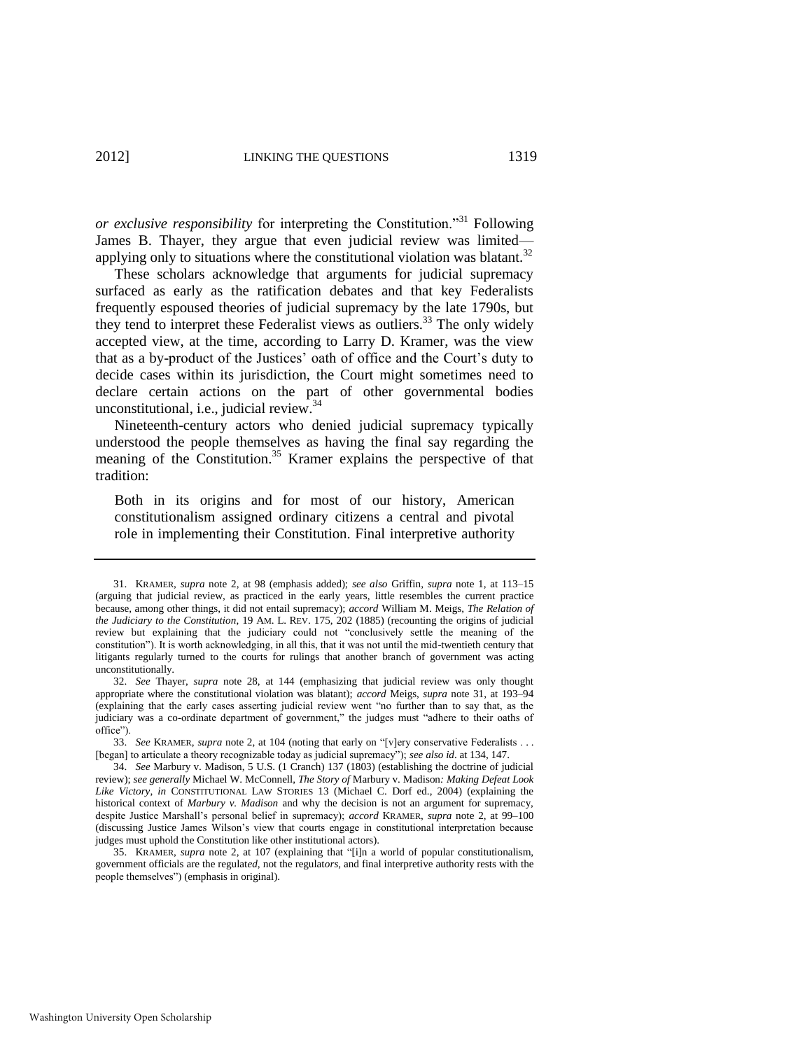*or exclusive responsibility* for interpreting the Constitution."[31] Following James B. Thayer, they argue that even judicial review was limited—applying only to situations where the constitutional violation was blatant.[32]

These scholars acknowledge that arguments for judicial supremacy surfaced as early as the ratification debates and that key Federalists frequently espoused theories of judicial supremacy by the late 1790s, but they tend to interpret these Federalist views as outliers.[33] The only widely accepted view, at the time, according to Larry D. Kramer, was the view that as a by-product of the Justices' oath of office and the Court's duty to decide cases within its jurisdiction, the Court might sometimes need to declare certain actions on the part of other governmental bodies unconstitutional, i.e., judicial review.[34]

Nineteenth-century actors who denied judicial supremacy typically understood the people themselves as having the final say regarding the meaning of the Constitution.[35] Kramer explains the perspective of that tradition:

> Both in its origins and for most of our history, American constitutionalism assigned ordinary citizens a central and pivotal role in implementing their Constitution. Final interpretive authority

---

31. KRAMER, *supra* note 2, at 98 (emphasis added); *see also* Griffin, *supra* note 1, at 113–15 (arguing that judicial review, as practiced in the early years, little resembles the current practice because, among other things, it did not entail supremacy); *accord* William M. Meigs, *The Relation of the Judiciary to the Constitution*, 19 AM. L. REV. 175, 202 (1885) (recounting the origins of judicial review but explaining that the judiciary could not "conclusively settle the meaning of the constitution"). It is worth acknowledging, in all this, that it was not until the mid-twentieth century that litigants regularly turned to the courts for rulings that another branch of government was acting unconstitutionally.

32. *See* Thayer, *supra* note 28, at 144 (emphasizing that judicial review was only thought appropriate where the constitutional violation was blatant); *accord* Meigs, *supra* note 31, at 193–94 (explaining that the early cases asserting judicial review went "no further than to say that, as the judiciary was a co-ordinate department of government," the judges must "adhere to their oaths of office").

33. *See* KRAMER, *supra* note 2, at 104 (noting that early on "[v]ery conservative Federalists . . . [began] to articulate a theory recognizable today as judicial supremacy"); *see also id*. at 134, 147.

34. *See* Marbury v. Madison, 5 U.S. (1 Cranch) 137 (1803) (establishing the doctrine of judicial review); *see generally* Michael W. McConnell, *The Story of* Marbury v. Madison*: Making Defeat Look Like Victory*, *in* CONSTITUTIONAL LAW STORIES 13 (Michael C. Dorf ed., 2004) (explaining the historical context of *Marbury v. Madison* and why the decision is not an argument for supremacy, despite Justice Marshall's personal belief in supremacy); *accord* KRAMER, *supra* note 2, at 99–100 (discussing Justice James Wilson's view that courts engage in constitutional interpretation because judges must uphold the Constitution like other institutional actors).

35. KRAMER, *supra* note 2, at 107 (explaining that "[i]n a world of popular constitutionalism, government officials are the regulat*ed*, not the regulat*ors*, and final interpretive authority rests with the people themselves") (emphasis in original).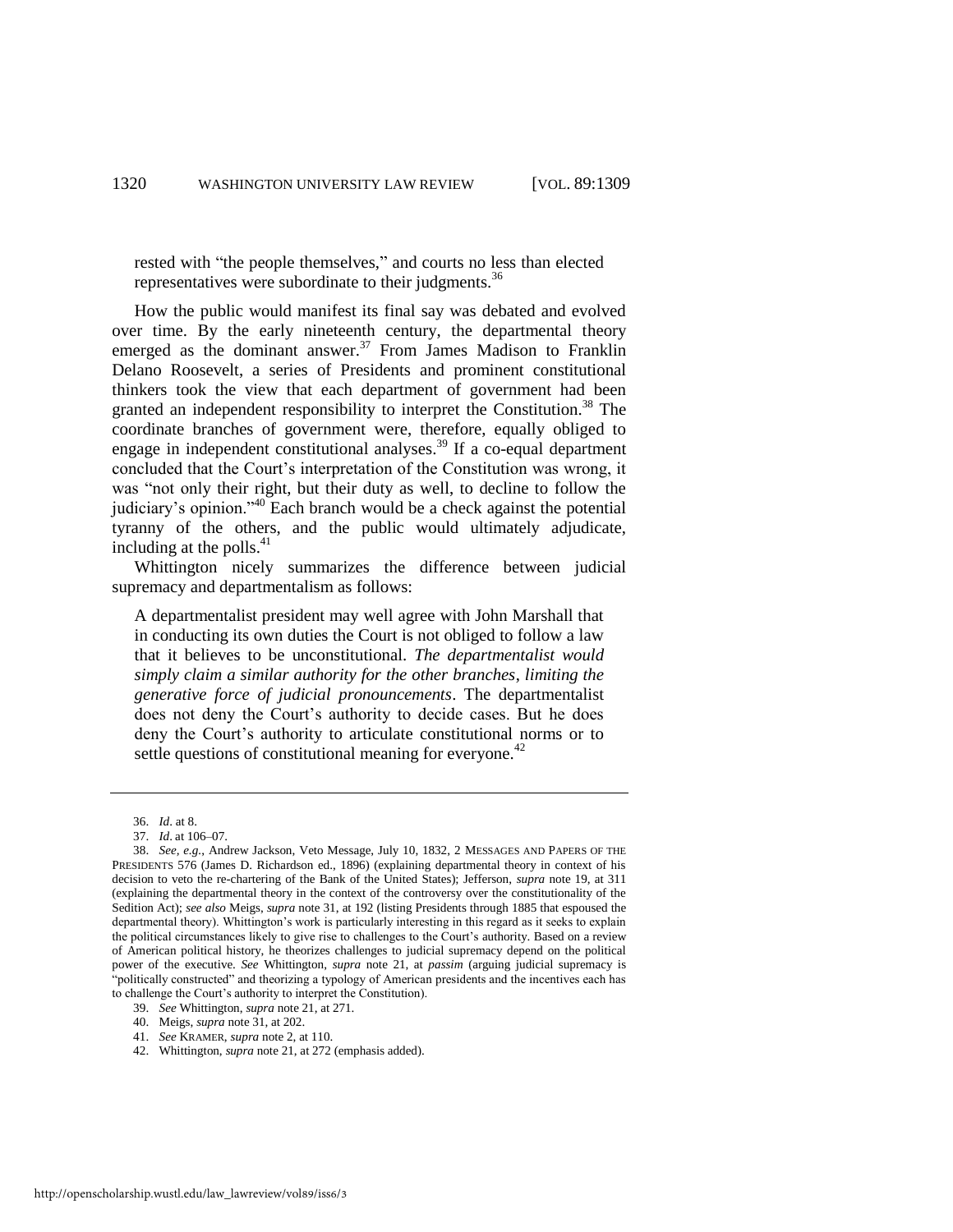rested with "the people themselves," and courts no less than elected representatives were subordinate to their judgments.[36]

How the public would manifest its final say was debated and evolved over time. By the early nineteenth century, the departmental theory emerged as the dominant answer.[37] From James Madison to Franklin Delano Roosevelt, a series of Presidents and prominent constitutional thinkers took the view that each department of government had been granted an independent responsibility to interpret the Constitution.[38] The coordinate branches of government were, therefore, equally obliged to engage in independent constitutional analyses.[39] If a co-equal department concluded that the Court's interpretation of the Constitution was wrong, it was "not only their right, but their duty as well, to decline to follow the judiciary's opinion."[40] Each branch would be a check against the potential tyranny of the others, and the public would ultimately adjudicate, including at the polls.[41]

Whittington nicely summarizes the difference between judicial supremacy and departmentalism as follows:

> A departmentalist president may well agree with John Marshall that in conducting its own duties the Court is not obliged to follow a law that it believes to be unconstitutional. *The departmentalist would simply claim a similar authority for the other branches, limiting the generative force of judicial pronouncements*. The departmentalist does not deny the Court's authority to decide cases. But he does deny the Court's authority to articulate constitutional norms or to settle questions of constitutional meaning for everyone.[42]

---

36. *Id*. at 8.

37. *Id*. at 106–07.

38. *See, e.g.*, Andrew Jackson, Veto Message, July 10, 1832, 2 MESSAGES AND PAPERS OF THE PRESIDENTS 576 (James D. Richardson ed., 1896) (explaining departmental theory in context of his decision to veto the re-chartering of the Bank of the United States); Jefferson, *supra* note 19, at 311 (explaining the departmental theory in the context of the controversy over the constitutionality of the Sedition Act); *see also* Meigs, *supra* note 31, at 192 (listing Presidents through 1885 that espoused the departmental theory). Whittington's work is particularly interesting in this regard as it seeks to explain the political circumstances likely to give rise to challenges to the Court's authority. Based on a review of American political history, he theorizes challenges to judicial supremacy depend on the political power of the executive. *See* Whittington, *supra* note 21, at *passim* (arguing judicial supremacy is "politically constructed" and theorizing a typology of American presidents and the incentives each has to challenge the Court's authority to interpret the Constitution).

39. *See* Whittington, *supra* note 21, at 271.

40. Meigs, *supra* note 31, at 202.

41. *See* KRAMER, *supra* note 2, at 110.

42. Whittington, *supra* note 21, at 272 (emphasis added).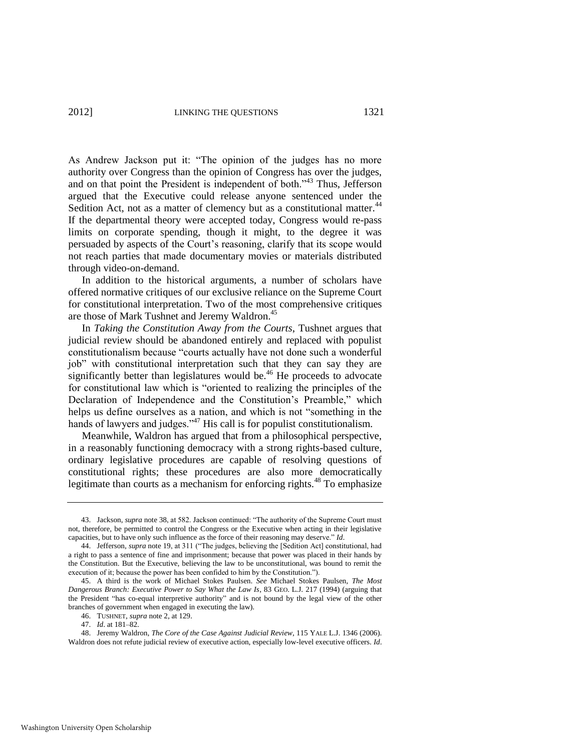As Andrew Jackson put it: "The opinion of the judges has no more authority over Congress than the opinion of Congress has over the judges, and on that point the President is independent of both."[43] Thus, Jefferson argued that the Executive could release anyone sentenced under the Sedition Act, not as a matter of clemency but as a constitutional matter.[44] If the departmental theory were accepted today, Congress would re-pass limits on corporate spending, though it might, to the degree it was persuaded by aspects of the Court's reasoning, clarify that its scope would not reach parties that made documentary movies or materials distributed through video-on-demand.

In addition to the historical arguments, a number of scholars have offered normative critiques of our exclusive reliance on the Supreme Court for constitutional interpretation. Two of the most comprehensive critiques are those of Mark Tushnet and Jeremy Waldron.[45]

In *Taking the Constitution Away from the Courts*, Tushnet argues that judicial review should be abandoned entirely and replaced with populist constitutionalism because "courts actually have not done such a wonderful job" with constitutional interpretation such that they can say they are significantly better than legislatures would be.[46] He proceeds to advocate for constitutional law which is "oriented to realizing the principles of the Declaration of Independence and the Constitution's Preamble," which helps us define ourselves as a nation, and which is not "something in the hands of lawyers and judges."[47] His call is for populist constitutionalism.

Meanwhile, Waldron has argued that from a philosophical perspective, in a reasonably functioning democracy with a strong rights-based culture, ordinary legislative procedures are capable of resolving questions of constitutional rights; these procedures are also more democratically legitimate than courts as a mechanism for enforcing rights.[48] To emphasize

---

43. Jackson, *supra* note 38, at 582. Jackson continued: "The authority of the Supreme Court must not, therefore, be permitted to control the Congress or the Executive when acting in their legislative capacities, but to have only such influence as the force of their reasoning may deserve." *Id*.

44. Jefferson, *supra* note 19, at 311 ("The judges, believing the [Sedition Act] constitutional, had a right to pass a sentence of fine and imprisonment; because that power was placed in their hands by the Constitution. But the Executive, believing the law to be unconstitutional, was bound to remit the execution of it; because the power has been confided to him by the Constitution.").

45. A third is the work of Michael Stokes Paulsen. *See* Michael Stokes Paulsen, *The Most Dangerous Branch: Executive Power to Say What the Law Is*, 83 GEO. L.J. 217 (1994) (arguing that the President "has co-equal interpretive authority" and is not bound by the legal view of the other branches of government when engaged in executing the law).

46. TUSHNET, *supra* note 2, at 129.

47. *Id*. at 181–82.

48. Jeremy Waldron, *The Core of the Case Against Judicial Review*, 115 YALE L.J. 1346 (2006). Waldron does not refute judicial review of executive action, especially low-level executive officers. *Id*.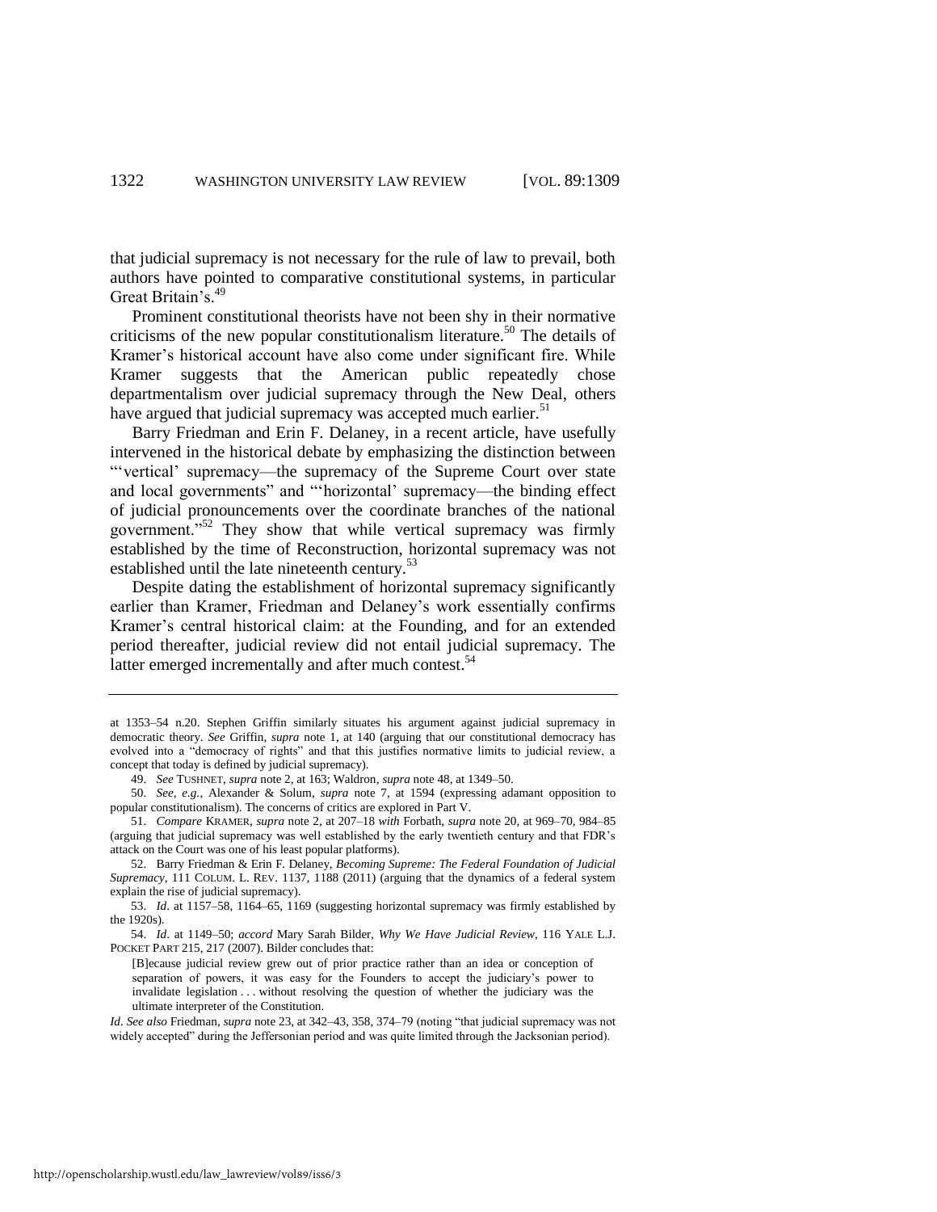that judicial supremacy is not necessary for the rule of law to prevail, both authors have pointed to comparative constitutional systems, in particular Great Britain's.[49]

Prominent constitutional theorists have not been shy in their normative criticisms of the new popular constitutionalism literature.[50] The details of Kramer's historical account have also come under significant fire. While Kramer suggests that the American public repeatedly chose departmentalism over judicial supremacy through the New Deal, others have argued that judicial supremacy was accepted much earlier.[51]

Barry Friedman and Erin F. Delaney, in a recent article, have usefully intervened in the historical debate by emphasizing the distinction between "'vertical' supremacy—the supremacy of the Supreme Court over state and local governments" and "'horizontal' supremacy—the binding effect of judicial pronouncements over the coordinate branches of the national government."[52] They show that while vertical supremacy was firmly established by the time of Reconstruction, horizontal supremacy was not established until the late nineteenth century.[53]

Despite dating the establishment of horizontal supremacy significantly earlier than Kramer, Friedman and Delaney's work essentially confirms Kramer's central historical claim: at the Founding, and for an extended period thereafter, judicial review did not entail judicial supremacy. The latter emerged incrementally and after much contest.[54]

---

at 1353–54 n.20. Stephen Griffin similarly situates his argument against judicial supremacy in democratic theory. *See* Griffin, *supra* note 1, at 140 (arguing that our constitutional democracy has evolved into a "democracy of rights" and that this justifies normative limits to judicial review, a concept that today is defined by judicial supremacy).

49. *See* TUSHNET, *supra* note 2, at 163; Waldron, *supra* note 48, at 1349–50.

50. *See, e.g.*, Alexander & Solum, *supra* note 7, at 1594 (expressing adamant opposition to popular constitutionalism). The concerns of critics are explored in Part V.

51. *Compare* KRAMER, *supra* note 2, at 207–18 *with* Forbath, *supra* note 20, at 969–70, 984–85 (arguing that judicial supremacy was well established by the early twentieth century and that FDR's attack on the Court was one of his least popular platforms).

52. Barry Friedman & Erin F. Delaney, *Becoming Supreme: The Federal Foundation of Judicial Supremacy*, 111 COLUM. L. REV. 1137, 1188 (2011) (arguing that the dynamics of a federal system explain the rise of judicial supremacy).

53. *Id*. at 1157–58, 1164–65, 1169 (suggesting horizontal supremacy was firmly established by the 1920s).

54. *Id*. at 1149–50; *accord* Mary Sarah Bilder, *Why We Have Judicial Review*, 116 YALE L.J. POCKET PART 215, 217 (2007). Bilder concludes that:

> [B]ecause judicial review grew out of prior practice rather than an idea or conception of separation of powers, it was easy for the Founders to accept the judiciary's power to invalidate legislation . . . without resolving the question of whether the judiciary was the ultimate interpreter of the Constitution.

*Id*. *See also* Friedman, *supra* note 23, at 342–43, 358, 374–79 (noting "that judicial supremacy was not widely accepted" during the Jeffersonian period and was quite limited through the Jacksonian period).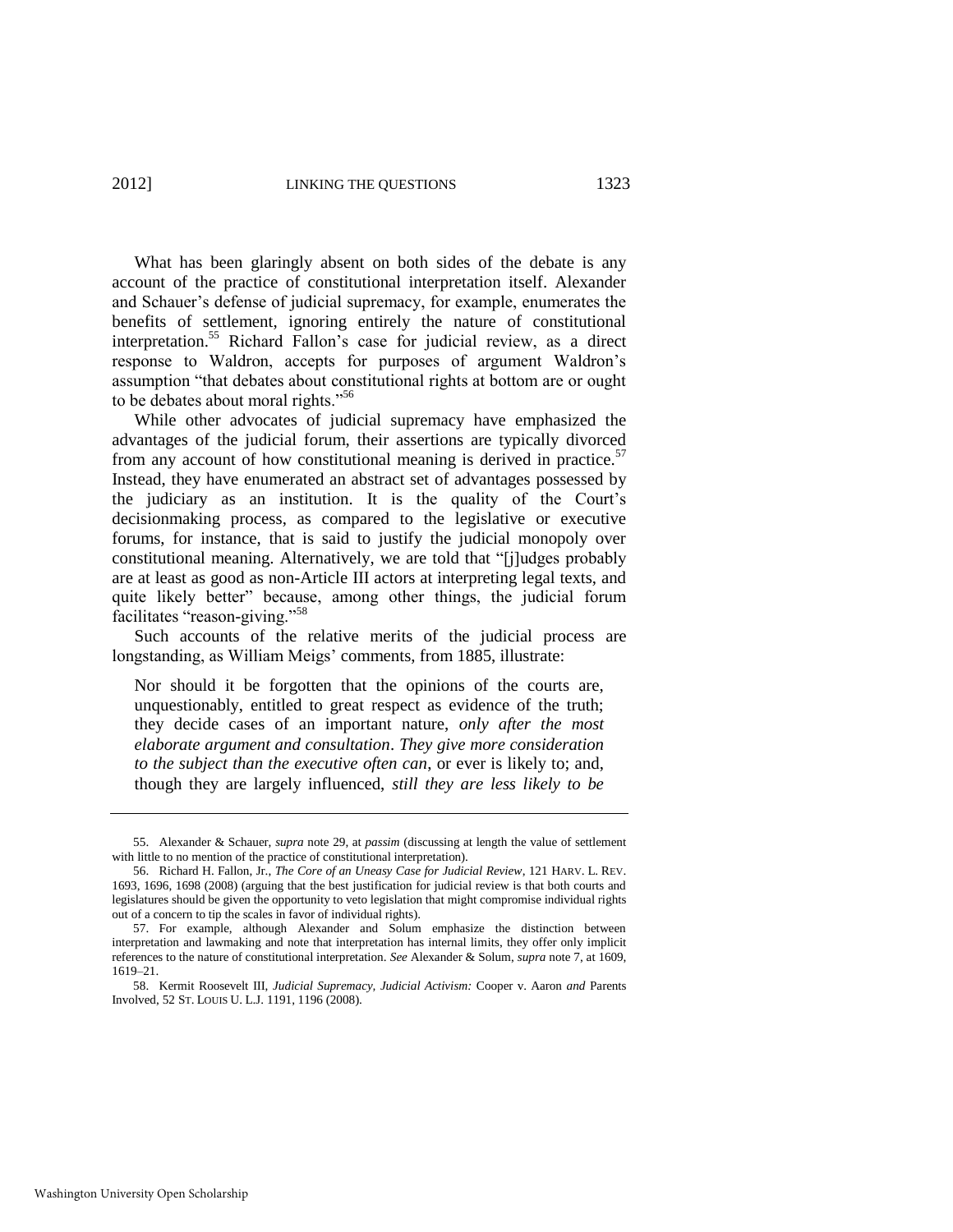What has been glaringly absent on both sides of the debate is any account of the practice of constitutional interpretation itself. Alexander and Schauer's defense of judicial supremacy, for example, enumerates the benefits of settlement, ignoring entirely the nature of constitutional interpretation.[55] Richard Fallon's case for judicial review, as a direct response to Waldron, accepts for purposes of argument Waldron's assumption "that debates about constitutional rights at bottom are or ought to be debates about moral rights."[56]

While other advocates of judicial supremacy have emphasized the advantages of the judicial forum, their assertions are typically divorced from any account of how constitutional meaning is derived in practice.[57] Instead, they have enumerated an abstract set of advantages possessed by the judiciary as an institution. It is the quality of the Court's decisionmaking process, as compared to the legislative or executive forums, for instance, that is said to justify the judicial monopoly over constitutional meaning. Alternatively, we are told that "[j]udges probably are at least as good as non-Article III actors at interpreting legal texts, and quite likely better" because, among other things, the judicial forum facilitates "reason-giving."[58]

Such accounts of the relative merits of the judicial process are longstanding, as William Meigs' comments, from 1885, illustrate:

> Nor should it be forgotten that the opinions of the courts are, unquestionably, entitled to great respect as evidence of the truth; they decide cases of an important nature, *only after the most elaborate argument and consultation*. *They give more consideration to the subject than the executive often can*, or ever is likely to; and, though they are largely influenced, *still they are less likely to be*

---

55. Alexander & Schauer, *supra* note 29, at *passim* (discussing at length the value of settlement with little to no mention of the practice of constitutional interpretation).

56. Richard H. Fallon, Jr., *The Core of an Uneasy Case for Judicial Review*, 121 HARV. L. REV. 1693, 1696, 1698 (2008) (arguing that the best justification for judicial review is that both courts and legislatures should be given the opportunity to veto legislation that might compromise individual rights out of a concern to tip the scales in favor of individual rights).

57. For example, although Alexander and Solum emphasize the distinction between interpretation and lawmaking and note that interpretation has internal limits, they offer only implicit references to the nature of constitutional interpretation. *See* Alexander & Solum, *supra* note 7, at 1609, 1619–21.

58. Kermit Roosevelt III, *Judicial Supremacy, Judicial Activism:* Cooper v. Aaron *and* Parents Involved, 52 ST. LOUIS U. L.J. 1191, 1196 (2008).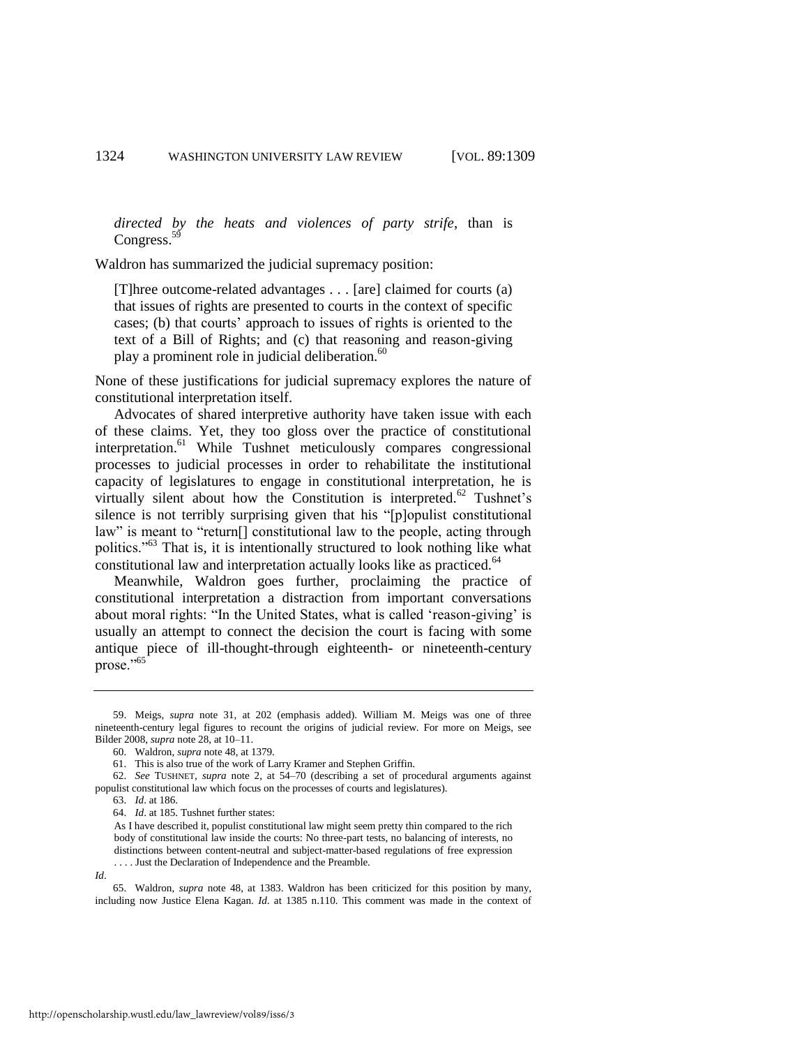> *directed by the heats and violences of party strife*, than is Congress.[59]

Waldron has summarized the judicial supremacy position:

> [T]hree outcome-related advantages . . . [are] claimed for courts (a) that issues of rights are presented to courts in the context of specific cases; (b) that courts' approach to issues of rights is oriented to the text of a Bill of Rights; and (c) that reasoning and reason-giving play a prominent role in judicial deliberation.[60]

None of these justifications for judicial supremacy explores the nature of constitutional interpretation itself.

Advocates of shared interpretive authority have taken issue with each of these claims. Yet, they too gloss over the practice of constitutional interpretation.[61] While Tushnet meticulously compares congressional processes to judicial processes in order to rehabilitate the institutional capacity of legislatures to engage in constitutional interpretation, he is virtually silent about how the Constitution is interpreted.[62] Tushnet's silence is not terribly surprising given that his "[p]opulist constitutional law" is meant to "return[] constitutional law to the people, acting through politics."[63] That is, it is intentionally structured to look nothing like what constitutional law and interpretation actually looks like as practiced.[64]

Meanwhile, Waldron goes further, proclaiming the practice of constitutional interpretation a distraction from important conversations about moral rights: "In the United States, what is called 'reason-giving' is usually an attempt to connect the decision the court is facing with some antique piece of ill-thought-through eighteenth- or nineteenth-century prose."[65]

---

59. Meigs, *supra* note 31, at 202 (emphasis added). William M. Meigs was one of three nineteenth-century legal figures to recount the origins of judicial review. For more on Meigs, see Bilder 2008, *supra* note 28, at 10–11.

60. Waldron, *supra* note 48, at 1379.

61. This is also true of the work of Larry Kramer and Stephen Griffin.

62. *See* TUSHNET, *supra* note 2, at 54–70 (describing a set of procedural arguments against populist constitutional law which focus on the processes of courts and legislatures).

63. *Id*. at 186.

64. *Id*. at 185. Tushnet further states:

> As I have described it, populist constitutional law might seem pretty thin compared to the rich body of constitutional law inside the courts: No three-part tests, no balancing of interests, no distinctions between content-neutral and subject-matter-based regulations of free expression . . . . Just the Declaration of Independence and the Preamble.

*Id*.

65. Waldron, *supra* note 48, at 1383. Waldron has been criticized for this position by many, including now Justice Elena Kagan. *Id*. at 1385 n.110. This comment was made in the context of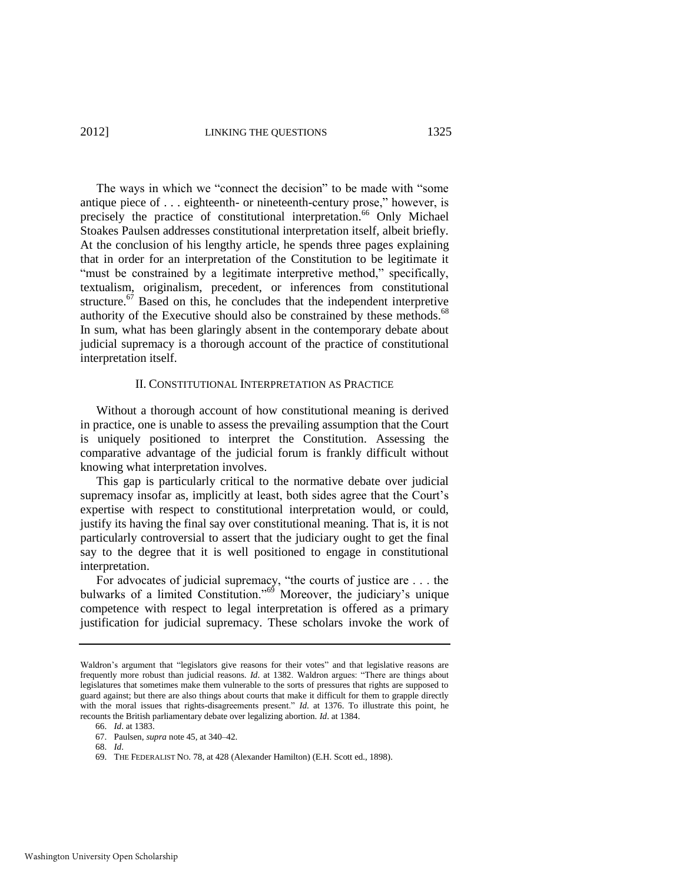The ways in which we "connect the decision" to be made with "some antique piece of . . . eighteenth- or nineteenth-century prose," however, is precisely the practice of constitutional interpretation.[66] Only Michael Stoakes Paulsen addresses constitutional interpretation itself, albeit briefly. At the conclusion of his lengthy article, he spends three pages explaining that in order for an interpretation of the Constitution to be legitimate it "must be constrained by a legitimate interpretive method," specifically, textualism, originalism, precedent, or inferences from constitutional structure.[67] Based on this, he concludes that the independent interpretive authority of the Executive should also be constrained by these methods.[68] In sum, what has been glaringly absent in the contemporary debate about judicial supremacy is a thorough account of the practice of constitutional interpretation itself.

## II. CONSTITUTIONAL INTERPRETATION AS PRACTICE

Without a thorough account of how constitutional meaning is derived in practice, one is unable to assess the prevailing assumption that the Court is uniquely positioned to interpret the Constitution. Assessing the comparative advantage of the judicial forum is frankly difficult without knowing what interpretation involves.

This gap is particularly critical to the normative debate over judicial supremacy insofar as, implicitly at least, both sides agree that the Court's expertise with respect to constitutional interpretation would, or could, justify its having the final say over constitutional meaning. That is, it is not particularly controversial to assert that the judiciary ought to get the final say to the degree that it is well positioned to engage in constitutional interpretation.

For advocates of judicial supremacy, "the courts of justice are . . . the bulwarks of a limited Constitution."[69] Moreover, the judiciary's unique competence with respect to legal interpretation is offered as a primary justification for judicial supremacy. These scholars invoke the work of

---

Waldron's argument that "legislators give reasons for their votes" and that legislative reasons are frequently more robust than judicial reasons. *Id*. at 1382. Waldron argues: "There are things about legislatures that sometimes make them vulnerable to the sorts of pressures that rights are supposed to guard against; but there are also things about courts that make it difficult for them to grapple directly with the moral issues that rights-disagreements present." *Id.* at 1376. To illustrate this point, he recounts the British parliamentary debate over legalizing abortion. *Id*. at 1384.

66. *Id*. at 1383.

67. Paulsen, *supra* note 45, at 340–42.

68. *Id*.

69. THE FEDERALIST NO. 78, at 428 (Alexander Hamilton) (E.H. Scott ed., 1898).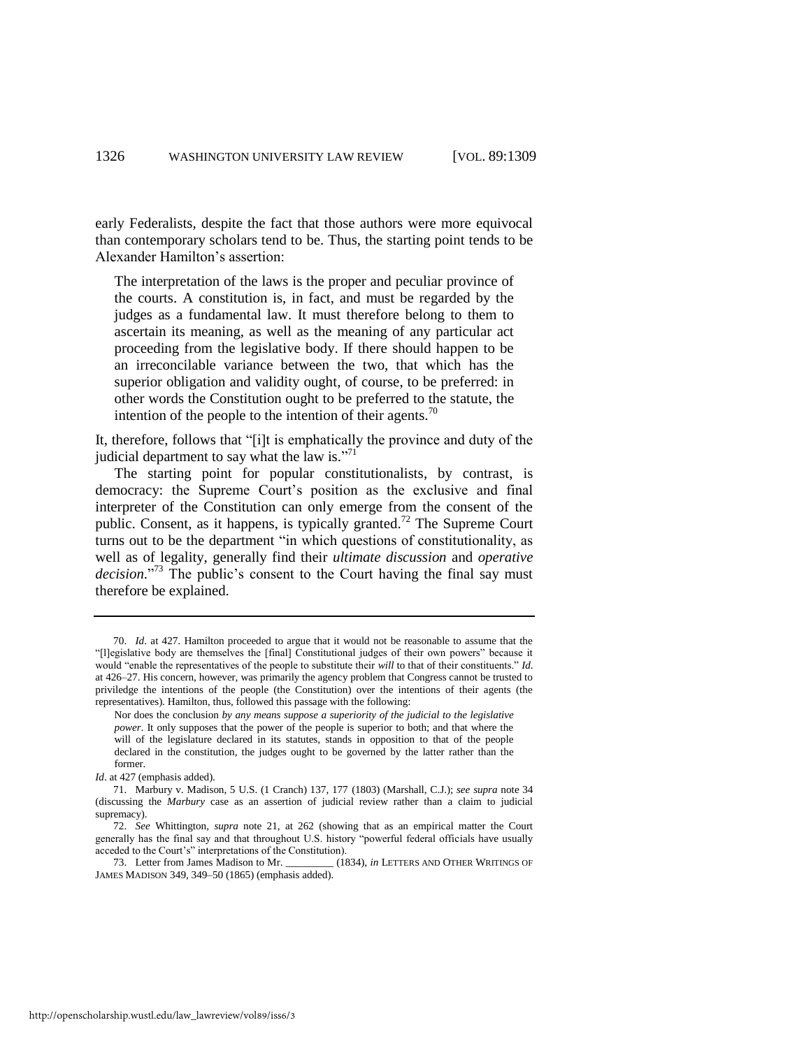early Federalists, despite the fact that those authors were more equivocal than contemporary scholars tend to be. Thus, the starting point tends to be Alexander Hamilton's assertion:

> The interpretation of the laws is the proper and peculiar province of the courts. A constitution is, in fact, and must be regarded by the judges as a fundamental law. It must therefore belong to them to ascertain its meaning, as well as the meaning of any particular act proceeding from the legislative body. If there should happen to be an irreconcilable variance between the two, that which has the superior obligation and validity ought, of course, to be preferred: in other words the Constitution ought to be preferred to the statute, the intention of the people to the intention of their agents.[70]

It, therefore, follows that "[i]t is emphatically the province and duty of the judicial department to say what the law is."[71]

The starting point for popular constitutionalists, by contrast, is democracy: the Supreme Court's position as the exclusive and final interpreter of the Constitution can only emerge from the consent of the public. Consent, as it happens, is typically granted.[72] The Supreme Court turns out to be the department "in which questions of constitutionality, as well as of legality, generally find their *ultimate discussion* and *operative decision*."[73] The public's consent to the Court having the final say must therefore be explained.

---

70. *Id*. at 427. Hamilton proceeded to argue that it would not be reasonable to assume that the "[l]egislative body are themselves the [final] Constitutional judges of their own powers" because it would "enable the representatives of the people to substitute their *will* to that of their constituents." *Id*. at 426–27. His concern, however, was primarily the agency problem that Congress cannot be trusted to priviledge the intentions of the people (the Constitution) over the intentions of their agents (the representatives). Hamilton, thus, followed this passage with the following:

> Nor does the conclusion *by any means suppose a superiority of the judicial to the legislative power*. It only supposes that the power of the people is superior to both; and that where the will of the legislature declared in its statutes, stands in opposition to that of the people declared in the constitution, the judges ought to be governed by the latter rather than the former.

*Id*. at 427 (emphasis added).

71. Marbury v. Madison, 5 U.S. (1 Cranch) 137, 177 (1803) (Marshall, C.J.); *see supra* note 34 (discussing the *Marbury* case as an assertion of judicial review rather than a claim to judicial supremacy).

72. *See* Whittington, *supra* note 21, at 262 (showing that as an empirical matter the Court generally has the final say and that throughout U.S. history "powerful federal officials have usually acceded to the Court's" interpretations of the Constitution).

73. Letter from James Madison to Mr. _________ (1834), *in* LETTERS AND OTHER WRITINGS OF JAMES MADISON 349, 349–50 (1865) (emphasis added).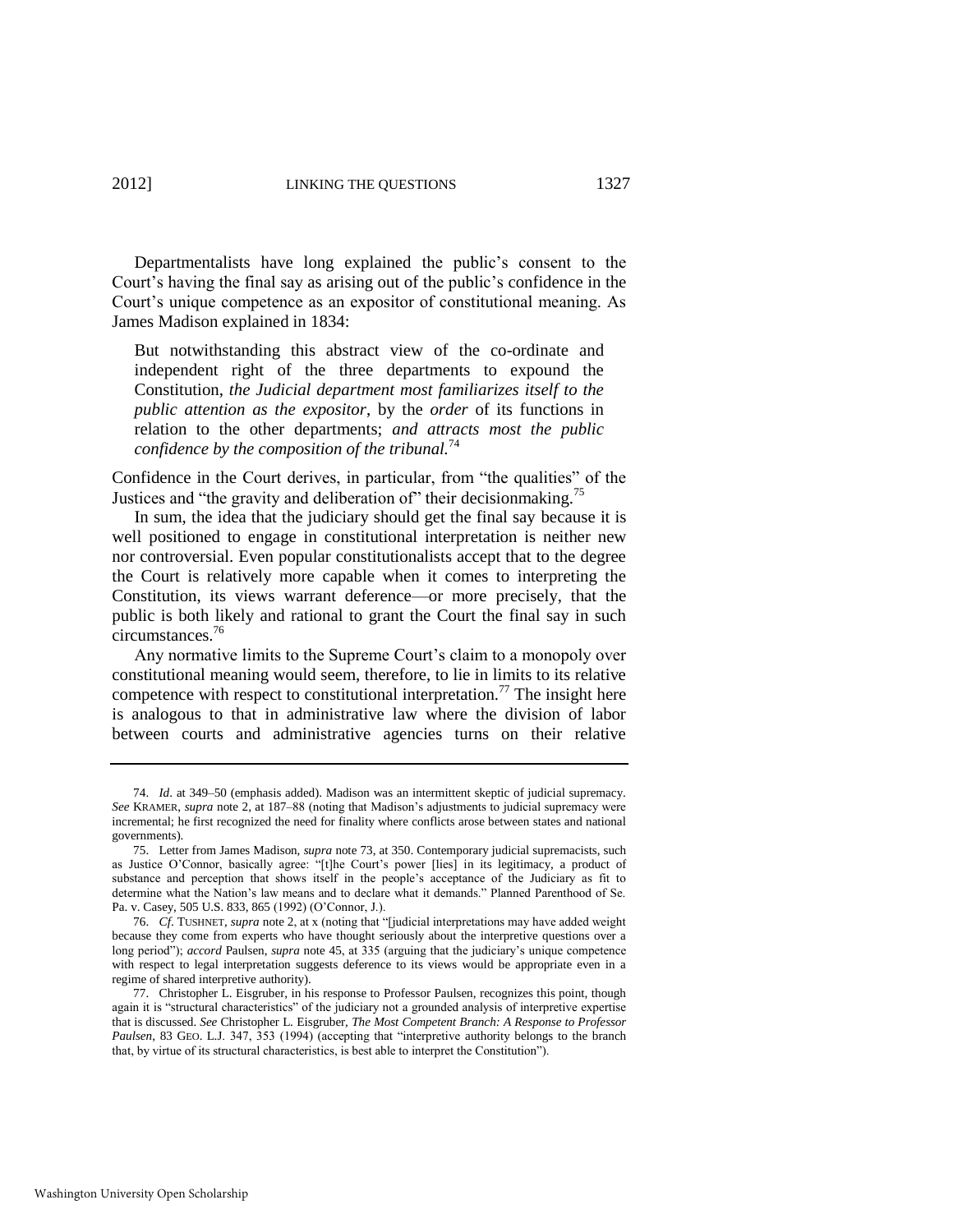Departmentalists have long explained the public's consent to the Court's having the final say as arising out of the public's confidence in the Court's unique competence as an expositor of constitutional meaning. As James Madison explained in 1834:

> But notwithstanding this abstract view of the co-ordinate and independent right of the three departments to expound the Constitution, *the Judicial department most familiarizes itself to the public attention as the expositor*, by the *order* of its functions in relation to the other departments; *and attracts most the public confidence by the composition of the tribunal.*[74]

Confidence in the Court derives, in particular, from "the qualities" of the Justices and "the gravity and deliberation of" their decisionmaking.[75]

In sum, the idea that the judiciary should get the final say because it is well positioned to engage in constitutional interpretation is neither new nor controversial. Even popular constitutionalists accept that to the degree the Court is relatively more capable when it comes to interpreting the Constitution, its views warrant deference—or more precisely, that the public is both likely and rational to grant the Court the final say in such circumstances.[76]

Any normative limits to the Supreme Court's claim to a monopoly over constitutional meaning would seem, therefore, to lie in limits to its relative competence with respect to constitutional interpretation.[77] The insight here is analogous to that in administrative law where the division of labor between courts and administrative agencies turns on their relative

---

74. *Id.* at 349–50 (emphasis added). Madison was an intermittent skeptic of judicial supremacy. *See* KRAMER, *supra* note 2, at 187–88 (noting that Madison's adjustments to judicial supremacy were incremental; he first recognized the need for finality where conflicts arose between states and national governments).

75. Letter from James Madison, *supra* note 73, at 350. Contemporary judicial supremacists, such as Justice O'Connor, basically agree: "[t]he Court's power [lies] in its legitimacy, a product of substance and perception that shows itself in the people's acceptance of the Judiciary as fit to determine what the Nation's law means and to declare what it demands." Planned Parenthood of Se. Pa. v. Casey, 505 U.S. 833, 865 (1992) (O'Connor, J.).

76. *Cf.* TUSHNET, *supra* note 2, at x (noting that "[judicial interpretations may have added weight because they come from experts who have thought seriously about the interpretive questions over a long period"); *accord* Paulsen, *supra* note 45, at 335 (arguing that the judiciary's unique competence with respect to legal interpretation suggests deference to its views would be appropriate even in a regime of shared interpretive authority).

77. Christopher L. Eisgruber, in his response to Professor Paulsen, recognizes this point, though again it is "structural characteristics" of the judiciary not a grounded analysis of interpretive expertise that is discussed. *See* Christopher L. Eisgruber, *The Most Competent Branch: A Response to Professor Paulsen*, 83 GEO. L.J. 347, 353 (1994) (accepting that "interpretive authority belongs to the branch that, by virtue of its structural characteristics, is best able to interpret the Constitution").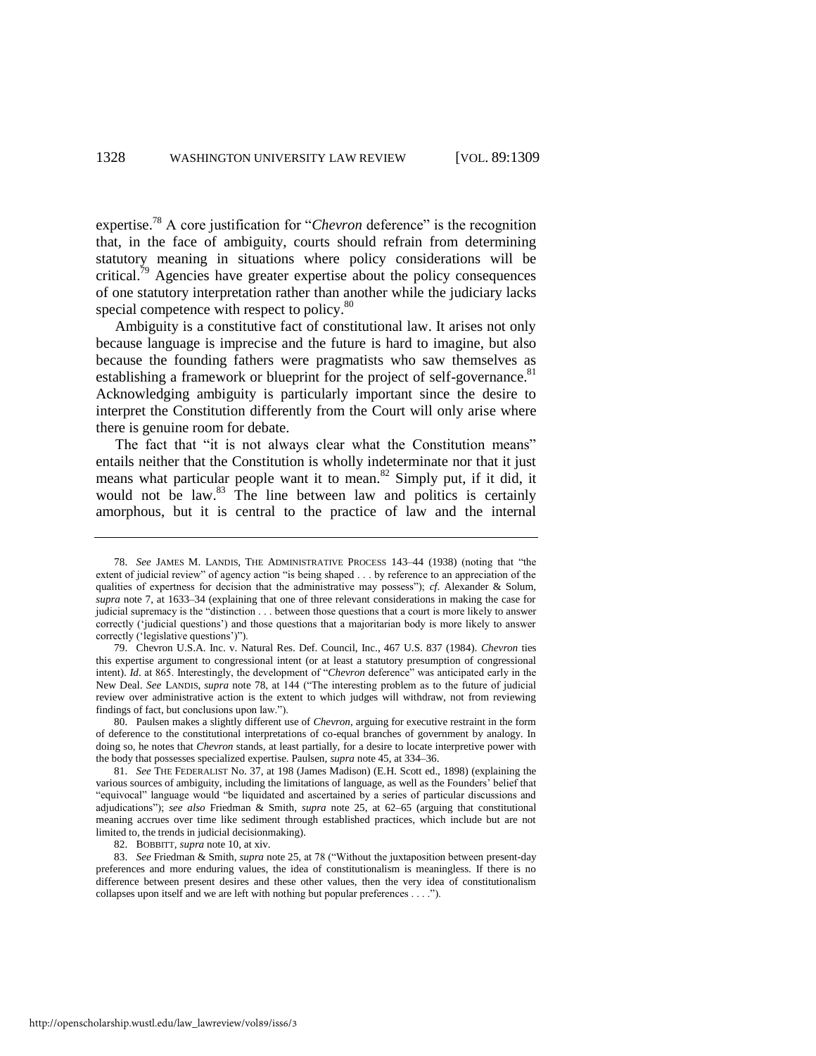expertise.[78] A core justification for "*Chevron* deference" is the recognition that, in the face of ambiguity, courts should refrain from determining statutory meaning in situations where policy considerations will be critical.[79] Agencies have greater expertise about the policy consequences of one statutory interpretation rather than another while the judiciary lacks special competence with respect to policy.[80]

Ambiguity is a constitutive fact of constitutional law. It arises not only because language is imprecise and the future is hard to imagine, but also because the founding fathers were pragmatists who saw themselves as establishing a framework or blueprint for the project of self-governance.[81] Acknowledging ambiguity is particularly important since the desire to interpret the Constitution differently from the Court will only arise where there is genuine room for debate.

The fact that "it is not always clear what the Constitution means" entails neither that the Constitution is wholly indeterminate nor that it just means what particular people want it to mean.[82] Simply put, if it did, it would not be law.[83] The line between law and politics is certainly amorphous, but it is central to the practice of law and the internal

---

78. *See* JAMES M. LANDIS, THE ADMINISTRATIVE PROCESS 143–44 (1938) (noting that "the extent of judicial review" of agency action "is being shaped . . . by reference to an appreciation of the qualities of expertness for decision that the administrative may possess"); *cf*. Alexander & Solum, *supra* note 7, at 1633–34 (explaining that one of three relevant considerations in making the case for judicial supremacy is the "distinction . . . between those questions that a court is more likely to answer correctly ('judicial questions') and those questions that a majoritarian body is more likely to answer correctly ('legislative questions')").

79. Chevron U.S.A. Inc. v. Natural Res. Def. Council, Inc., 467 U.S. 837 (1984). *Chevron* ties this expertise argument to congressional intent (or at least a statutory presumption of congressional intent). *Id*. at 865. Interestingly, the development of "*Chevron* deference" was anticipated early in the New Deal. *See* LANDIS, *supra* note 78, at 144 ("The interesting problem as to the future of judicial review over administrative action is the extent to which judges will withdraw, not from reviewing findings of fact, but conclusions upon law.").

80. Paulsen makes a slightly different use of *Chevron*, arguing for executive restraint in the form of deference to the constitutional interpretations of co-equal branches of government by analogy. In doing so, he notes that *Chevron* stands, at least partially, for a desire to locate interpretive power with the body that possesses specialized expertise. Paulsen, *supra* note 45, at 334–36.

81. *See* THE FEDERALIST No. 37, at 198 (James Madison) (E.H. Scott ed., 1898) (explaining the various sources of ambiguity, including the limitations of language, as well as the Founders' belief that "equivocal" language would "be liquidated and ascertained by a series of particular discussions and adjudications"); *see also* Friedman & Smith, *supra* note 25, at 62–65 (arguing that constitutional meaning accrues over time like sediment through established practices, which include but are not limited to, the trends in judicial decisionmaking).

82. BOBBITT, *supra* note 10, at xiv.

83. *See* Friedman & Smith, *supra* note 25, at 78 ("Without the juxtaposition between present-day preferences and more enduring values, the idea of constitutionalism is meaningless. If there is no difference between present desires and these other values, then the very idea of constitutionalism collapses upon itself and we are left with nothing but popular preferences . . . .").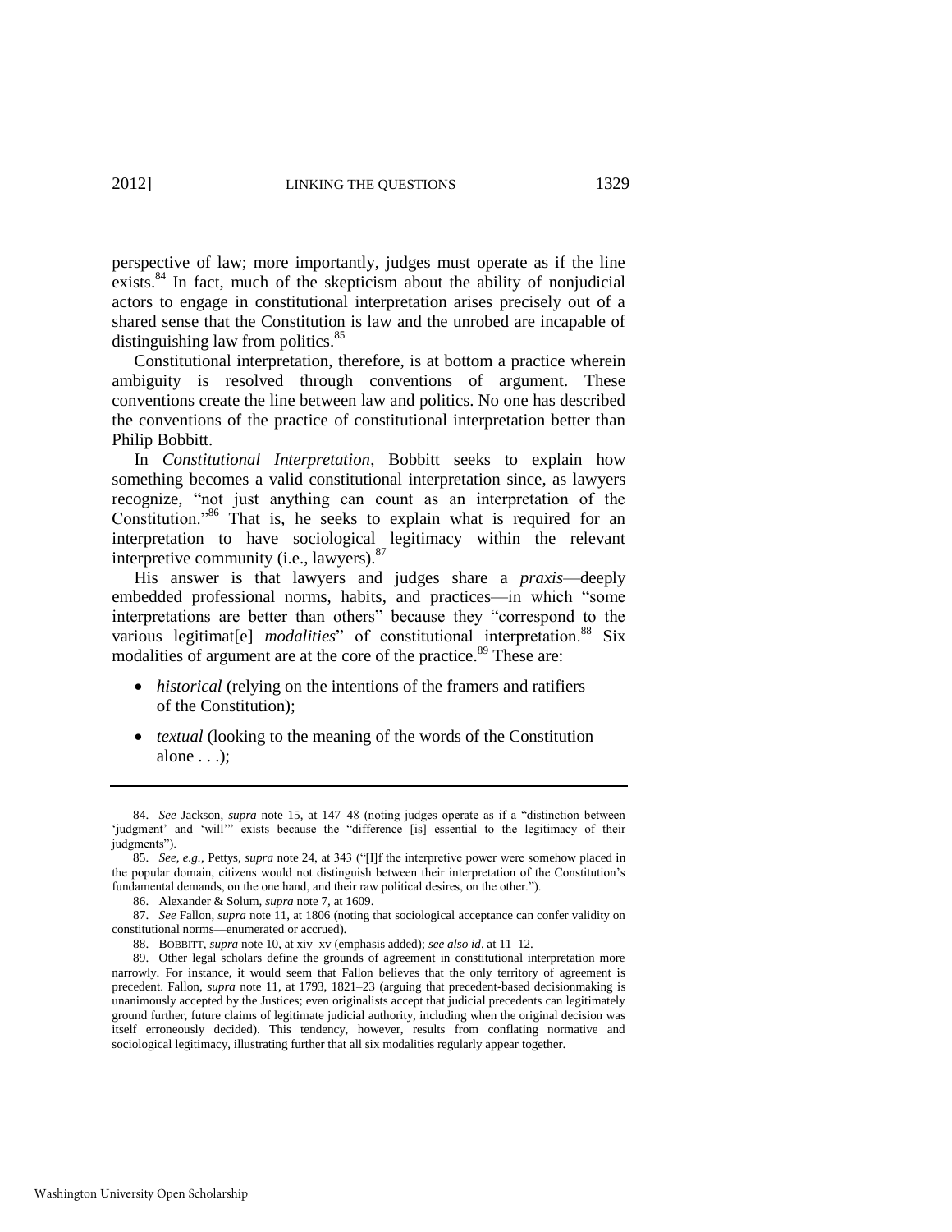perspective of law; more importantly, judges must operate as if the line exists.[84] In fact, much of the skepticism about the ability of nonjudicial actors to engage in constitutional interpretation arises precisely out of a shared sense that the Constitution is law and the unrobed are incapable of distinguishing law from politics.[85]

Constitutional interpretation, therefore, is at bottom a practice wherein ambiguity is resolved through conventions of argument. These conventions create the line between law and politics. No one has described the conventions of the practice of constitutional interpretation better than Philip Bobbitt.

In *Constitutional Interpretation*, Bobbitt seeks to explain how something becomes a valid constitutional interpretation since, as lawyers recognize, "not just anything can count as an interpretation of the Constitution."[86] That is, he seeks to explain what is required for an interpretation to have sociological legitimacy within the relevant interpretive community (i.e., lawyers).[87]

His answer is that lawyers and judges share a *praxis*—deeply embedded professional norms, habits, and practices—in which "some interpretations are better than others" because they "correspond to the various legitimat[e] *modalities*" of constitutional interpretation.[88] Six modalities of argument are at the core of the practice.[89] These are:

- *historical* (relying on the intentions of the framers and ratifiers of the Constitution);
- *textual* (looking to the meaning of the words of the Constitution alone . . .);

---

84. *See* Jackson, *supra* note 15, at 147–48 (noting judges operate as if a "distinction between 'judgment' and 'will'" exists because the "difference [is] essential to the legitimacy of their judgments").

85. *See, e.g.*, Pettys, *supra* note 24, at 343 ("[I]f the interpretive power were somehow placed in the popular domain, citizens would not distinguish between their interpretation of the Constitution's fundamental demands, on the one hand, and their raw political desires, on the other.").

86. Alexander & Solum, *supra* note 7, at 1609.

87. *See* Fallon, *supra* note 11, at 1806 (noting that sociological acceptance can confer validity on constitutional norms—enumerated or accrued).

88. BOBBITT, *supra* note 10, at xiv–xv (emphasis added); *see also id*. at 11–12.

89. Other legal scholars define the grounds of agreement in constitutional interpretation more narrowly. For instance, it would seem that Fallon believes that the only territory of agreement is precedent. Fallon, *supra* note 11, at 1793, 1821–23 (arguing that precedent-based decisionmaking is unanimously accepted by the Justices; even originalists accept that judicial precedents can legitimately ground further, future claims of legitimate judicial authority, including when the original decision was itself erroneously decided). This tendency, however, results from conflating normative and sociological legitimacy, illustrating further that all six modalities regularly appear together.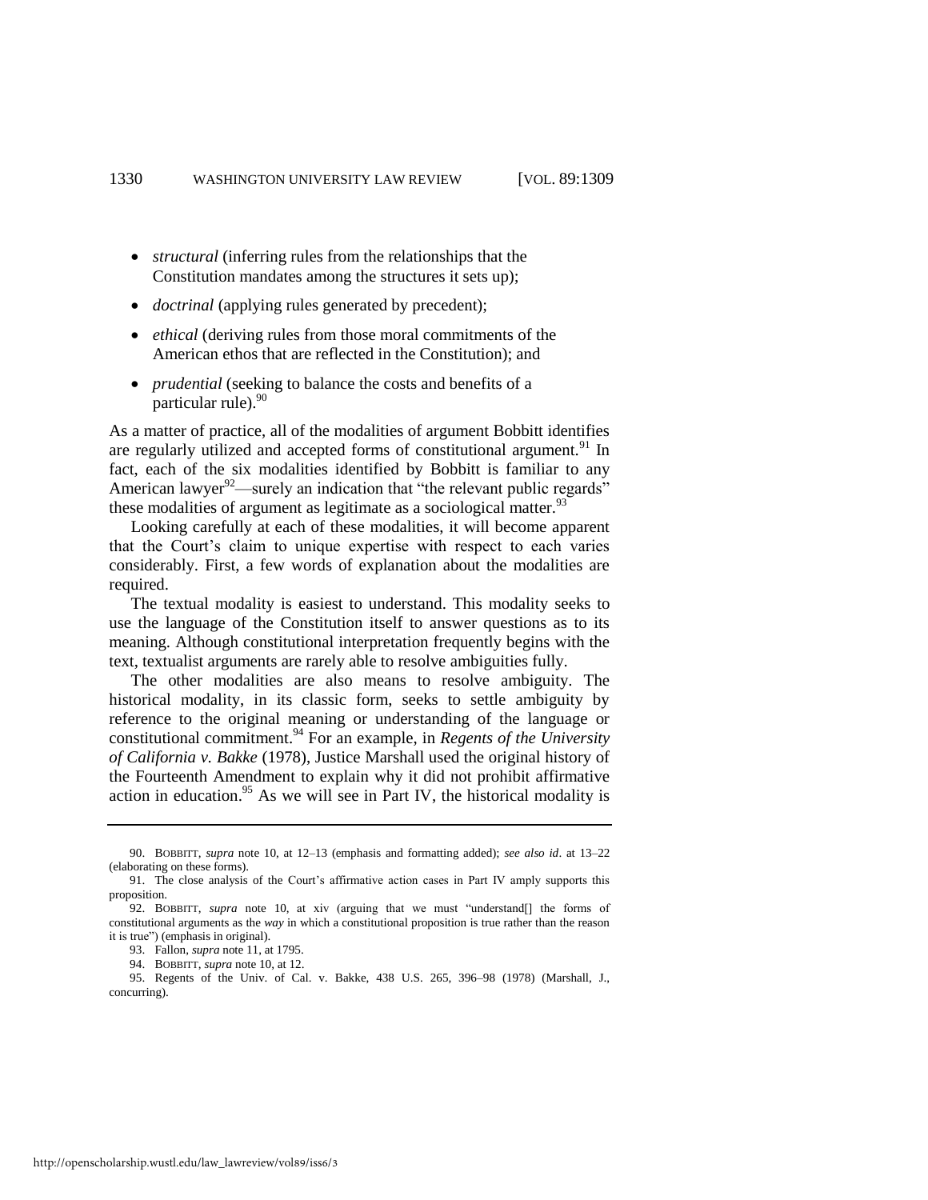- *structural* (inferring rules from the relationships that the Constitution mandates among the structures it sets up);
- *doctrinal* (applying rules generated by precedent);
- *ethical* (deriving rules from those moral commitments of the American ethos that are reflected in the Constitution); and
- *prudential* (seeking to balance the costs and benefits of a particular rule).[90]

As a matter of practice, all of the modalities of argument Bobbitt identifies are regularly utilized and accepted forms of constitutional argument.[91] In fact, each of the six modalities identified by Bobbitt is familiar to any American lawyer[92]—surely an indication that "the relevant public regards" these modalities of argument as legitimate as a sociological matter.[93]

Looking carefully at each of these modalities, it will become apparent that the Court's claim to unique expertise with respect to each varies considerably. First, a few words of explanation about the modalities are required.

The textual modality is easiest to understand. This modality seeks to use the language of the Constitution itself to answer questions as to its meaning. Although constitutional interpretation frequently begins with the text, textualist arguments are rarely able to resolve ambiguities fully.

The other modalities are also means to resolve ambiguity. The historical modality, in its classic form, seeks to settle ambiguity by reference to the original meaning or understanding of the language or constitutional commitment.[94] For an example, in *Regents of the University of California v. Bakke* (1978), Justice Marshall used the original history of the Fourteenth Amendment to explain why it did not prohibit affirmative action in education.[95] As we will see in Part IV, the historical modality is

---

90. BOBBITT, *supra* note 10, at 12–13 (emphasis and formatting added); *see also id*. at 13–22 (elaborating on these forms).

91. The close analysis of the Court's affirmative action cases in Part IV amply supports this proposition.

92. BOBBITT, *supra* note 10, at xiv (arguing that we must "understand[] the forms of constitutional arguments as the *way* in which a constitutional proposition is true rather than the reason it is true") (emphasis in original).

93. Fallon, *supra* note 11, at 1795.

94. BOBBITT, *supra* note 10, at 12.

95. Regents of the Univ. of Cal. v. Bakke, 438 U.S. 265, 396–98 (1978) (Marshall, J., concurring).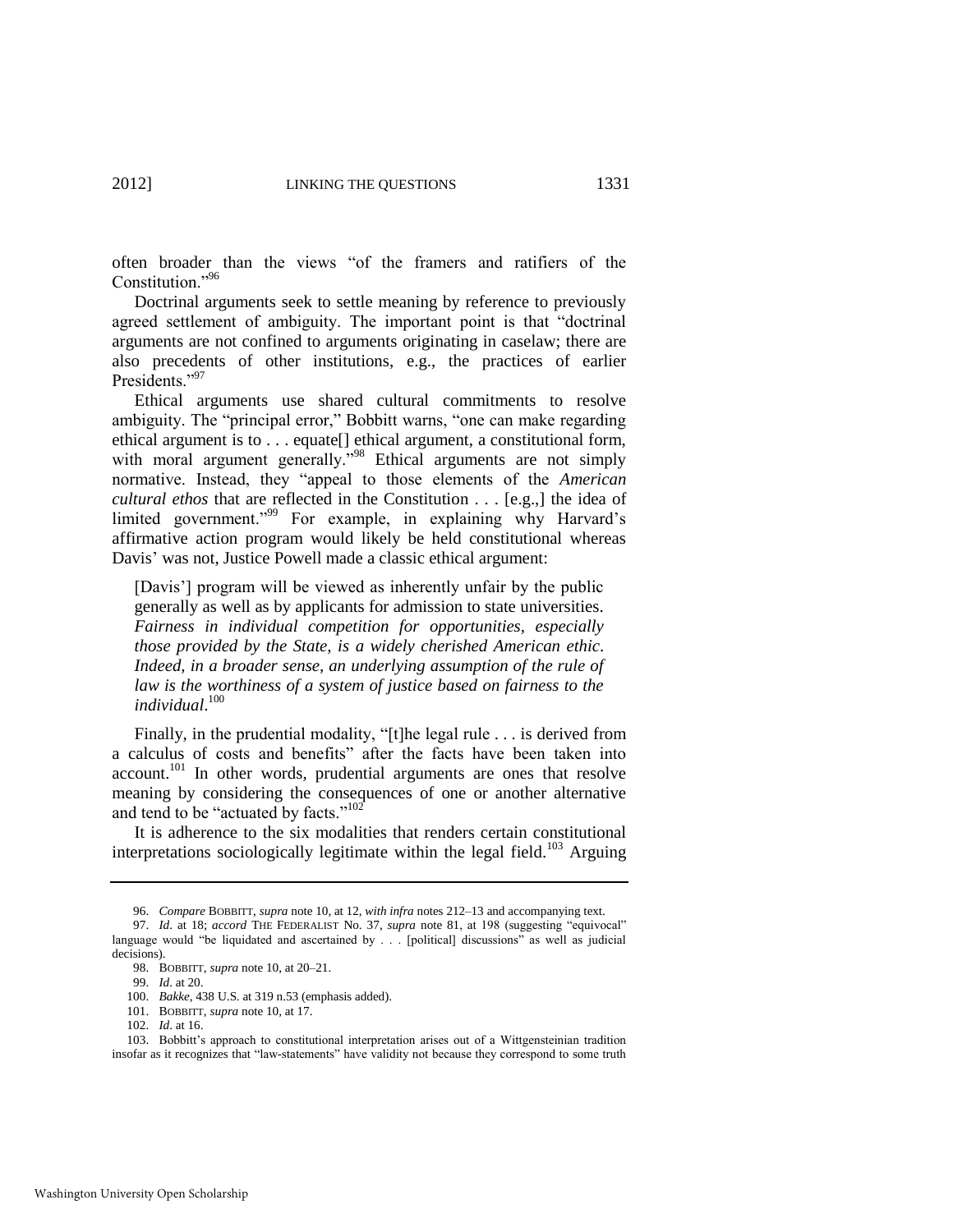often broader than the views "of the framers and ratifiers of the Constitution."[96]

Doctrinal arguments seek to settle meaning by reference to previously agreed settlement of ambiguity. The important point is that "doctrinal arguments are not confined to arguments originating in caselaw; there are also precedents of other institutions, e.g., the practices of earlier Presidents."[97]

Ethical arguments use shared cultural commitments to resolve ambiguity. The "principal error," Bobbitt warns, "one can make regarding ethical argument is to . . . equate[] ethical argument, a constitutional form, with moral argument generally."[98] Ethical arguments are not simply normative. Instead, they "appeal to those elements of the *American cultural ethos* that are reflected in the Constitution . . . [e.g.,] the idea of limited government."[99] For example, in explaining why Harvard's affirmative action program would likely be held constitutional whereas Davis' was not, Justice Powell made a classic ethical argument:

> [Davis'] program will be viewed as inherently unfair by the public generally as well as by applicants for admission to state universities. *Fairness in individual competition for opportunities, especially those provided by the State, is a widely cherished American ethic. Indeed, in a broader sense, an underlying assumption of the rule of law is the worthiness of a system of justice based on fairness to the individual*.[100]

Finally, in the prudential modality, "[t]he legal rule . . . is derived from a calculus of costs and benefits" after the facts have been taken into account.[101] In other words, prudential arguments are ones that resolve meaning by considering the consequences of one or another alternative and tend to be "actuated by facts."[102]

It is adherence to the six modalities that renders certain constitutional interpretations sociologically legitimate within the legal field.[103] Arguing

---

96. *Compare* BOBBITT, *supra* note 10, at 12, *with infra* notes 212–13 and accompanying text.

97. *Id*. at 18; *accord* THE FEDERALIST No. 37, *supra* note 81, at 198 (suggesting "equivocal" language would "be liquidated and ascertained by . . . [political] discussions" as well as judicial decisions).

98. BOBBITT, *supra* note 10, at 20–21.

99. *Id*. at 20.

100. *Bakke*, 438 U.S. at 319 n.53 (emphasis added).

101. BOBBITT, *supra* note 10, at 17.

102. *Id*. at 16.

103. Bobbitt's approach to constitutional interpretation arises out of a Wittgensteinian tradition insofar as it recognizes that "law-statements" have validity not because they correspond to some truth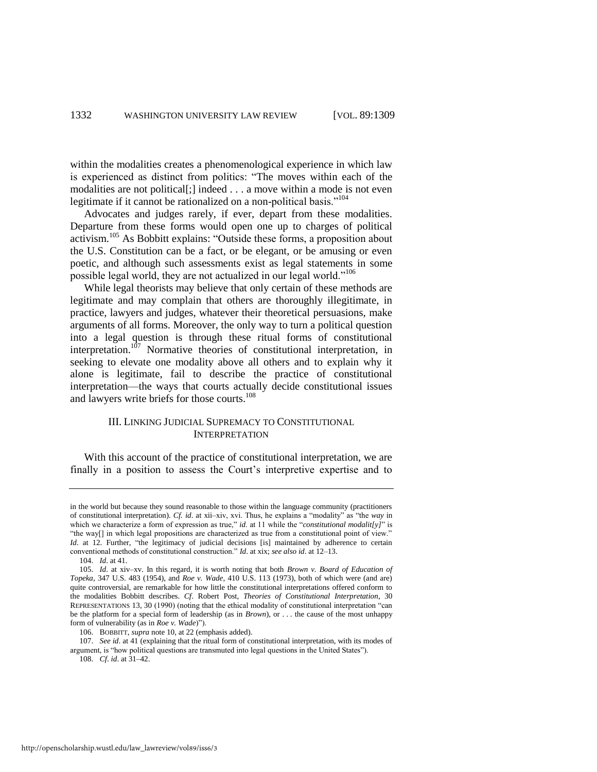within the modalities creates a phenomenological experience in which law is experienced as distinct from politics: "The moves within each of the modalities are not political[;] indeed . . . a move within a mode is not even legitimate if it cannot be rationalized on a non-political basis."[104]

Advocates and judges rarely, if ever, depart from these modalities. Departure from these forms would open one up to charges of political activism.[105] As Bobbitt explains: "Outside these forms, a proposition about the U.S. Constitution can be a fact, or be elegant, or be amusing or even poetic, and although such assessments exist as legal statements in some possible legal world, they are not actualized in our legal world."[106]

While legal theorists may believe that only certain of these methods are legitimate and may complain that others are thoroughly illegitimate, in practice, lawyers and judges, whatever their theoretical persuasions, make arguments of all forms. Moreover, the only way to turn a political question into a legal question is through these ritual forms of constitutional interpretation.[107] Normative theories of constitutional interpretation, in seeking to elevate one modality above all others and to explain why it alone is legitimate, fail to describe the practice of constitutional interpretation—the ways that courts actually decide constitutional issues and lawyers write briefs for those courts.[108]

## III. LINKING JUDICIAL SUPREMACY TO CONSTITUTIONAL INTERPRETATION

With this account of the practice of constitutional interpretation, we are finally in a position to assess the Court's interpretive expertise and to

---

in the world but because they sound reasonable to those within the language community (practitioners of constitutional interpretation). *Cf. id*. at xii–xiv, xvi. Thus, he explains a "modality" as "the *way* in which we characterize a form of expression as true," *id*. at 11 while the "*constitutional modalit[y]*" is "the way[] in which legal propositions are characterized as true from a constitutional point of view." *Id*. at 12. Further, "the legitimacy of judicial decisions [is] maintained by adherence to certain conventional methods of constitutional construction." *Id*. at xix; *see also id*. at 12–13.

104. *Id*. at 41.

105. *Id*. at xiv–xv. In this regard, it is worth noting that both *Brown v. Board of Education of Topeka*, 347 U.S. 483 (1954), and *Roe v. Wade*, 410 U.S. 113 (1973), both of which were (and are) quite controversial, are remarkable for how little the constitutional interpretations offered conform to the modalities Bobbitt describes. *Cf*. Robert Post, *Theories of Constitutional Interpretation*, 30 REPRESENTATIONS 13, 30 (1990) (noting that the ethical modality of constitutional interpretation "can be the platform for a special form of leadership (as in *Brown*), or . . . the cause of the most unhappy form of vulnerability (as in *Roe v. Wade*)").

106. BOBBITT, *supra* note 10, at 22 (emphasis added).

107. *See id*. at 41 (explaining that the ritual form of constitutional interpretation, with its modes of argument, is "how political questions are transmuted into legal questions in the United States").

108. *Cf. id*. at 31–42.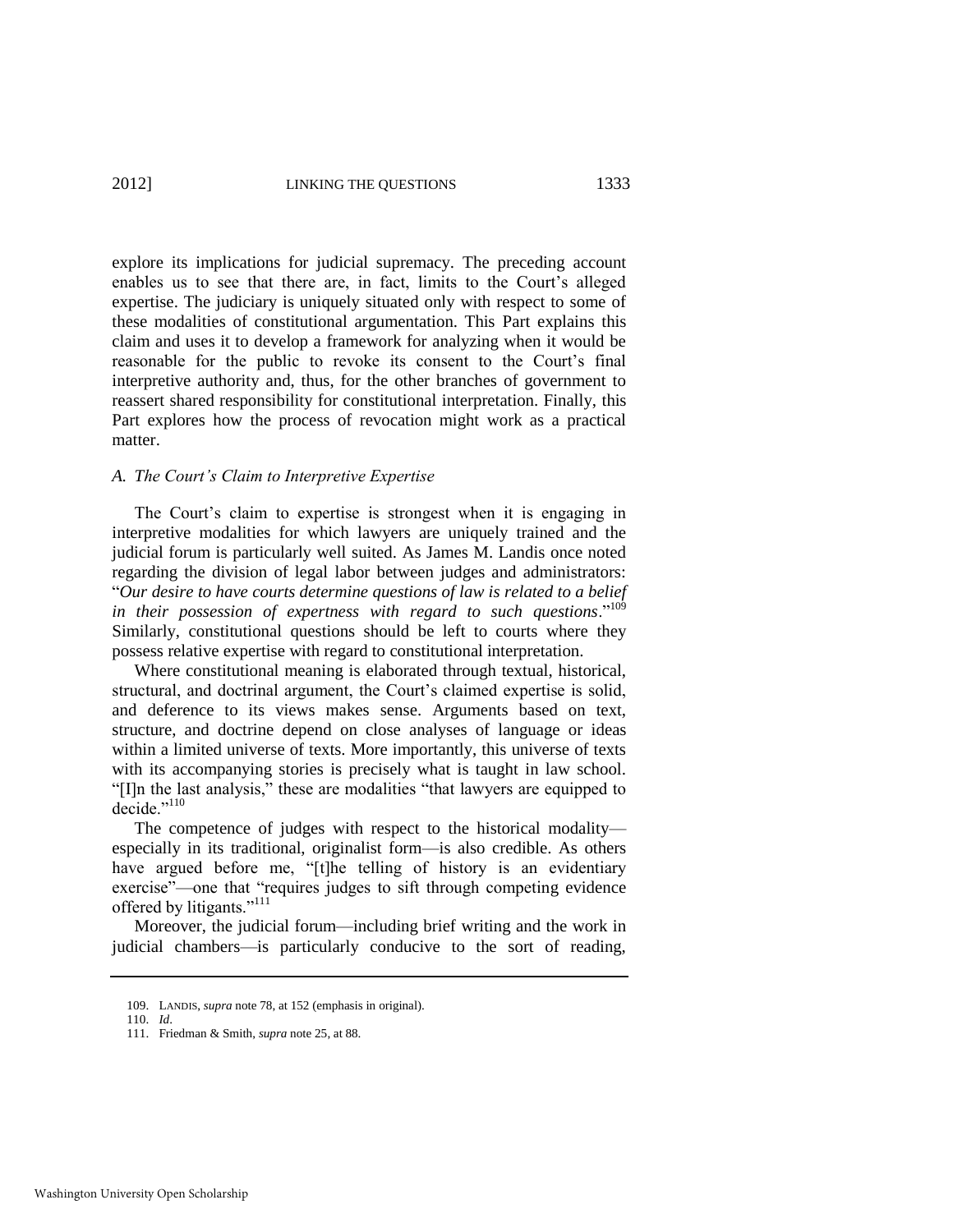explore its implications for judicial supremacy. The preceding account enables us to see that there are, in fact, limits to the Court's alleged expertise. The judiciary is uniquely situated only with respect to some of these modalities of constitutional argumentation. This Part explains this claim and uses it to develop a framework for analyzing when it would be reasonable for the public to revoke its consent to the Court's final interpretive authority and, thus, for the other branches of government to reassert shared responsibility for constitutional interpretation. Finally, this Part explores how the process of revocation might work as a practical matter.

### *A. The Court's Claim to Interpretive Expertise*

The Court's claim to expertise is strongest when it is engaging in interpretive modalities for which lawyers are uniquely trained and the judicial forum is particularly well suited. As James M. Landis once noted regarding the division of legal labor between judges and administrators: "*Our desire to have courts determine questions of law is related to a belief in their possession of expertness with regard to such questions*."[109] Similarly, constitutional questions should be left to courts where they possess relative expertise with regard to constitutional interpretation.

Where constitutional meaning is elaborated through textual, historical, structural, and doctrinal argument, the Court's claimed expertise is solid, and deference to its views makes sense. Arguments based on text, structure, and doctrine depend on close analyses of language or ideas within a limited universe of texts. More importantly, this universe of texts with its accompanying stories is precisely what is taught in law school. "[I]n the last analysis," these are modalities "that lawyers are equipped to decide."[110]

The competence of judges with respect to the historical modality—especially in its traditional, originalist form—is also credible. As others have argued before me, "[t]he telling of history is an evidentiary exercise"—one that "requires judges to sift through competing evidence offered by litigants."[111]

Moreover, the judicial forum—including brief writing and the work in judicial chambers—is particularly conducive to the sort of reading,

---

109. LANDIS, *supra* note 78, at 152 (emphasis in original).

110. *Id*.

111. Friedman & Smith, *supra* note 25, at 88.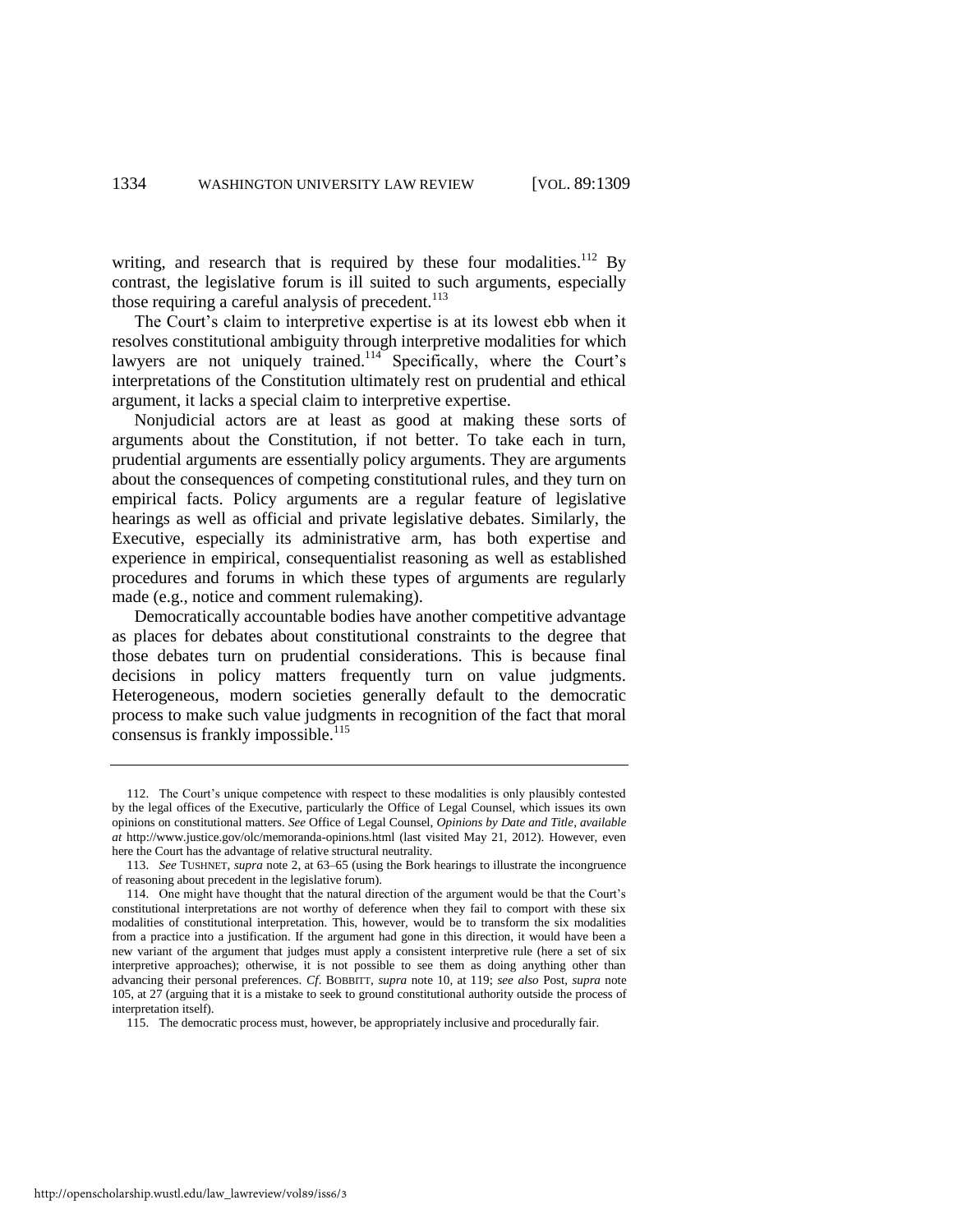writing, and research that is required by these four modalities.[112] By contrast, the legislative forum is ill suited to such arguments, especially those requiring a careful analysis of precedent.[113]

The Court's claim to interpretive expertise is at its lowest ebb when it resolves constitutional ambiguity through interpretive modalities for which lawyers are not uniquely trained.[114] Specifically, where the Court's interpretations of the Constitution ultimately rest on prudential and ethical argument, it lacks a special claim to interpretive expertise.

Nonjudicial actors are at least as good at making these sorts of arguments about the Constitution, if not better. To take each in turn, prudential arguments are essentially policy arguments. They are arguments about the consequences of competing constitutional rules, and they turn on empirical facts. Policy arguments are a regular feature of legislative hearings as well as official and private legislative debates. Similarly, the Executive, especially its administrative arm, has both expertise and experience in empirical, consequentialist reasoning as well as established procedures and forums in which these types of arguments are regularly made (e.g., notice and comment rulemaking).

Democratically accountable bodies have another competitive advantage as places for debates about constitutional constraints to the degree that those debates turn on prudential considerations. This is because final decisions in policy matters frequently turn on value judgments. Heterogeneous, modern societies generally default to the democratic process to make such value judgments in recognition of the fact that moral consensus is frankly impossible.[115]

---

112. The Court's unique competence with respect to these modalities is only plausibly contested by the legal offices of the Executive, particularly the Office of Legal Counsel, which issues its own opinions on constitutional matters. *See* Office of Legal Counsel, *Opinions by Date and Title*, *available at* http://www.justice.gov/olc/memoranda-opinions.html (last visited May 21, 2012). However, even here the Court has the advantage of relative structural neutrality.

113. *See* TUSHNET, *supra* note 2, at 63–65 (using the Bork hearings to illustrate the incongruence of reasoning about precedent in the legislative forum).

114. One might have thought that the natural direction of the argument would be that the Court's constitutional interpretations are not worthy of deference when they fail to comport with these six modalities of constitutional interpretation. This, however, would be to transform the six modalities from a practice into a justification. If the argument had gone in this direction, it would have been a new variant of the argument that judges must apply a consistent interpretive rule (here a set of six interpretive approaches); otherwise, it is not possible to see them as doing anything other than advancing their personal preferences. *Cf*. BOBBITT, *supra* note 10, at 119; *see also* Post, *supra* note 105, at 27 (arguing that it is a mistake to seek to ground constitutional authority outside the process of interpretation itself).

115. The democratic process must, however, be appropriately inclusive and procedurally fair.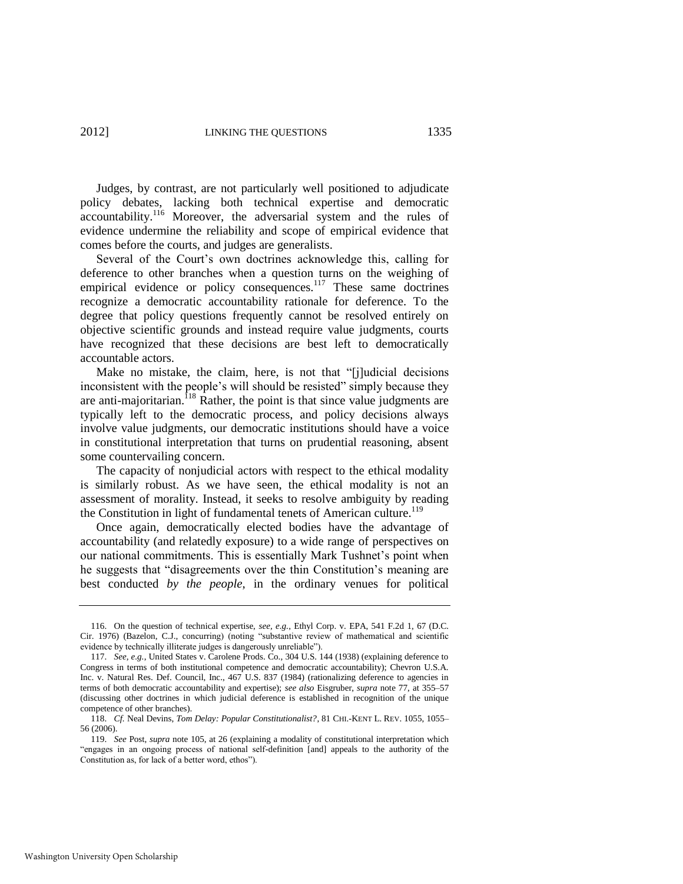Judges, by contrast, are not particularly well positioned to adjudicate policy debates, lacking both technical expertise and democratic accountability.[116] Moreover, the adversarial system and the rules of evidence undermine the reliability and scope of empirical evidence that comes before the courts, and judges are generalists.

Several of the Court's own doctrines acknowledge this, calling for deference to other branches when a question turns on the weighing of empirical evidence or policy consequences.[117] These same doctrines recognize a democratic accountability rationale for deference. To the degree that policy questions frequently cannot be resolved entirely on objective scientific grounds and instead require value judgments, courts have recognized that these decisions are best left to democratically accountable actors.

Make no mistake, the claim, here, is not that "[j]udicial decisions inconsistent with the people's will should be resisted" simply because they are anti-majoritarian.[118] Rather, the point is that since value judgments are typically left to the democratic process, and policy decisions always involve value judgments, our democratic institutions should have a voice in constitutional interpretation that turns on prudential reasoning, absent some countervailing concern.

The capacity of nonjudicial actors with respect to the ethical modality is similarly robust. As we have seen, the ethical modality is not an assessment of morality. Instead, it seeks to resolve ambiguity by reading the Constitution in light of fundamental tenets of American culture.[119]

Once again, democratically elected bodies have the advantage of accountability (and relatedly exposure) to a wide range of perspectives on our national commitments. This is essentially Mark Tushnet's point when he suggests that "disagreements over the thin Constitution's meaning are best conducted *by the people*, in the ordinary venues for political

---

116. On the question of technical expertise, *see, e.g.*, Ethyl Corp. v. EPA, 541 F.2d 1, 67 (D.C. Cir. 1976) (Bazelon, C.J., concurring) (noting "substantive review of mathematical and scientific evidence by technically illiterate judges is dangerously unreliable").

117. *See, e.g.*, United States v. Carolene Prods. Co., 304 U.S. 144 (1938) (explaining deference to Congress in terms of both institutional competence and democratic accountability); Chevron U.S.A. Inc. v. Natural Res. Def. Council, Inc., 467 U.S. 837 (1984) (rationalizing deference to agencies in terms of both democratic accountability and expertise); *see also* Eisgruber, *supra* note 77, at 355–57 (discussing other doctrines in which judicial deference is established in recognition of the unique competence of other branches).

118. *Cf.* Neal Devins, *Tom Delay: Popular Constitutionalist?*, 81 CHI.-KENT L. REV. 1055, 1055–56 (2006).

119. *See* Post, *supra* note 105, at 26 (explaining a modality of constitutional interpretation which "engages in an ongoing process of national self-definition [and] appeals to the authority of the Constitution as, for lack of a better word, ethos").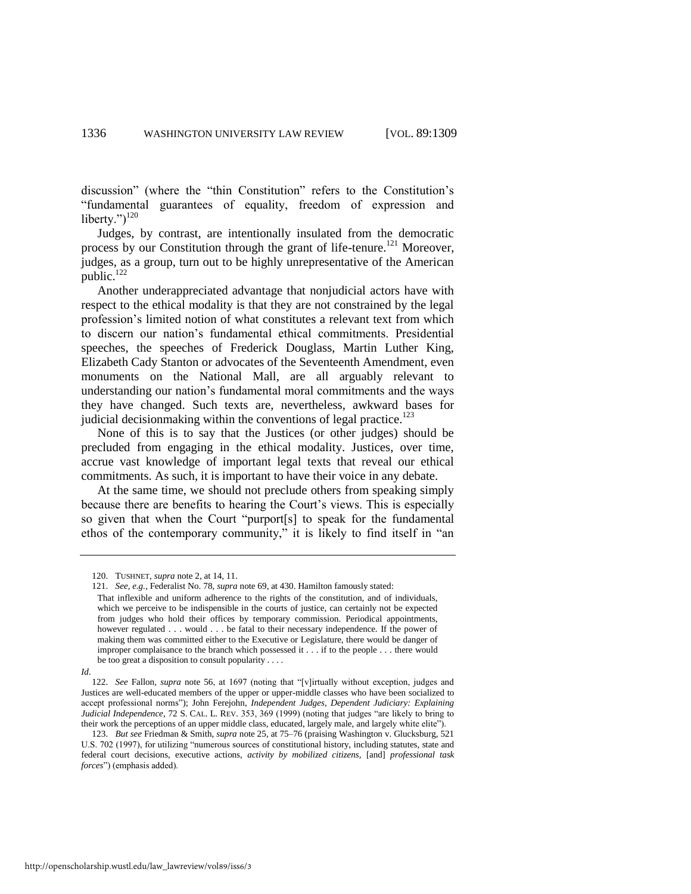discussion" (where the "thin Constitution" refers to the Constitution's "fundamental guarantees of equality, freedom of expression and liberty.")[120]

Judges, by contrast, are intentionally insulated from the democratic process by our Constitution through the grant of life-tenure.[121] Moreover, judges, as a group, turn out to be highly unrepresentative of the American public.[122]

Another underappreciated advantage that nonjudicial actors have with respect to the ethical modality is that they are not constrained by the legal profession's limited notion of what constitutes a relevant text from which to discern our nation's fundamental ethical commitments. Presidential speeches, the speeches of Frederick Douglass, Martin Luther King, Elizabeth Cady Stanton or advocates of the Seventeenth Amendment, even monuments on the National Mall, are all arguably relevant to understanding our nation's fundamental moral commitments and the ways they have changed. Such texts are, nevertheless, awkward bases for judicial decisionmaking within the conventions of legal practice.[123]

None of this is to say that the Justices (or other judges) should be precluded from engaging in the ethical modality. Justices, over time, accrue vast knowledge of important legal texts that reveal our ethical commitments. As such, it is important to have their voice in any debate.

At the same time, we should not preclude others from speaking simply because there are benefits to hearing the Court's views. This is especially so given that when the Court "purport[s] to speak for the fundamental ethos of the contemporary community," it is likely to find itself in "an

---

120. TUSHNET, *supra* note 2, at 14, 11.

121. *See, e.g.*, Federalist No. 78, *supra* note 69, at 430. Hamilton famously stated:

> That inflexible and uniform adherence to the rights of the constitution, and of individuals, which we perceive to be indispensible in the courts of justice, can certainly not be expected from judges who hold their offices by temporary commission. Periodical appointments, however regulated . . . would . . . be fatal to their necessary independence. If the power of making them was committed either to the Executive or Legislature, there would be danger of improper complaisance to the branch which possessed it . . . if to the people . . . there would be too great a disposition to consult popularity . . . .

*Id*.

122. *See* Fallon, *supra* note 56, at 1697 (noting that "[v]irtually without exception, judges and Justices are well-educated members of the upper or upper-middle classes who have been socialized to accept professional norms"); John Ferejohn, *Independent Judges, Dependent Judiciary: Explaining Judicial Independence*, 72 S. CAL. L. REV. 353, 369 (1999) (noting that judges "are likely to bring to their work the perceptions of an upper middle class, educated, largely male, and largely white elite").

123. *But see* Friedman & Smith, *supra* note 25, at 75–76 (praising Washington v. Glucksburg, 521 U.S. 702 (1997), for utilizing "numerous sources of constitutional history, including statutes, state and federal court decisions, executive actions, *activity by mobilized citizens*, [and] *professional task forces*") (emphasis added).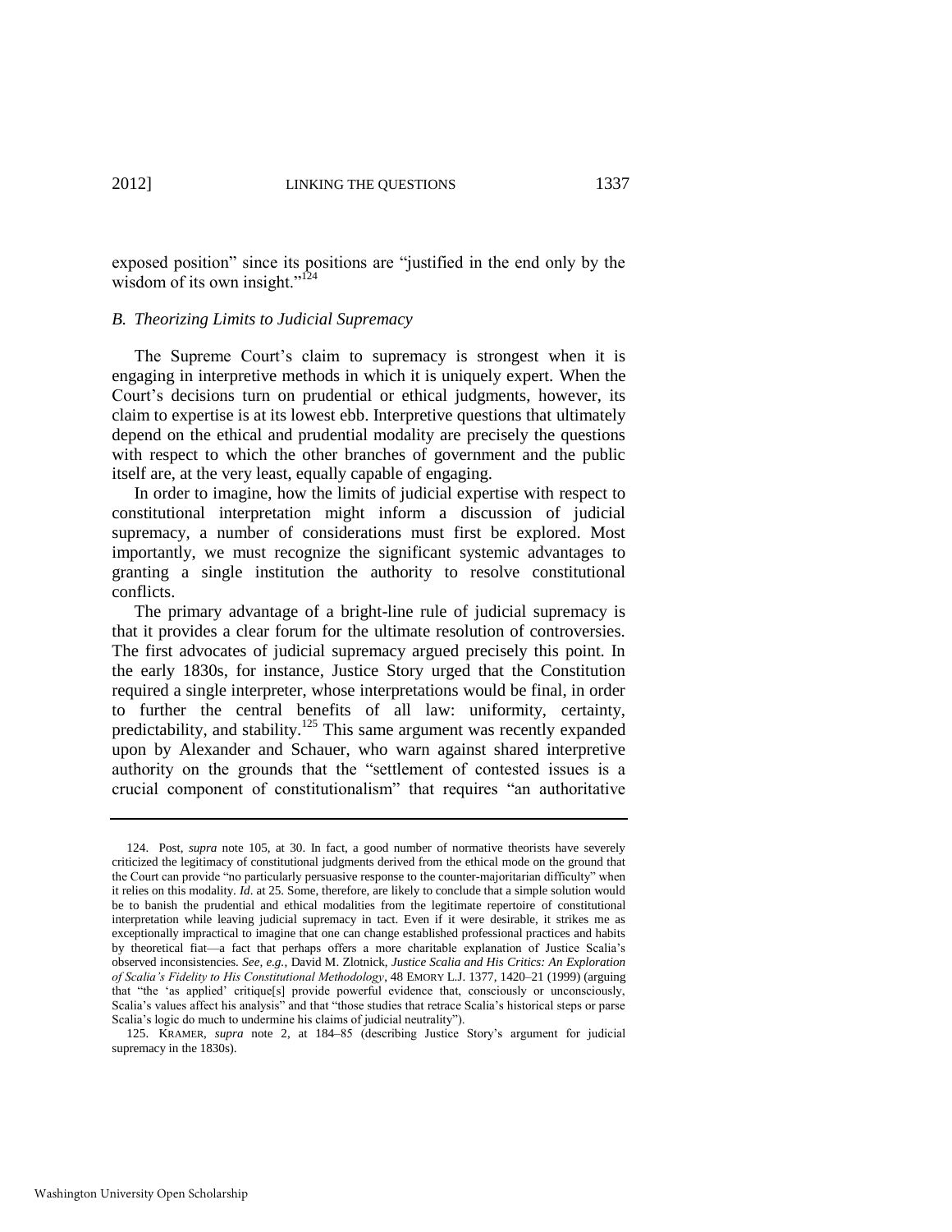exposed position" since its positions are "justified in the end only by the wisdom of its own insight."[124]

### *B. Theorizing Limits to Judicial Supremacy*

The Supreme Court's claim to supremacy is strongest when it is engaging in interpretive methods in which it is uniquely expert. When the Court's decisions turn on prudential or ethical judgments, however, its claim to expertise is at its lowest ebb. Interpretive questions that ultimately depend on the ethical and prudential modality are precisely the questions with respect to which the other branches of government and the public itself are, at the very least, equally capable of engaging.

In order to imagine, how the limits of judicial expertise with respect to constitutional interpretation might inform a discussion of judicial supremacy, a number of considerations must first be explored. Most importantly, we must recognize the significant systemic advantages to granting a single institution the authority to resolve constitutional conflicts.

The primary advantage of a bright-line rule of judicial supremacy is that it provides a clear forum for the ultimate resolution of controversies. The first advocates of judicial supremacy argued precisely this point. In the early 1830s, for instance, Justice Story urged that the Constitution required a single interpreter, whose interpretations would be final, in order to further the central benefits of all law: uniformity, certainty, predictability, and stability.[125] This same argument was recently expanded upon by Alexander and Schauer, who warn against shared interpretive authority on the grounds that the "settlement of contested issues is a crucial component of constitutionalism" that requires "an authoritative

---

124. Post, *supra* note 105, at 30. In fact, a good number of normative theorists have severely criticized the legitimacy of constitutional judgments derived from the ethical mode on the ground that the Court can provide "no particularly persuasive response to the counter-majoritarian difficulty" when it relies on this modality. *Id*. at 25. Some, therefore, are likely to conclude that a simple solution would be to banish the prudential and ethical modalities from the legitimate repertoire of constitutional interpretation while leaving judicial supremacy in tact. Even if it were desirable, it strikes me as exceptionally impractical to imagine that one can change established professional practices and habits by theoretical fiat—a fact that perhaps offers a more charitable explanation of Justice Scalia's observed inconsistencies. *See, e.g.*, David M. Zlotnick, *Justice Scalia and His Critics: An Exploration of Scalia's Fidelity to His Constitutional Methodology*, 48 EMORY L.J. 1377, 1420–21 (1999) (arguing that "the 'as applied' critique[s] provide powerful evidence that, consciously or unconsciously, Scalia's values affect his analysis" and that "those studies that retrace Scalia's historical steps or parse Scalia's logic do much to undermine his claims of judicial neutrality").

125. KRAMER, *supra* note 2, at 184–85 (describing Justice Story's argument for judicial supremacy in the 1830s).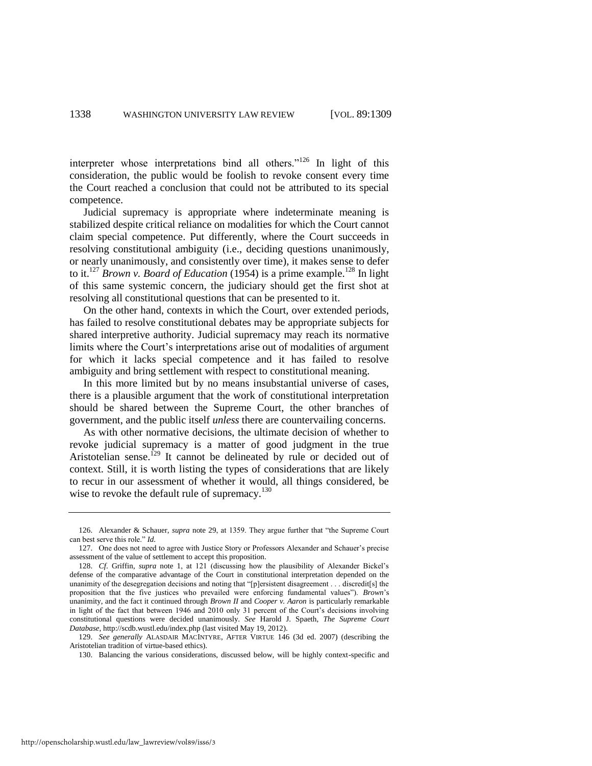interpreter whose interpretations bind all others."[126] In light of this consideration, the public would be foolish to revoke consent every time the Court reached a conclusion that could not be attributed to its special competence.

Judicial supremacy is appropriate where indeterminate meaning is stabilized despite critical reliance on modalities for which the Court cannot claim special competence. Put differently, where the Court succeeds in resolving constitutional ambiguity (i.e., deciding questions unanimously, or nearly unanimously, and consistently over time), it makes sense to defer to it.[127] *Brown v. Board of Education* (1954) is a prime example.[128] In light of this same systemic concern, the judiciary should get the first shot at resolving all constitutional questions that can be presented to it.

On the other hand, contexts in which the Court, over extended periods, has failed to resolve constitutional debates may be appropriate subjects for shared interpretive authority. Judicial supremacy may reach its normative limits where the Court's interpretations arise out of modalities of argument for which it lacks special competence and it has failed to resolve ambiguity and bring settlement with respect to constitutional meaning.

In this more limited but by no means insubstantial universe of cases, there is a plausible argument that the work of constitutional interpretation should be shared between the Supreme Court, the other branches of government, and the public itself *unless* there are countervailing concerns.

As with other normative decisions, the ultimate decision of whether to revoke judicial supremacy is a matter of good judgment in the true Aristotelian sense.[129] It cannot be delineated by rule or decided out of context. Still, it is worth listing the types of considerations that are likely to recur in our assessment of whether it would, all things considered, be wise to revoke the default rule of supremacy.[130]

---

126. Alexander & Schauer, *supra* note 29, at 1359. They argue further that "the Supreme Court can best serve this role." *Id.*

127. One does not need to agree with Justice Story or Professors Alexander and Schauer's precise assessment of the value of settlement to accept this proposition.

128. *Cf*. Griffin, *supra* note 1, at 121 (discussing how the plausibility of Alexander Bickel's defense of the comparative advantage of the Court in constitutional interpretation depended on the unanimity of the desegregation decisions and noting that "[p]ersistent disagreement . . . discredit[s] the proposition that the five justices who prevailed were enforcing fundamental values"). *Brown*'s unanimity, and the fact it continued through *Brown II* and *Cooper v. Aaron* is particularly remarkable in light of the fact that between 1946 and 2010 only 31 percent of the Court's decisions involving constitutional questions were decided unanimously. *See* Harold J. Spaeth, *The Supreme Court Database*, http://scdb.wustl.edu/index.php (last visited May 19, 2012).

129. *See generally* ALASDAIR MACINTYRE, AFTER VIRTUE 146 (3d ed. 2007) (describing the Aristotelian tradition of virtue-based ethics).

130. Balancing the various considerations, discussed below, will be highly context-specific and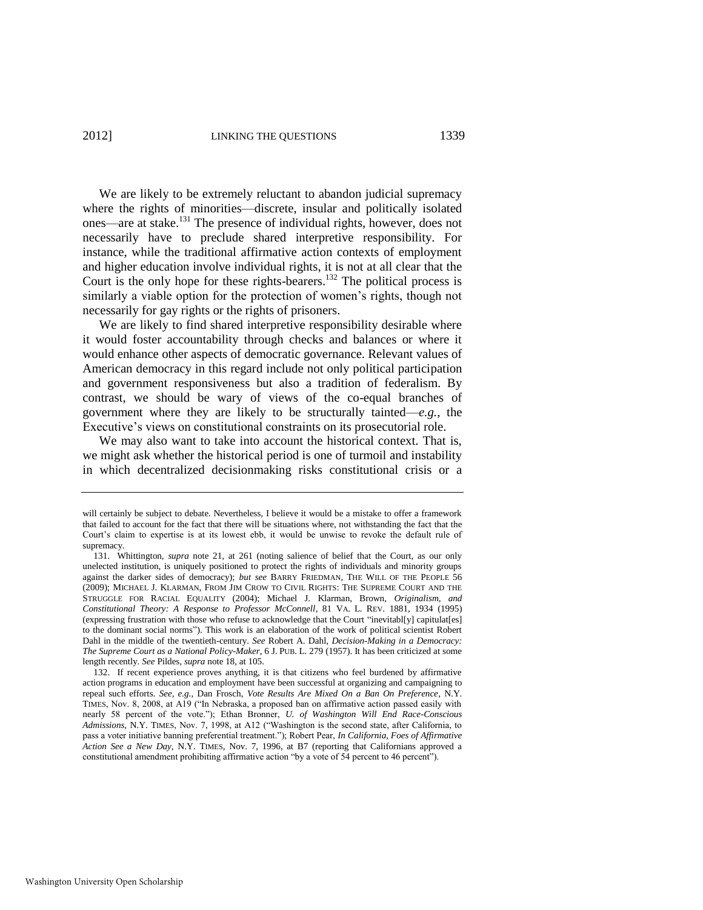We are likely to be extremely reluctant to abandon judicial supremacy where the rights of minorities—discrete, insular and politically isolated ones—are at stake.[131] The presence of individual rights, however, does not necessarily have to preclude shared interpretive responsibility. For instance, while the traditional affirmative action contexts of employment and higher education involve individual rights, it is not at all clear that the Court is the only hope for these rights-bearers.[132] The political process is similarly a viable option for the protection of women's rights, though not necessarily for gay rights or the rights of prisoners.

We are likely to find shared interpretive responsibility desirable where it would foster accountability through checks and balances or where it would enhance other aspects of democratic governance. Relevant values of American democracy in this regard include not only political participation and government responsiveness but also a tradition of federalism. By contrast, we should be wary of views of the co-equal branches of government where they are likely to be structurally tainted—*e.g.*, the Executive's views on constitutional constraints on its prosecutorial role.

We may also want to take into account the historical context. That is, we might ask whether the historical period is one of turmoil and instability in which decentralized decisionmaking risks constitutional crisis or a

---

will certainly be subject to debate. Nevertheless, I believe it would be a mistake to offer a framework that failed to account for the fact that there will be situations where, not withstanding the fact that the Court's claim to expertise is at its lowest ebb, it would be unwise to revoke the default rule of supremacy.

131. Whittington, *supra* note 21, at 261 (noting salience of belief that the Court, as our only unelected institution, is uniquely positioned to protect the rights of individuals and minority groups against the darker sides of democracy); *but see* BARRY FRIEDMAN, THE WILL OF THE PEOPLE 56 (2009); MICHAEL J. KLARMAN, FROM JIM CROW TO CIVIL RIGHTS: THE SUPREME COURT AND THE STRUGGLE FOR RACIAL EQUALITY (2004); Michael J. Klarman, Brown*, Originalism, and Constitutional Theory: A Response to Professor McConnell*, 81 VA. L. REV. 1881, 1934 (1995) (expressing frustration with those who refuse to acknowledge that the Court "inevitabl[y] capitulat[es] to the dominant social norms"). This work is an elaboration of the work of political scientist Robert Dahl in the middle of the twentieth-century. *See* Robert A. Dahl, *Decision-Making in a Democracy: The Supreme Court as a National Policy-Maker*, 6 J. PUB. L. 279 (1957). It has been criticized at some length recently. *See* Pildes, *supra* note 18, at 105.

132. If recent experience proves anything, it is that citizens who feel burdened by affirmative action programs in education and employment have been successful at organizing and campaigning to repeal such efforts. *See, e.g.*, Dan Frosch, *Vote Results Are Mixed On a Ban On Preference*, N.Y. TIMES, Nov. 8, 2008, at A19 ("In Nebraska, a proposed ban on affirmative action passed easily with nearly 58 percent of the vote."); Ethan Bronner, *U. of Washington Will End Race-Conscious Admissions*, N.Y. TIMES, Nov. 7, 1998, at A12 ("Washington is the second state, after California, to pass a voter initiative banning preferential treatment."); Robert Pear, *In California, Foes of Affirmative Action See a New Day*, N.Y. TIMES, Nov. 7, 1996, at B7 (reporting that Californians approved a constitutional amendment prohibiting affirmative action "by a vote of 54 percent to 46 percent").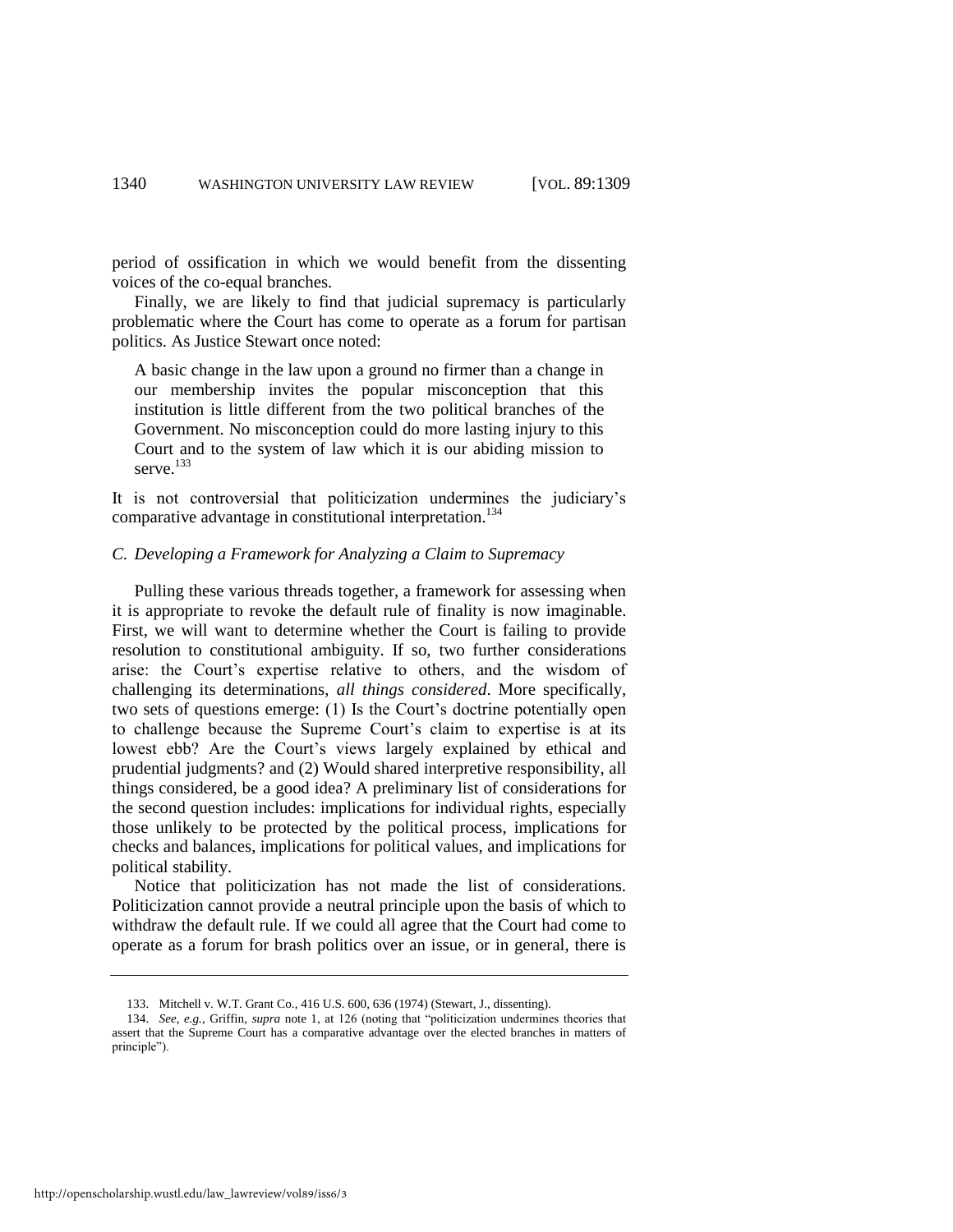period of ossification in which we would benefit from the dissenting voices of the co-equal branches.

Finally, we are likely to find that judicial supremacy is particularly problematic where the Court has come to operate as a forum for partisan politics. As Justice Stewart once noted:

> A basic change in the law upon a ground no firmer than a change in our membership invites the popular misconception that this institution is little different from the two political branches of the Government. No misconception could do more lasting injury to this Court and to the system of law which it is our abiding mission to serve.[133]

It is not controversial that politicization undermines the judiciary's comparative advantage in constitutional interpretation.[134]

### *C. Developing a Framework for Analyzing a Claim to Supremacy*

Pulling these various threads together, a framework for assessing when it is appropriate to revoke the default rule of finality is now imaginable. First, we will want to determine whether the Court is failing to provide resolution to constitutional ambiguity. If so, two further considerations arise: the Court's expertise relative to others, and the wisdom of challenging its determinations, *all things considered*. More specifically, two sets of questions emerge: (1) Is the Court's doctrine potentially open to challenge because the Supreme Court's claim to expertise is at its lowest ebb? Are the Court's views largely explained by ethical and prudential judgments? and (2) Would shared interpretive responsibility, all things considered, be a good idea? A preliminary list of considerations for the second question includes: implications for individual rights, especially those unlikely to be protected by the political process, implications for checks and balances, implications for political values, and implications for political stability.

Notice that politicization has not made the list of considerations. Politicization cannot provide a neutral principle upon the basis of which to withdraw the default rule. If we could all agree that the Court had come to operate as a forum for brash politics over an issue, or in general, there is

---

133. Mitchell v. W.T. Grant Co., 416 U.S. 600, 636 (1974) (Stewart, J., dissenting).

134. *See, e.g.*, Griffin, *supra* note 1, at 126 (noting that "politicization undermines theories that assert that the Supreme Court has a comparative advantage over the elected branches in matters of principle").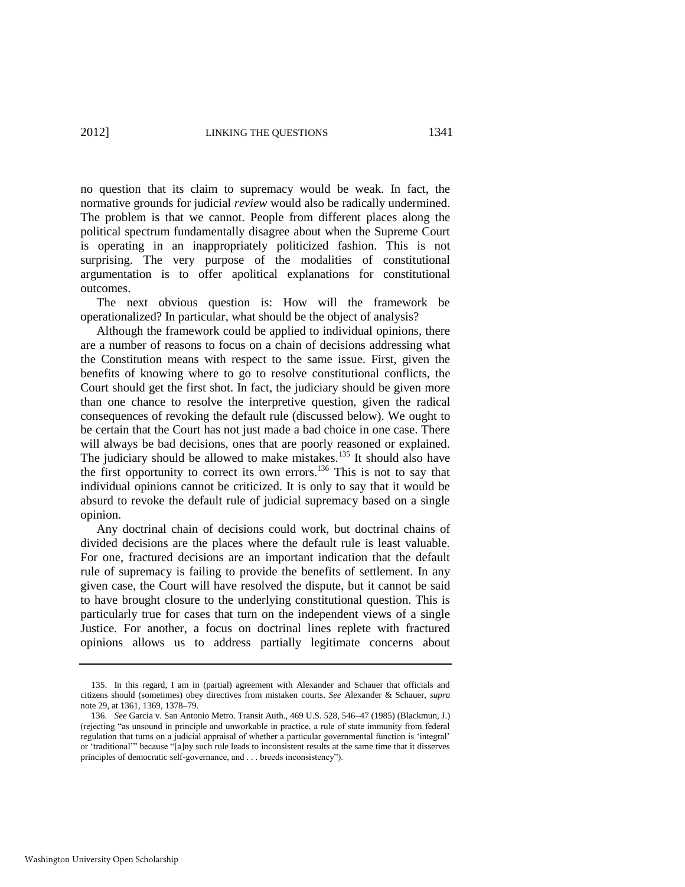no question that its claim to supremacy would be weak. In fact, the normative grounds for judicial *review* would also be radically undermined. The problem is that we cannot. People from different places along the political spectrum fundamentally disagree about when the Supreme Court is operating in an inappropriately politicized fashion. This is not surprising. The very purpose of the modalities of constitutional argumentation is to offer apolitical explanations for constitutional outcomes.

The next obvious question is: How will the framework be operationalized? In particular, what should be the object of analysis?

Although the framework could be applied to individual opinions, there are a number of reasons to focus on a chain of decisions addressing what the Constitution means with respect to the same issue. First, given the benefits of knowing where to go to resolve constitutional conflicts, the Court should get the first shot. In fact, the judiciary should be given more than one chance to resolve the interpretive question, given the radical consequences of revoking the default rule (discussed below). We ought to be certain that the Court has not just made a bad choice in one case. There will always be bad decisions, ones that are poorly reasoned or explained. The judiciary should be allowed to make mistakes.[135] It should also have the first opportunity to correct its own errors.[136] This is not to say that individual opinions cannot be criticized. It is only to say that it would be absurd to revoke the default rule of judicial supremacy based on a single opinion.

Any doctrinal chain of decisions could work, but doctrinal chains of divided decisions are the places where the default rule is least valuable. For one, fractured decisions are an important indication that the default rule of supremacy is failing to provide the benefits of settlement. In any given case, the Court will have resolved the dispute, but it cannot be said to have brought closure to the underlying constitutional question. This is particularly true for cases that turn on the independent views of a single Justice. For another, a focus on doctrinal lines replete with fractured opinions allows us to address partially legitimate concerns about

---

135. In this regard, I am in (partial) agreement with Alexander and Schauer that officials and citizens should (sometimes) obey directives from mistaken courts. *See* Alexander & Schauer, *supra* note 29, at 1361, 1369, 1378–79.

136. *See* Garcia v. San Antonio Metro. Transit Auth., 469 U.S. 528, 546–47 (1985) (Blackmun, J.) (rejecting "as unsound in principle and unworkable in practice, a rule of state immunity from federal regulation that turns on a judicial appraisal of whether a particular governmental function is 'integral' or 'traditional'" because "[a]ny such rule leads to inconsistent results at the same time that it disserves principles of democratic self-governance, and . . . breeds inconsistency").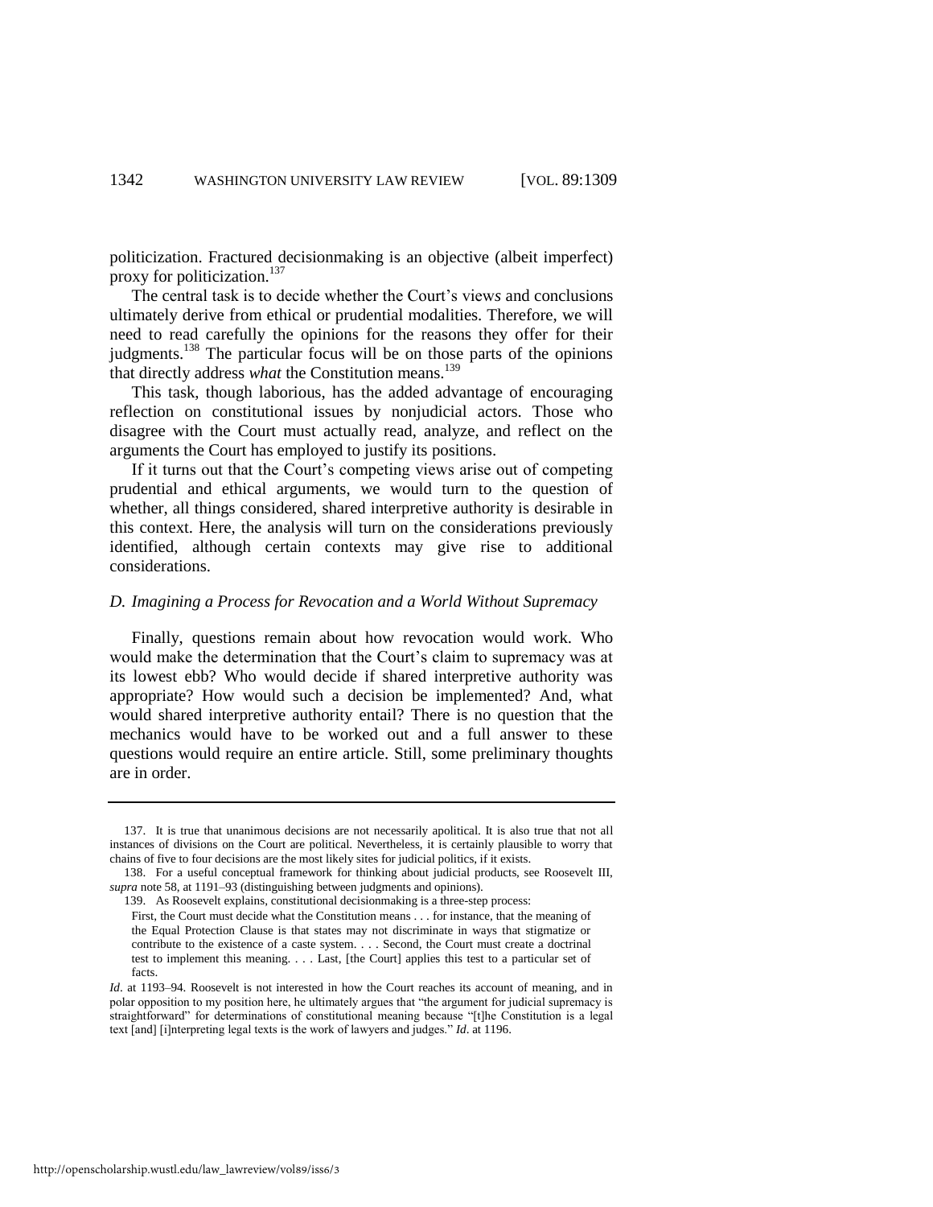politicization. Fractured decisionmaking is an objective (albeit imperfect) proxy for politicization.[137]

The central task is to decide whether the Court's views and conclusions ultimately derive from ethical or prudential modalities. Therefore, we will need to read carefully the opinions for the reasons they offer for their judgments.[138] The particular focus will be on those parts of the opinions that directly address *what* the Constitution means.[139]

This task, though laborious, has the added advantage of encouraging reflection on constitutional issues by nonjudicial actors. Those who disagree with the Court must actually read, analyze, and reflect on the arguments the Court has employed to justify its positions.

If it turns out that the Court's competing views arise out of competing prudential and ethical arguments, we would turn to the question of whether, all things considered, shared interpretive authority is desirable in this context. Here, the analysis will turn on the considerations previously identified, although certain contexts may give rise to additional considerations.

### *D. Imagining a Process for Revocation and a World Without Supremacy*

Finally, questions remain about how revocation would work. Who would make the determination that the Court's claim to supremacy was at its lowest ebb? Who would decide if shared interpretive authority was appropriate? How would such a decision be implemented? And, what would shared interpretive authority entail? There is no question that the mechanics would have to be worked out and a full answer to these questions would require an entire article. Still, some preliminary thoughts are in order.

---

137. It is true that unanimous decisions are not necessarily apolitical. It is also true that not all instances of divisions on the Court are political. Nevertheless, it is certainly plausible to worry that chains of five to four decisions are the most likely sites for judicial politics, if it exists.

138. For a useful conceptual framework for thinking about judicial products, see Roosevelt III, *supra* note 58, at 1191–93 (distinguishing between judgments and opinions).

139. As Roosevelt explains, constitutional decisionmaking is a three-step process:

> First, the Court must decide what the Constitution means . . . for instance, that the meaning of the Equal Protection Clause is that states may not discriminate in ways that stigmatize or contribute to the existence of a caste system. . . . Second, the Court must create a doctrinal test to implement this meaning. . . . Last, [the Court] applies this test to a particular set of facts.

*Id*. at 1193–94. Roosevelt is not interested in how the Court reaches its account of meaning, and in polar opposition to my position here, he ultimately argues that "the argument for judicial supremacy is straightforward" for determinations of constitutional meaning because "[t]he Constitution is a legal text [and] [i]nterpreting legal texts is the work of lawyers and judges." *Id*. at 1196.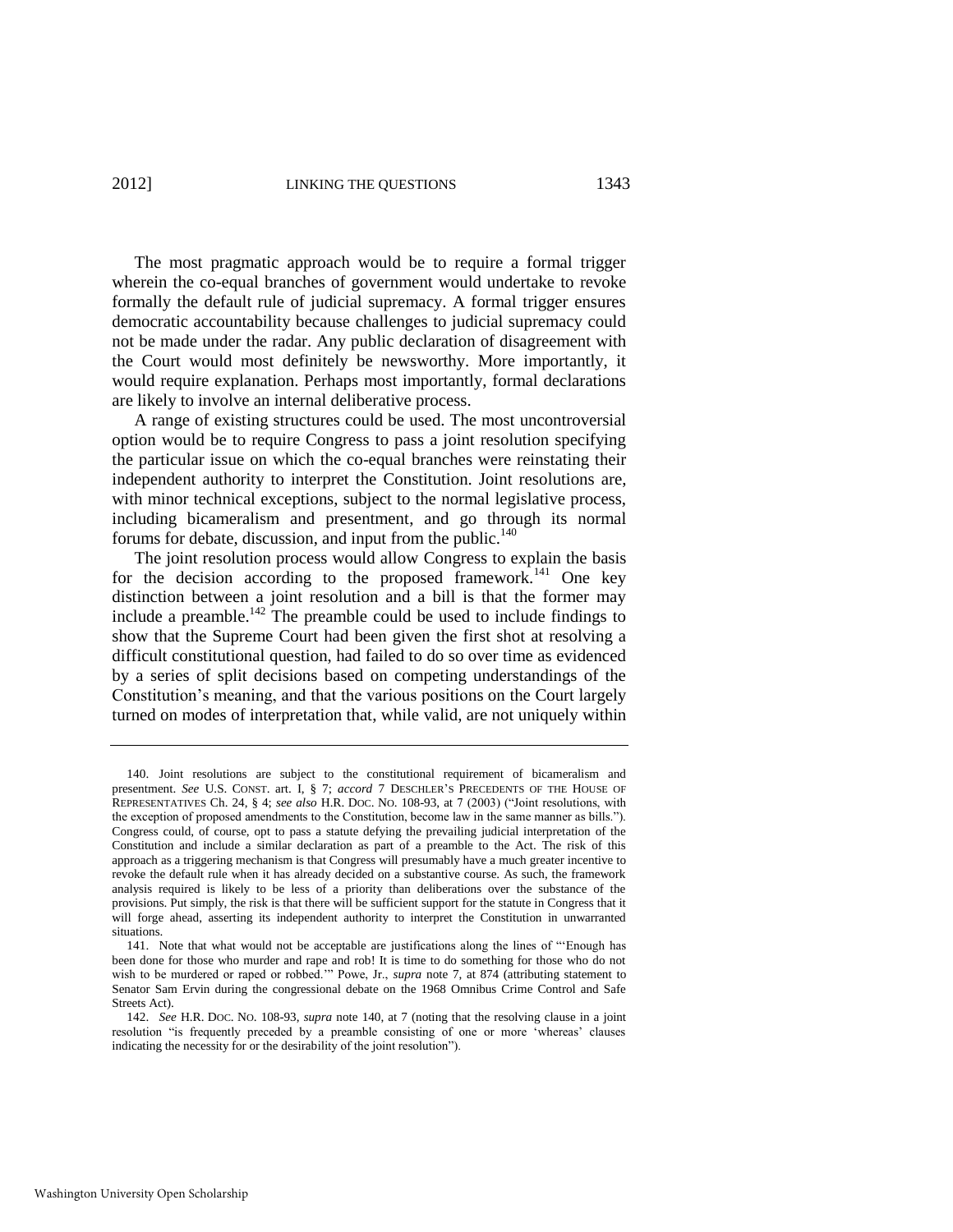The most pragmatic approach would be to require a formal trigger wherein the co-equal branches of government would undertake to revoke formally the default rule of judicial supremacy. A formal trigger ensures democratic accountability because challenges to judicial supremacy could not be made under the radar. Any public declaration of disagreement with the Court would most definitely be newsworthy. More importantly, it would require explanation. Perhaps most importantly, formal declarations are likely to involve an internal deliberative process.

A range of existing structures could be used. The most uncontroversial option would be to require Congress to pass a joint resolution specifying the particular issue on which the co-equal branches were reinstating their independent authority to interpret the Constitution. Joint resolutions are, with minor technical exceptions, subject to the normal legislative process, including bicameralism and presentment, and go through its normal forums for debate, discussion, and input from the public.[140]

The joint resolution process would allow Congress to explain the basis for the decision according to the proposed framework.[141] One key distinction between a joint resolution and a bill is that the former may include a preamble.[142] The preamble could be used to include findings to show that the Supreme Court had been given the first shot at resolving a difficult constitutional question, had failed to do so over time as evidenced by a series of split decisions based on competing understandings of the Constitution's meaning, and that the various positions on the Court largely turned on modes of interpretation that, while valid, are not uniquely within

---

140. Joint resolutions are subject to the constitutional requirement of bicameralism and presentment. *See* U.S. CONST. art. I, § 7; *accord* 7 DESCHLER'S PRECEDENTS OF THE HOUSE OF REPRESENTATIVES Ch. 24, § 4; *see also* H.R. DOC. NO. 108-93, at 7 (2003) ("Joint resolutions, with the exception of proposed amendments to the Constitution, become law in the same manner as bills."). Congress could, of course, opt to pass a statute defying the prevailing judicial interpretation of the Constitution and include a similar declaration as part of a preamble to the Act. The risk of this approach as a triggering mechanism is that Congress will presumably have a much greater incentive to revoke the default rule when it has already decided on a substantive course. As such, the framework analysis required is likely to be less of a priority than deliberations over the substance of the provisions. Put simply, the risk is that there will be sufficient support for the statute in Congress that it will forge ahead, asserting its independent authority to interpret the Constitution in unwarranted situations.

141. Note that what would not be acceptable are justifications along the lines of "'Enough has been done for those who murder and rape and rob! It is time to do something for those who do not wish to be murdered or raped or robbed.'" Powe, Jr., *supra* note 7, at 874 (attributing statement to Senator Sam Ervin during the congressional debate on the 1968 Omnibus Crime Control and Safe Streets Act).

142. *See* H.R. DOC. NO. 108-93, *supra* note 140, at 7 (noting that the resolving clause in a joint resolution "is frequently preceded by a preamble consisting of one or more 'whereas' clauses indicating the necessity for or the desirability of the joint resolution").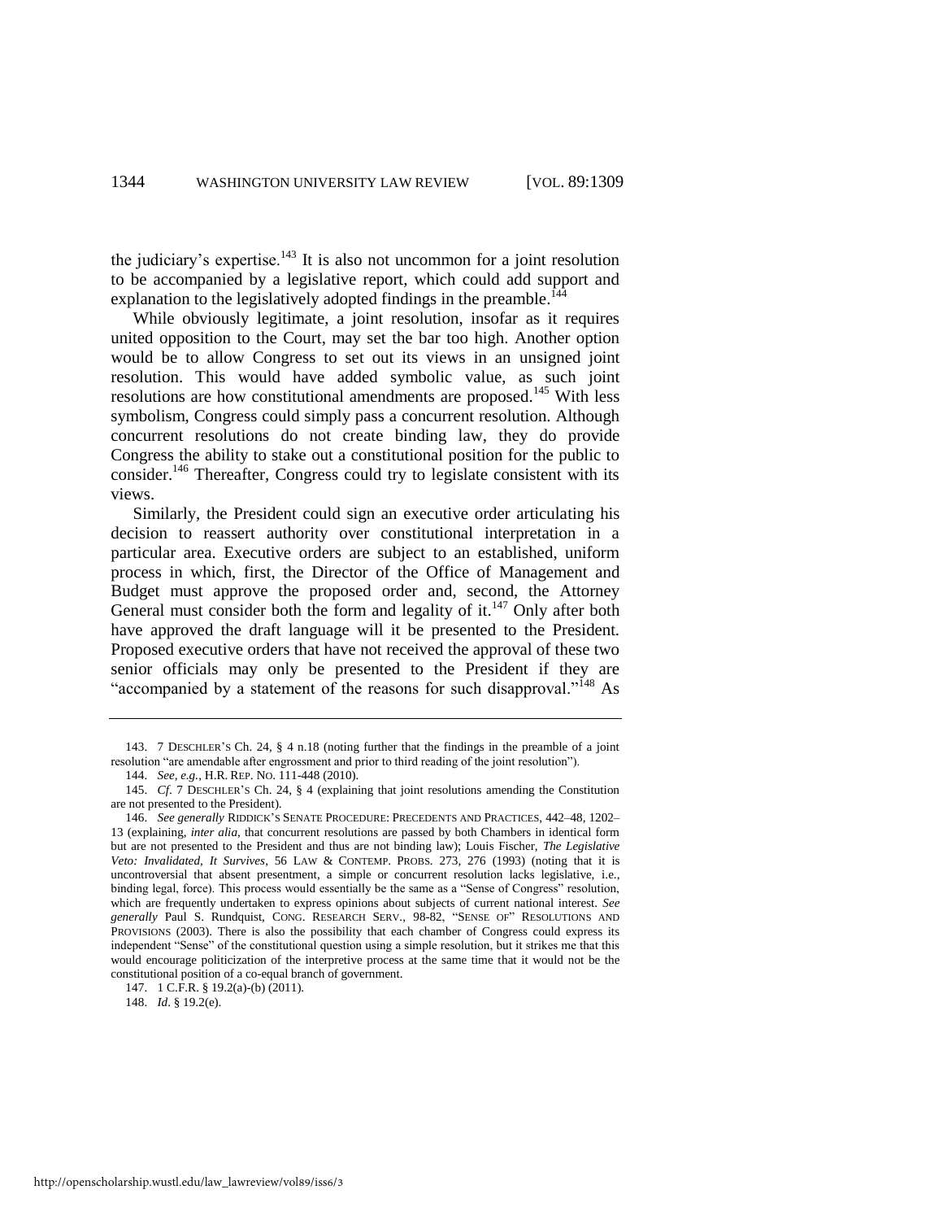the judiciary's expertise.[143] It is also not uncommon for a joint resolution to be accompanied by a legislative report, which could add support and explanation to the legislatively adopted findings in the preamble.[144]

While obviously legitimate, a joint resolution, insofar as it requires united opposition to the Court, may set the bar too high. Another option would be to allow Congress to set out its views in an unsigned joint resolution. This would have added symbolic value, as such joint resolutions are how constitutional amendments are proposed.[145] With less symbolism, Congress could simply pass a concurrent resolution. Although concurrent resolutions do not create binding law, they do provide Congress the ability to stake out a constitutional position for the public to consider.[146] Thereafter, Congress could try to legislate consistent with its views.

Similarly, the President could sign an executive order articulating his decision to reassert authority over constitutional interpretation in a particular area. Executive orders are subject to an established, uniform process in which, first, the Director of the Office of Management and Budget must approve the proposed order and, second, the Attorney General must consider both the form and legality of it.[147] Only after both have approved the draft language will it be presented to the President. Proposed executive orders that have not received the approval of these two senior officials may only be presented to the President if they are "accompanied by a statement of the reasons for such disapproval."[148] As

---

143. 7 DESCHLER'S Ch. 24, § 4 n.18 (noting further that the findings in the preamble of a joint resolution "are amendable after engrossment and prior to third reading of the joint resolution").

144. *See, e.g.*, H.R. REP. NO. 111-448 (2010).

145. *Cf*. 7 DESCHLER'S Ch. 24, § 4 (explaining that joint resolutions amending the Constitution are not presented to the President).

146. *See generally* RIDDICK'S SENATE PROCEDURE: PRECEDENTS AND PRACTICES, 442–48, 1202–13 (explaining, *inter alia*, that concurrent resolutions are passed by both Chambers in identical form but are not presented to the President and thus are not binding law); Louis Fischer, *The Legislative Veto: Invalidated, It Survives*, 56 LAW & CONTEMP. PROBS. 273, 276 (1993) (noting that it is uncontroversial that absent presentment, a simple or concurrent resolution lacks legislative, i.e., binding legal, force). This process would essentially be the same as a "Sense of Congress" resolution, which are frequently undertaken to express opinions about subjects of current national interest. *See generally* Paul S. Rundquist, CONG. RESEARCH SERV., 98-82, "SENSE OF" RESOLUTIONS AND PROVISIONS (2003). There is also the possibility that each chamber of Congress could express its independent "Sense" of the constitutional question using a simple resolution, but it strikes me that this would encourage politicization of the interpretive process at the same time that it would not be the constitutional position of a co-equal branch of government.

147. 1 C.F.R. § 19.2(a)-(b) (2011).

148. *Id*. § 19.2(e).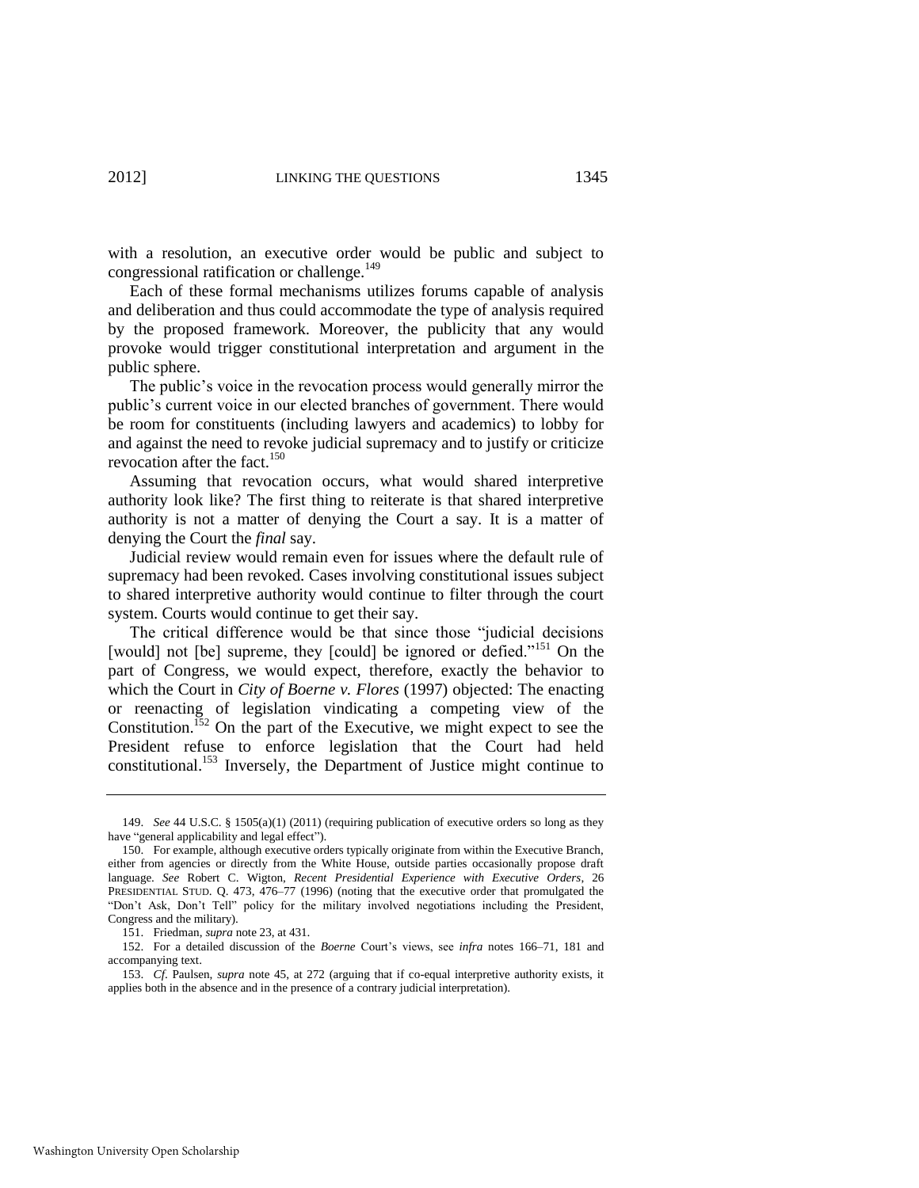with a resolution, an executive order would be public and subject to congressional ratification or challenge.[149]

Each of these formal mechanisms utilizes forums capable of analysis and deliberation and thus could accommodate the type of analysis required by the proposed framework. Moreover, the publicity that any would provoke would trigger constitutional interpretation and argument in the public sphere.

The public's voice in the revocation process would generally mirror the public's current voice in our elected branches of government. There would be room for constituents (including lawyers and academics) to lobby for and against the need to revoke judicial supremacy and to justify or criticize revocation after the fact.[150]

Assuming that revocation occurs, what would shared interpretive authority look like? The first thing to reiterate is that shared interpretive authority is not a matter of denying the Court a say. It is a matter of denying the Court the *final* say.

Judicial review would remain even for issues where the default rule of supremacy had been revoked. Cases involving constitutional issues subject to shared interpretive authority would continue to filter through the court system. Courts would continue to get their say.

The critical difference would be that since those "judicial decisions [would] not [be] supreme, they [could] be ignored or defied."[151] On the part of Congress, we would expect, therefore, exactly the behavior to which the Court in *City of Boerne v. Flores* (1997) objected: The enacting or reenacting of legislation vindicating a competing view of the Constitution.[152] On the part of the Executive, we might expect to see the President refuse to enforce legislation that the Court had held constitutional.[153] Inversely, the Department of Justice might continue to

---

149. *See* 44 U.S.C. § 1505(a)(1) (2011) (requiring publication of executive orders so long as they have "general applicability and legal effect").

150. For example, although executive orders typically originate from within the Executive Branch, either from agencies or directly from the White House, outside parties occasionally propose draft language. *See* Robert C. Wigton, *Recent Presidential Experience with Executive Orders*, 26 PRESIDENTIAL STUD. Q. 473, 476–77 (1996) (noting that the executive order that promulgated the "Don't Ask, Don't Tell" policy for the military involved negotiations including the President, Congress and the military).

151. Friedman, *supra* note 23, at 431.

152. For a detailed discussion of the *Boerne* Court's views, see *infra* notes 166–71, 181 and accompanying text.

153. *Cf*. Paulsen, *supra* note 45, at 272 (arguing that if co-equal interpretive authority exists, it applies both in the absence and in the presence of a contrary judicial interpretation).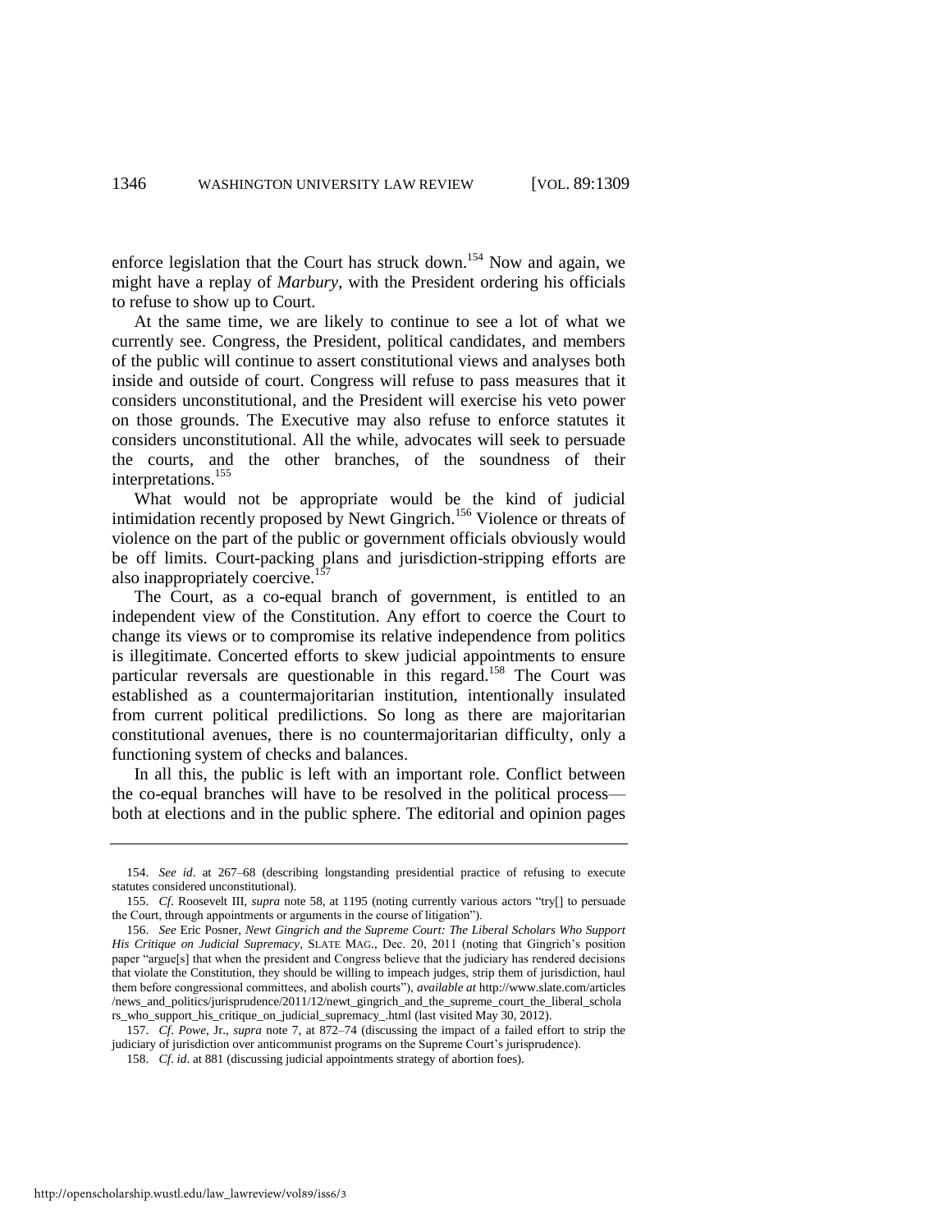enforce legislation that the Court has struck down.[154] Now and again, we might have a replay of *Marbury*, with the President ordering his officials to refuse to show up to Court.

At the same time, we are likely to continue to see a lot of what we currently see. Congress, the President, political candidates, and members of the public will continue to assert constitutional views and analyses both inside and outside of court. Congress will refuse to pass measures that it considers unconstitutional, and the President will exercise his veto power on those grounds. The Executive may also refuse to enforce statutes it considers unconstitutional. All the while, advocates will seek to persuade the courts, and the other branches, of the soundness of their interpretations.[155]

What would not be appropriate would be the kind of judicial intimidation recently proposed by Newt Gingrich.[156] Violence or threats of violence on the part of the public or government officials obviously would be off limits. Court-packing plans and jurisdiction-stripping efforts are also inappropriately coercive.[157]

The Court, as a co-equal branch of government, is entitled to an independent view of the Constitution. Any effort to coerce the Court to change its views or to compromise its relative independence from politics is illegitimate. Concerted efforts to skew judicial appointments to ensure particular reversals are questionable in this regard.[158] The Court was established as a countermajoritarian institution, intentionally insulated from current political predilictions. So long as there are majoritarian constitutional avenues, there is no countermajoritarian difficulty, only a functioning system of checks and balances.

In all this, the public is left with an important role. Conflict between the co-equal branches will have to be resolved in the political process—both at elections and in the public sphere. The editorial and opinion pages

---

154. *See id*. at 267–68 (describing longstanding presidential practice of refusing to execute statutes considered unconstitutional).

155. *Cf*. Roosevelt III, *supra* note 58, at 1195 (noting currently various actors "try[] to persuade the Court, through appointments or arguments in the course of litigation").

156. *See* Eric Posner, *Newt Gingrich and the Supreme Court: The Liberal Scholars Who Support His Critique on Judicial Supremacy*, SLATE MAG., Dec. 20, 2011 (noting that Gingrich's position paper "argue[s] that when the president and Congress believe that the judiciary has rendered decisions that violate the Constitution, they should be willing to impeach judges, strip them of jurisdiction, haul them before congressional committees, and abolish courts"), *available at* http://www.slate.com/articles/news_and_politics/jurisprudence/2011/12/newt_gingrich_and_the_supreme_court_the_liberal_scholars_who_support_his_critique_on_judicial_supremacy_.html (last visited May 30, 2012).

157. *Cf*. *Powe*, Jr., *supra* note 7, at 872–74 (discussing the impact of a failed effort to strip the judiciary of jurisdiction over anticommunist programs on the Supreme Court's jurisprudence).

158. *Cf*. *id*. at 881 (discussing judicial appointments strategy of abortion foes).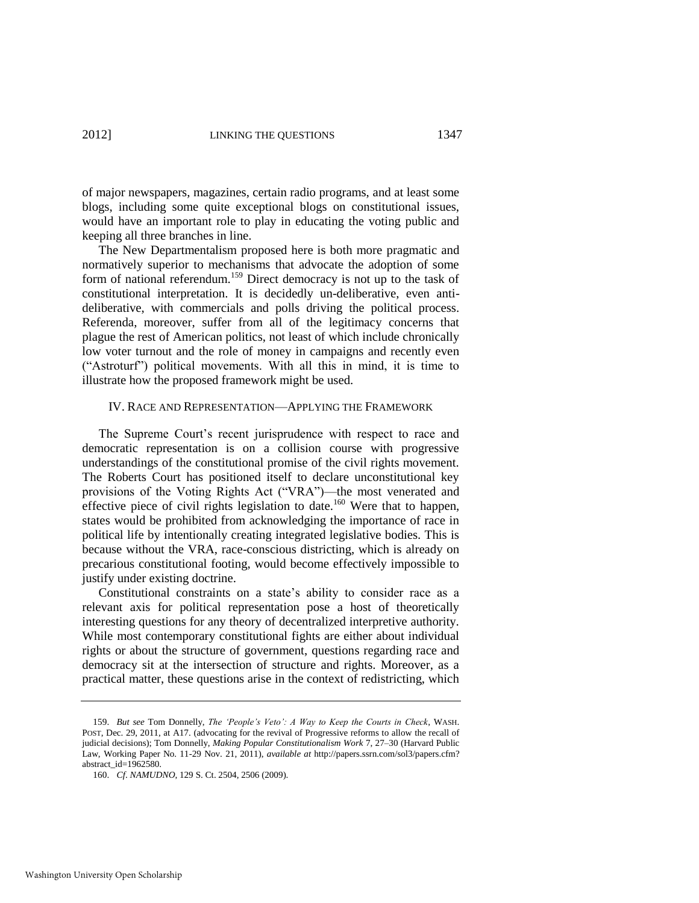of major newspapers, magazines, certain radio programs, and at least some blogs, including some quite exceptional blogs on constitutional issues, would have an important role to play in educating the voting public and keeping all three branches in line.

The New Departmentalism proposed here is both more pragmatic and normatively superior to mechanisms that advocate the adoption of some form of national referendum.[159] Direct democracy is not up to the task of constitutional interpretation. It is decidedly un-deliberative, even anti-deliberative, with commercials and polls driving the political process. Referenda, moreover, suffer from all of the legitimacy concerns that plague the rest of American politics, not least of which include chronically low voter turnout and the role of money in campaigns and recently even ("Astroturf") political movements. With all this in mind, it is time to illustrate how the proposed framework might be used.

## IV. RACE AND REPRESENTATION—APPLYING THE FRAMEWORK

The Supreme Court's recent jurisprudence with respect to race and democratic representation is on a collision course with progressive understandings of the constitutional promise of the civil rights movement. The Roberts Court has positioned itself to declare unconstitutional key provisions of the Voting Rights Act ("VRA")—the most venerated and effective piece of civil rights legislation to date.[160] Were that to happen, states would be prohibited from acknowledging the importance of race in political life by intentionally creating integrated legislative bodies. This is because without the VRA, race-conscious districting, which is already on precarious constitutional footing, would become effectively impossible to justify under existing doctrine.

Constitutional constraints on a state's ability to consider race as a relevant axis for political representation pose a host of theoretically interesting questions for any theory of decentralized interpretive authority. While most contemporary constitutional fights are either about individual rights or about the structure of government, questions regarding race and democracy sit at the intersection of structure and rights. Moreover, as a practical matter, these questions arise in the context of redistricting, which

---

159. *But see* Tom Donnelly, *The 'People's Veto': A Way to Keep the Courts in Check*, WASH. POST, Dec. 29, 2011, at A17. (advocating for the revival of Progressive reforms to allow the recall of judicial decisions); Tom Donnelly, *Making Popular Constitutionalism Work* 7, 27–30 (Harvard Public Law, Working Paper No. 11-29 Nov. 21, 2011), *available at* http://papers.ssrn.com/sol3/papers.cfm?abstract_id=1962580.

160. *Cf. NAMUDNO*, 129 S. Ct. 2504, 2506 (2009).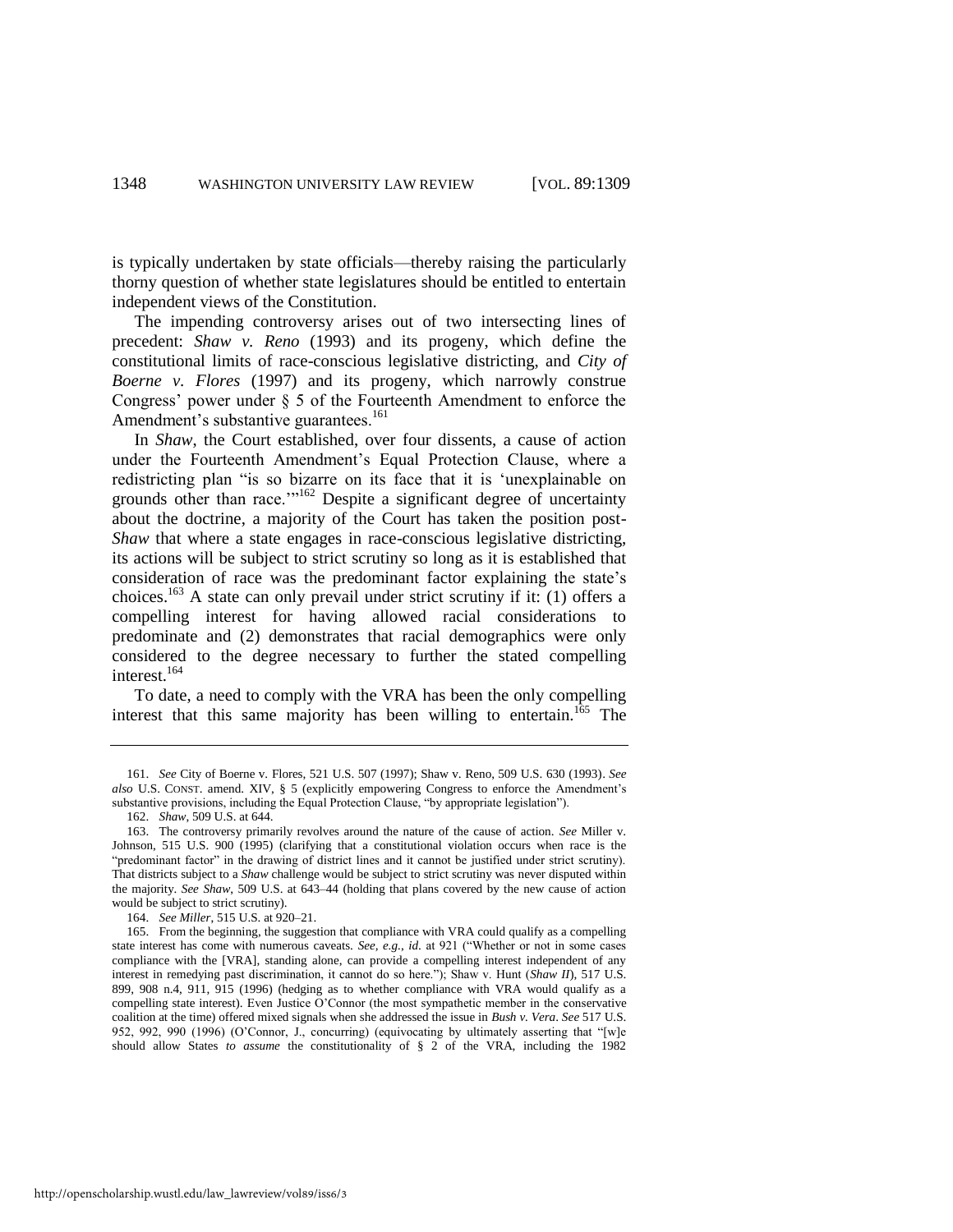is typically undertaken by state officials—thereby raising the particularly thorny question of whether state legislatures should be entitled to entertain independent views of the Constitution.

The impending controversy arises out of two intersecting lines of precedent: *Shaw v. Reno* (1993) and its progeny, which define the constitutional limits of race-conscious legislative districting, and *City of Boerne v. Flores* (1997) and its progeny, which narrowly construe Congress' power under § 5 of the Fourteenth Amendment to enforce the Amendment's substantive guarantees.[161]

In *Shaw*, the Court established, over four dissents, a cause of action under the Fourteenth Amendment's Equal Protection Clause, where a redistricting plan "is so bizarre on its face that it is 'unexplainable on grounds other than race.'"[162] Despite a significant degree of uncertainty about the doctrine, a majority of the Court has taken the position post-*Shaw* that where a state engages in race-conscious legislative districting, its actions will be subject to strict scrutiny so long as it is established that consideration of race was the predominant factor explaining the state's choices.[163] A state can only prevail under strict scrutiny if it: (1) offers a compelling interest for having allowed racial considerations to predominate and (2) demonstrates that racial demographics were only considered to the degree necessary to further the stated compelling interest.[164]

To date, a need to comply with the VRA has been the only compelling interest that this same majority has been willing to entertain.[165] The

---

161. *See* City of Boerne v. Flores, 521 U.S. 507 (1997); Shaw v. Reno, 509 U.S. 630 (1993). *See also* U.S. CONST. amend. XIV, § 5 (explicitly empowering Congress to enforce the Amendment's substantive provisions, including the Equal Protection Clause, "by appropriate legislation").

162. *Shaw*, 509 U.S. at 644.

163. The controversy primarily revolves around the nature of the cause of action. *See* Miller v. Johnson, 515 U.S. 900 (1995) (clarifying that a constitutional violation occurs when race is the "predominant factor" in the drawing of district lines and it cannot be justified under strict scrutiny). That districts subject to a *Shaw* challenge would be subject to strict scrutiny was never disputed within the majority. *See Shaw*, 509 U.S. at 643–44 (holding that plans covered by the new cause of action would be subject to strict scrutiny).

164. *See Miller*, 515 U.S. at 920–21.

165. From the beginning, the suggestion that compliance with VRA could qualify as a compelling state interest has come with numerous caveats. *See, e.g.*, *id.* at 921 ("Whether or not in some cases compliance with the [VRA], standing alone, can provide a compelling interest independent of any interest in remedying past discrimination, it cannot do so here."); Shaw v. Hunt (*Shaw II*), 517 U.S. 899, 908 n.4, 911, 915 (1996) (hedging as to whether compliance with VRA would qualify as a compelling state interest). Even Justice O'Connor (the most sympathetic member in the conservative coalition at the time) offered mixed signals when she addressed the issue in *Bush v. Vera*. *See* 517 U.S. 952, 992, 990 (1996) (O'Connor, J., concurring) (equivocating by ultimately asserting that "[w]e should allow States *to assume* the constitutionality of § 2 of the VRA, including the 1982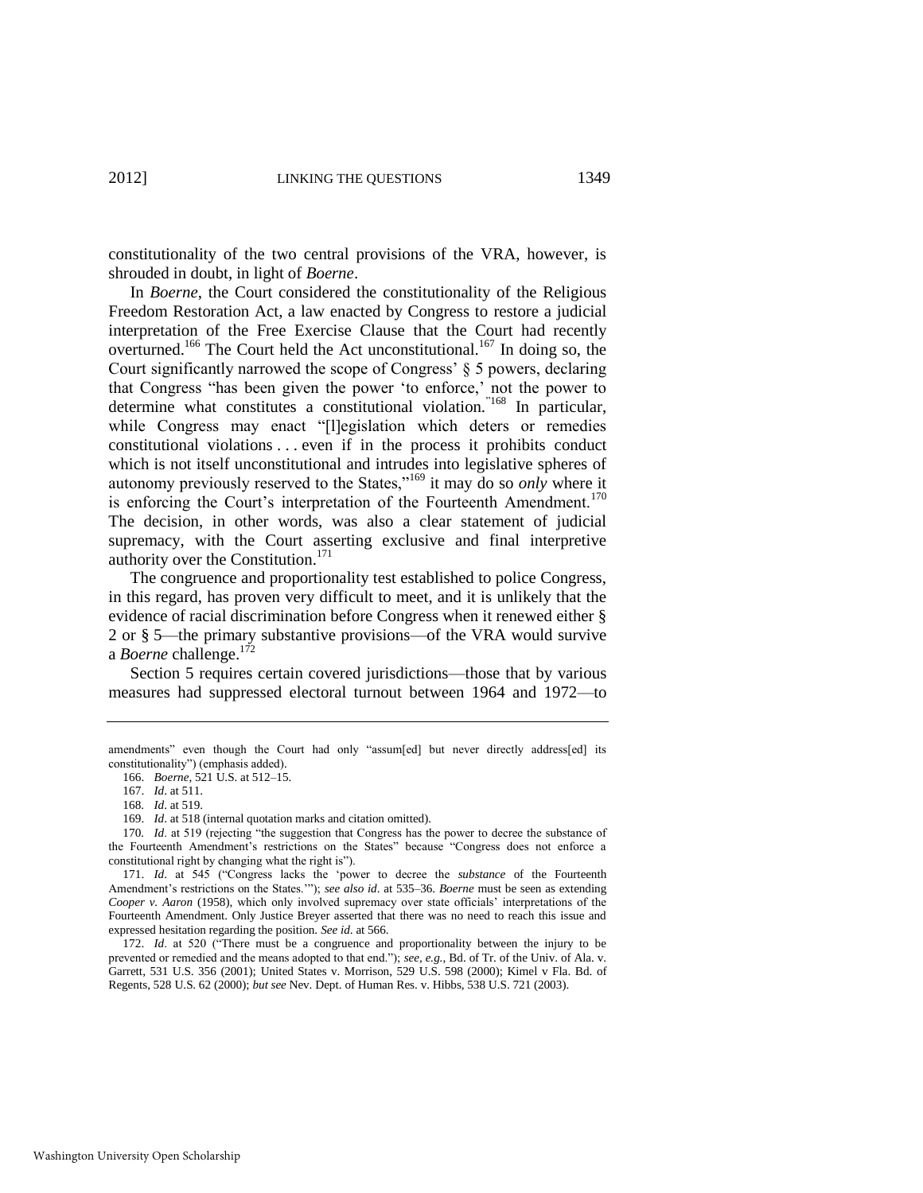constitutionality of the two central provisions of the VRA, however, is shrouded in doubt, in light of *Boerne*.

In *Boerne*, the Court considered the constitutionality of the Religious Freedom Restoration Act, a law enacted by Congress to restore a judicial interpretation of the Free Exercise Clause that the Court had recently overturned.[166] The Court held the Act unconstitutional.[167] In doing so, the Court significantly narrowed the scope of Congress' § 5 powers, declaring that Congress "has been given the power 'to enforce,' not the power to determine what constitutes a constitutional violation."[168] In particular, while Congress may enact "[l]egislation which deters or remedies constitutional violations . . . even if in the process it prohibits conduct which is not itself unconstitutional and intrudes into legislative spheres of autonomy previously reserved to the States,"[169] it may do so *only* where it is enforcing the Court's interpretation of the Fourteenth Amendment.[170] The decision, in other words, was also a clear statement of judicial supremacy, with the Court asserting exclusive and final interpretive authority over the Constitution.[171]

The congruence and proportionality test established to police Congress, in this regard, has proven very difficult to meet, and it is unlikely that the evidence of racial discrimination before Congress when it renewed either § 2 or § 5—the primary substantive provisions—of the VRA would survive a *Boerne* challenge.[172]

Section 5 requires certain covered jurisdictions—those that by various measures had suppressed electoral turnout between 1964 and 1972—to

---

amendments" even though the Court had only "assum[ed] but never directly address[ed] its constitutionality") (emphasis added).

166. *Boerne*, 521 U.S. at 512–15.

167. *Id*. at 511.

168. *Id*. at 519.

169. *Id*. at 518 (internal quotation marks and citation omitted).

170. *Id*. at 519 (rejecting "the suggestion that Congress has the power to decree the substance of the Fourteenth Amendment's restrictions on the States" because "Congress does not enforce a constitutional right by changing what the right is").

171. *Id*. at 545 ("Congress lacks the 'power to decree the *substance* of the Fourteenth Amendment's restrictions on the States.'"); *see also id*. at 535–36. *Boerne* must be seen as extending *Cooper v. Aaron* (1958), which only involved supremacy over state officials' interpretations of the Fourteenth Amendment. Only Justice Breyer asserted that there was no need to reach this issue and expressed hesitation regarding the position. *See id*. at 566.

172. *Id*. at 520 ("There must be a congruence and proportionality between the injury to be prevented or remedied and the means adopted to that end."); *see, e.g.*, Bd. of Tr. of the Univ. of Ala. v. Garrett, 531 U.S. 356 (2001); United States v. Morrison, 529 U.S. 598 (2000); Kimel v Fla. Bd. of Regents, 528 U.S. 62 (2000); *but see* Nev. Dept. of Human Res. v. Hibbs, 538 U.S. 721 (2003).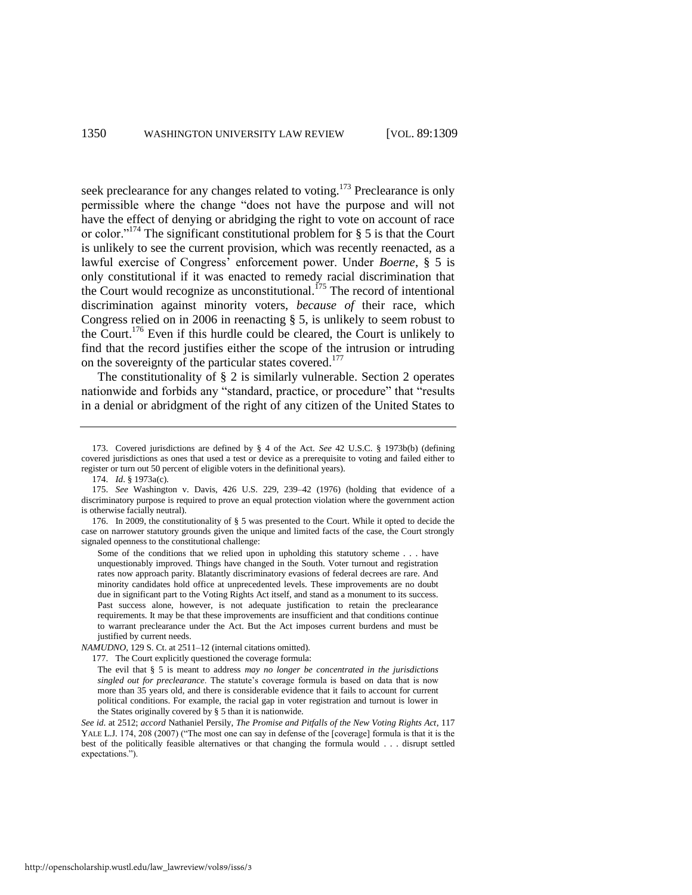seek preclearance for any changes related to voting.[173] Preclearance is only permissible where the change "does not have the purpose and will not have the effect of denying or abridging the right to vote on account of race or color."[174] The significant constitutional problem for § 5 is that the Court is unlikely to see the current provision, which was recently reenacted, as a lawful exercise of Congress' enforcement power. Under *Boerne*, § 5 is only constitutional if it was enacted to remedy racial discrimination that the Court would recognize as unconstitutional.[175] The record of intentional discrimination against minority voters, *because of* their race, which Congress relied on in 2006 in reenacting § 5, is unlikely to seem robust to the Court.[176] Even if this hurdle could be cleared, the Court is unlikely to find that the record justifies either the scope of the intrusion or intruding on the sovereignty of the particular states covered.[177]

The constitutionality of § 2 is similarly vulnerable. Section 2 operates nationwide and forbids any "standard, practice, or procedure" that "results in a denial or abridgment of the right of any citizen of the United States to

---

173. Covered jurisdictions are defined by § 4 of the Act. *See* 42 U.S.C. § 1973b(b) (defining covered jurisdictions as ones that used a test or device as a prerequisite to voting and failed either to register or turn out 50 percent of eligible voters in the definitional years).

174. *Id*. § 1973a(c).

175. *See* Washington v. Davis, 426 U.S. 229, 239–42 (1976) (holding that evidence of a discriminatory purpose is required to prove an equal protection violation where the government action is otherwise facially neutral).

176. In 2009, the constitutionality of § 5 was presented to the Court. While it opted to decide the case on narrower statutory grounds given the unique and limited facts of the case, the Court strongly signaled openness to the constitutional challenge:

> Some of the conditions that we relied upon in upholding this statutory scheme . . . have unquestionably improved. Things have changed in the South. Voter turnout and registration rates now approach parity. Blatantly discriminatory evasions of federal decrees are rare. And minority candidates hold office at unprecedented levels. These improvements are no doubt due in significant part to the Voting Rights Act itself, and stand as a monument to its success. Past success alone, however, is not adequate justification to retain the preclearance requirements. It may be that these improvements are insufficient and that conditions continue to warrant preclearance under the Act. But the Act imposes current burdens and must be justified by current needs.

*NAMUDNO*, 129 S. Ct. at 2511–12 (internal citations omitted).

177. The Court explicitly questioned the coverage formula:

> The evil that § 5 is meant to address *may no longer be concentrated in the jurisdictions singled out for preclearance*. The statute's coverage formula is based on data that is now more than 35 years old, and there is considerable evidence that it fails to account for current political conditions. For example, the racial gap in voter registration and turnout is lower in the States originally covered by § 5 than it is nationwide.

*See id.* at 2512; *accord* Nathaniel Persily, *The Promise and Pitfalls of the New Voting Rights Act*, 117 YALE L.J. 174, 208 (2007) ("The most one can say in defense of the [coverage] formula is that it is the best of the politically feasible alternatives or that changing the formula would . . . disrupt settled expectations.").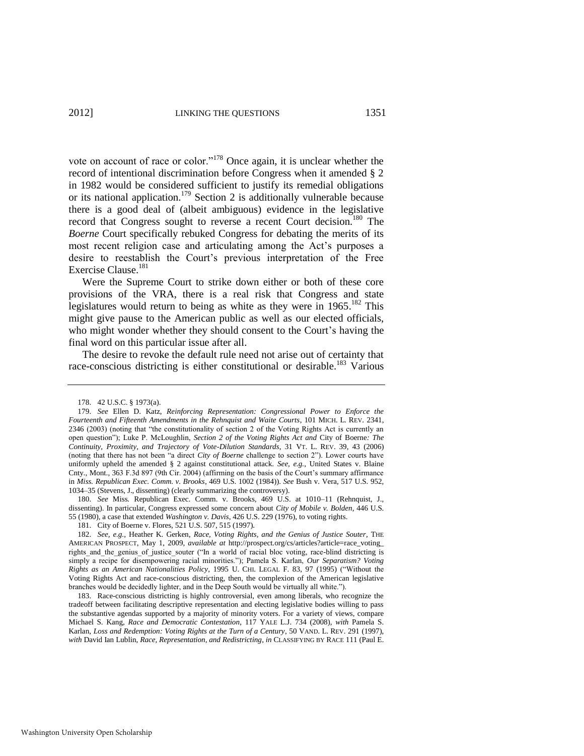vote on account of race or color."[178] Once again, it is unclear whether the record of intentional discrimination before Congress when it amended § 2 in 1982 would be considered sufficient to justify its remedial obligations or its national application.[179] Section 2 is additionally vulnerable because there is a good deal of (albeit ambiguous) evidence in the legislative record that Congress sought to reverse a recent Court decision.[180] The *Boerne* Court specifically rebuked Congress for debating the merits of its most recent religion case and articulating among the Act's purposes a desire to reestablish the Court's previous interpretation of the Free Exercise Clause.[181]

Were the Supreme Court to strike down either or both of these core provisions of the VRA, there is a real risk that Congress and state legislatures would return to being as white as they were in 1965.[182] This might give pause to the American public as well as our elected officials, who might wonder whether they should consent to the Court's having the final word on this particular issue after all.

The desire to revoke the default rule need not arise out of certainty that race-conscious districting is either constitutional or desirable.[183] Various

---

178. 42 U.S.C. § 1973(a).

179. *See* Ellen D. Katz, *Reinforcing Representation: Congressional Power to Enforce the Fourteenth and Fifteenth Amendments in the Rehnquist and Waite Courts*, 101 MICH. L. REV. 2341, 2346 (2003) (noting that "the constitutionality of section 2 of the Voting Rights Act is currently an open question"); Luke P. McLoughlin, *Section 2 of the Voting Rights Act and* City of Boerne*: The Continuity, Proximity, and Trajectory of Vote-Dilution Standards*, 31 VT. L. REV. 39, 43 (2006) (noting that there has not been "a direct *City of Boerne* challenge to section 2"). Lower courts have uniformly upheld the amended § 2 against constitutional attack. *See, e.g.*, United States v. Blaine Cnty., Mont., 363 F.3d 897 (9th Cir. 2004) (affirming on the basis of the Court's summary affirmance in *Miss. Republican Exec. Comm. v. Brooks*, 469 U.S. 1002 (1984)). *See* Bush v. Vera, 517 U.S. 952, 1034–35 (Stevens, J., dissenting) (clearly summarizing the controversy).

180. *See* Miss. Republican Exec. Comm. v. Brooks, 469 U.S. at 1010–11 (Rehnquist, J., dissenting). In particular, Congress expressed some concern about *City of Mobile v. Bolden*, 446 U.S. 55 (1980), a case that extended *Washington v. Davis*, 426 U.S. 229 (1976), to voting rights.

181. City of Boerne v. Flores, 521 U.S. 507, 515 (1997).

182. *See, e.g.*, Heather K. Gerken, *Race, Voting Rights, and the Genius of Justice Souter*, THE AMERICAN PROSPECT, May 1, 2009, *available at* http://prospect.org/cs/articles?article=race_voting_rights_and_the_genius_of_justice_souter ("In a world of racial bloc voting, race-blind districting is simply a recipe for disempowering racial minorities."); Pamela S. Karlan, *Our Separatism? Voting Rights as an American Nationalities Policy*, 1995 U. CHI. LEGAL F. 83, 97 (1995) ("Without the Voting Rights Act and race-conscious districting, then, the complexion of the American legislative branches would be decidedly lighter, and in the Deep South would be virtually all white.").

183. Race-conscious districting is highly controversial, even among liberals, who recognize the tradeoff between facilitating descriptive representation and electing legislative bodies willing to pass the substantive agendas supported by a majority of minority voters. For a variety of views, compare Michael S. Kang, *Race and Democratic Contestation*, 117 YALE L.J. 734 (2008), *with* Pamela S. Karlan, *Loss and Redemption: Voting Rights at the Turn of a Century*, 50 VAND. L. REV. 291 (1997), *with* David Ian Lublin, *Race, Representation, and Redistricting*, *in* CLASSIFYING BY RACE 111 (Paul E.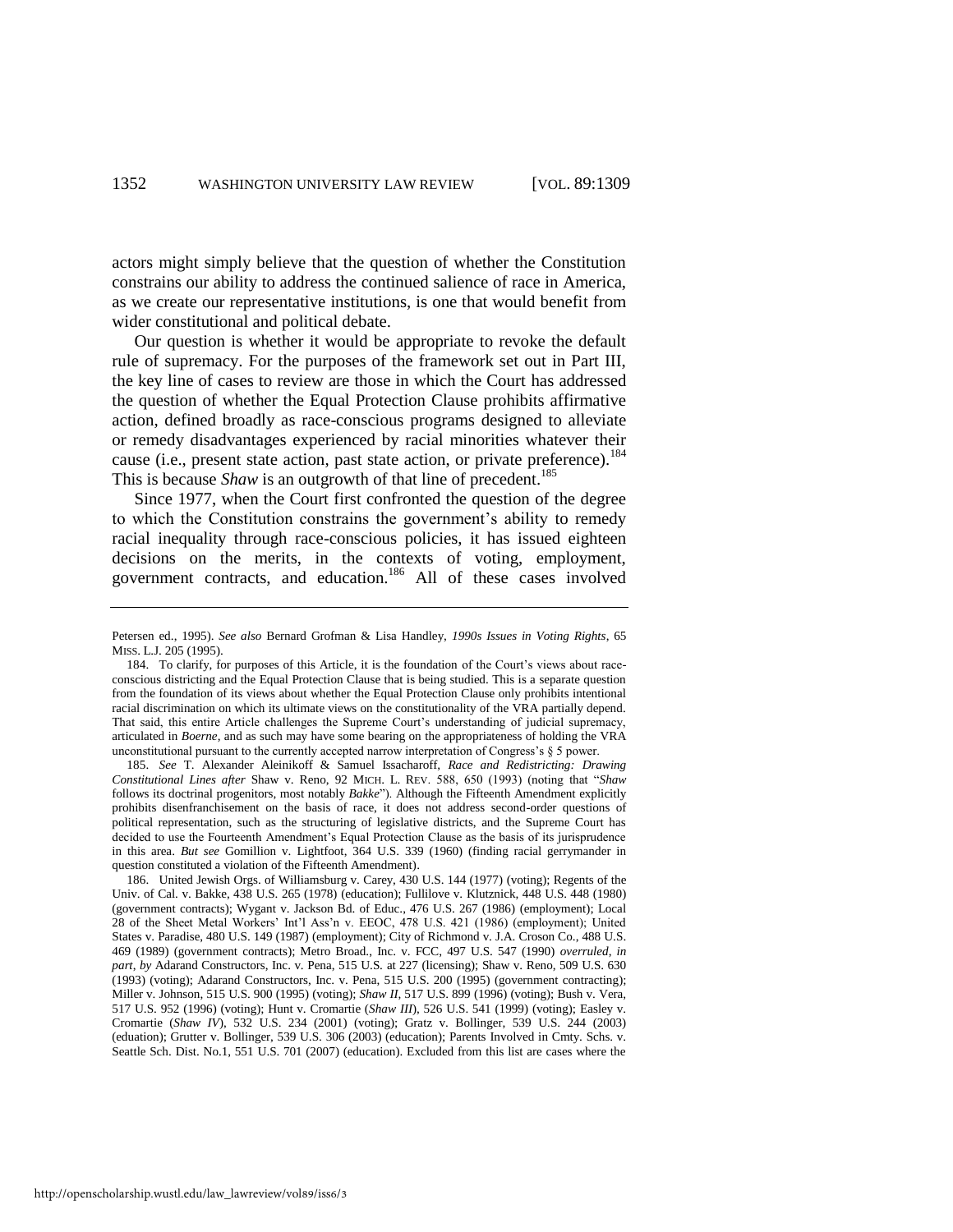actors might simply believe that the question of whether the Constitution constrains our ability to address the continued salience of race in America, as we create our representative institutions, is one that would benefit from wider constitutional and political debate.

Our question is whether it would be appropriate to revoke the default rule of supremacy. For the purposes of the framework set out in Part III, the key line of cases to review are those in which the Court has addressed the question of whether the Equal Protection Clause prohibits affirmative action, defined broadly as race-conscious programs designed to alleviate or remedy disadvantages experienced by racial minorities whatever their cause (i.e., present state action, past state action, or private preference).[184] This is because *Shaw* is an outgrowth of that line of precedent.[185]

Since 1977, when the Court first confronted the question of the degree to which the Constitution constrains the government's ability to remedy racial inequality through race-conscious policies, it has issued eighteen decisions on the merits, in the contexts of voting, employment, government contracts, and education.[186] All of these cases involved

---

Petersen ed., 1995). *See also* Bernard Grofman & Lisa Handley, *1990s Issues in Voting Rights*, 65 MISS. L.J. 205 (1995).

184. To clarify, for purposes of this Article, it is the foundation of the Court's views about race-conscious districting and the Equal Protection Clause that is being studied. This is a separate question from the foundation of its views about whether the Equal Protection Clause only prohibits intentional racial discrimination on which its ultimate views on the constitutionality of the VRA partially depend. That said, this entire Article challenges the Supreme Court's understanding of judicial supremacy, articulated in *Boerne*, and as such may have some bearing on the appropriateness of holding the VRA unconstitutional pursuant to the currently accepted narrow interpretation of Congress's § 5 power.

185. *See* T. Alexander Aleinikoff & Samuel Issacharoff, *Race and Redistricting: Drawing Constitutional Lines after* Shaw v. Reno, 92 MICH. L. REV. 588, 650 (1993) (noting that "*Shaw* follows its doctrinal progenitors, most notably *Bakke*"). Although the Fifteenth Amendment explicitly prohibits disenfranchisement on the basis of race, it does not address second-order questions of political representation, such as the structuring of legislative districts, and the Supreme Court has decided to use the Fourteenth Amendment's Equal Protection Clause as the basis of its jurisprudence in this area. *But see* Gomillion v. Lightfoot, 364 U.S. 339 (1960) (finding racial gerrymander in question constituted a violation of the Fifteenth Amendment).

186. United Jewish Orgs. of Williamsburg v. Carey, 430 U.S. 144 (1977) (voting); Regents of the Univ. of Cal. v. Bakke, 438 U.S. 265 (1978) (education); Fullilove v. Klutznick, 448 U.S. 448 (1980) (government contracts); Wygant v. Jackson Bd. of Educ., 476 U.S. 267 (1986) (employment); Local 28 of the Sheet Metal Workers' Int'l Ass'n v. EEOC, 478 U.S. 421 (1986) (employment); United States v. Paradise, 480 U.S. 149 (1987) (employment); City of Richmond v. J.A. Croson Co., 488 U.S. 469 (1989) (government contracts); Metro Broad., Inc. v. FCC, 497 U.S. 547 (1990) *overruled, in part, by* Adarand Constructors, Inc. v. Pena, 515 U.S. at 227 (licensing); Shaw v. Reno, 509 U.S. 630 (1993) (voting); Adarand Constructors, Inc. v. Pena, 515 U.S. 200 (1995) (government contracting); Miller v. Johnson, 515 U.S. 900 (1995) (voting); *Shaw II*, 517 U.S. 899 (1996) (voting); Bush v. Vera, 517 U.S. 952 (1996) (voting); Hunt v. Cromartie (*Shaw III*), 526 U.S. 541 (1999) (voting); Easley v. Cromartie (*Shaw IV*), 532 U.S. 234 (2001) (voting); Gratz v. Bollinger, 539 U.S. 244 (2003) (eduation); Grutter v. Bollinger, 539 U.S. 306 (2003) (education); Parents Involved in Cmty. Schs. v. Seattle Sch. Dist. No.1, 551 U.S. 701 (2007) (education). Excluded from this list are cases where the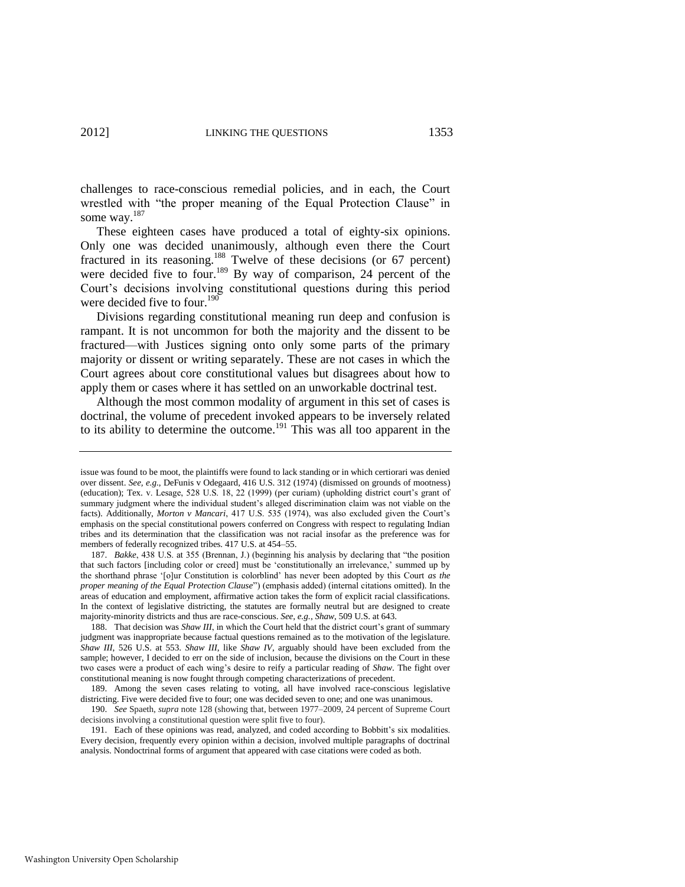challenges to race-conscious remedial policies, and in each, the Court wrestled with "the proper meaning of the Equal Protection Clause" in some way.[187]

These eighteen cases have produced a total of eighty-six opinions. Only one was decided unanimously, although even there the Court fractured in its reasoning.[188] Twelve of these decisions (or 67 percent) were decided five to four.[189] By way of comparison, 24 percent of the Court's decisions involving constitutional questions during this period were decided five to four.[190]

Divisions regarding constitutional meaning run deep and confusion is rampant. It is not uncommon for both the majority and the dissent to be fractured—with Justices signing onto only some parts of the primary majority or dissent or writing separately. These are not cases in which the Court agrees about core constitutional values but disagrees about how to apply them or cases where it has settled on an unworkable doctrinal test.

Although the most common modality of argument in this set of cases is doctrinal, the volume of precedent invoked appears to be inversely related to its ability to determine the outcome.[191] This was all too apparent in the

---

issue was found to be moot, the plaintiffs were found to lack standing or in which certiorari was denied over dissent. *See, e.g.*, DeFunis v Odegaard, 416 U.S. 312 (1974) (dismissed on grounds of mootness) (education); Tex. v. Lesage, 528 U.S. 18, 22 (1999) (per curiam) (upholding district court's grant of summary judgment where the individual student's alleged discrimination claim was not viable on the facts). Additionally, *Morton v Mancari*, 417 U.S. 535 (1974), was also excluded given the Court's emphasis on the special constitutional powers conferred on Congress with respect to regulating Indian tribes and its determination that the classification was not racial insofar as the preference was for members of federally recognized tribes. 417 U.S. at 454–55.

187. *Bakke*, 438 U.S. at 355 (Brennan, J.) (beginning his analysis by declaring that "the position that such factors [including color or creed] must be 'constitutionally an irrelevance,' summed up by the shorthand phrase '[o]ur Constitution is colorblind' has never been adopted by this Court *as the proper meaning of the Equal Protection Clause*") (emphasis added) (internal citations omitted). In the areas of education and employment, affirmative action takes the form of explicit racial classifications. In the context of legislative districting, the statutes are formally neutral but are designed to create majority-minority districts and thus are race-conscious. *See, e.g.*, *Shaw*, 509 U.S. at 643.

188. That decision was *Shaw III*, in which the Court held that the district court's grant of summary judgment was inappropriate because factual questions remained as to the motivation of the legislature. *Shaw III*, 526 U.S. at 553. *Shaw III*, like *Shaw IV*, arguably should have been excluded from the sample; however, I decided to err on the side of inclusion, because the divisions on the Court in these two cases were a product of each wing's desire to reify a particular reading of *Shaw*. The fight over constitutional meaning is now fought through competing characterizations of precedent.

189. Among the seven cases relating to voting, all have involved race-conscious legislative districting. Five were decided five to four; one was decided seven to one; and one was unanimous.

190. *See* Spaeth, *supra* note 128 (showing that, between 1977–2009, 24 percent of Supreme Court decisions involving a constitutional question were split five to four).

191. Each of these opinions was read, analyzed, and coded according to Bobbitt's six modalities. Every decision, frequently every opinion within a decision, involved multiple paragraphs of doctrinal analysis. Nondoctrinal forms of argument that appeared with case citations were coded as both.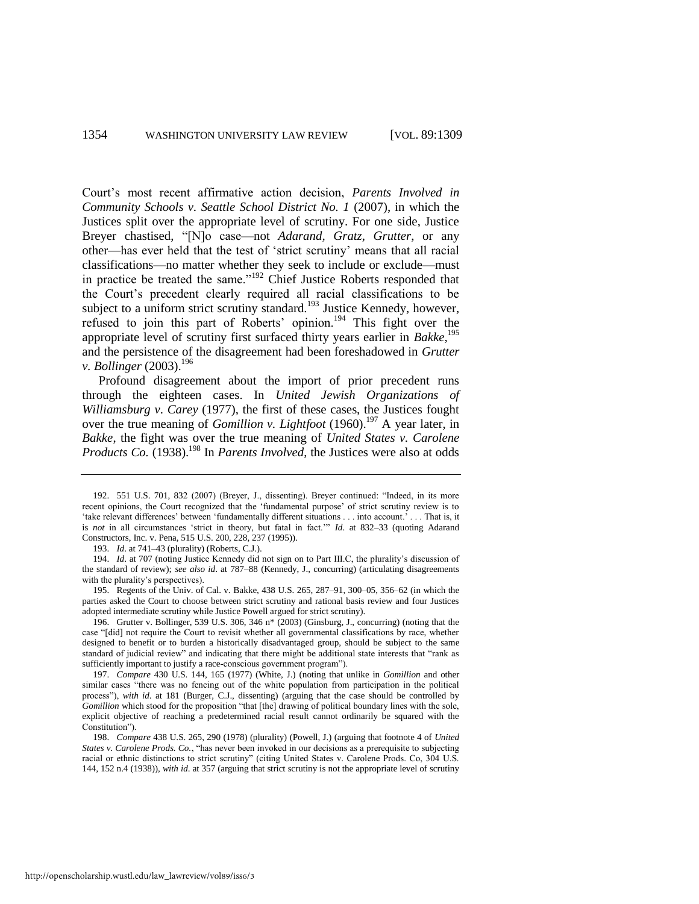Court's most recent affirmative action decision, *Parents Involved in Community Schools v. Seattle School District No. 1* (2007), in which the Justices split over the appropriate level of scrutiny. For one side, Justice Breyer chastised, "[N]o case—not *Adarand*, *Gratz*, *Grutter*, or any other—has ever held that the test of 'strict scrutiny' means that all racial classifications—no matter whether they seek to include or exclude—must in practice be treated the same."[192] Chief Justice Roberts responded that the Court's precedent clearly required all racial classifications to be subject to a uniform strict scrutiny standard.[193] Justice Kennedy, however, refused to join this part of Roberts' opinion.[194] This fight over the appropriate level of scrutiny first surfaced thirty years earlier in *Bakke*,[195] and the persistence of the disagreement had been foreshadowed in *Grutter v. Bollinger* (2003).[196]

Profound disagreement about the import of prior precedent runs through the eighteen cases. In *United Jewish Organizations of Williamsburg v. Carey* (1977), the first of these cases, the Justices fought over the true meaning of *Gomillion v. Lightfoot* (1960).[197] A year later, in *Bakke*, the fight was over the true meaning of *United States v. Carolene Products Co.* (1938).[198] In *Parents Involved*, the Justices were also at odds

---

192. 551 U.S. 701, 832 (2007) (Breyer, J., dissenting). Breyer continued: "Indeed, in its more recent opinions, the Court recognized that the 'fundamental purpose' of strict scrutiny review is to 'take relevant differences' between 'fundamentally different situations . . . into account.' . . . That is, it is *not* in all circumstances 'strict in theory, but fatal in fact.'" *Id*. at 832–33 (quoting Adarand Constructors, Inc. v. Pena, 515 U.S. 200, 228, 237 (1995)).

193. *Id*. at 741–43 (plurality) (Roberts, C.J.).

194. *Id*. at 707 (noting Justice Kennedy did not sign on to Part III.C, the plurality's discussion of the standard of review); *see also id*. at 787–88 (Kennedy, J., concurring) (articulating disagreements with the plurality's perspectives).

195. Regents of the Univ. of Cal. v. Bakke, 438 U.S. 265, 287–91, 300–05, 356–62 (in which the parties asked the Court to choose between strict scrutiny and rational basis review and four Justices adopted intermediate scrutiny while Justice Powell argued for strict scrutiny).

196. Grutter v. Bollinger, 539 U.S. 306, 346 n* (2003) (Ginsburg, J., concurring) (noting that the case "[did] not require the Court to revisit whether all governmental classifications by race, whether designed to benefit or to burden a historically disadvantaged group, should be subject to the same standard of judicial review" and indicating that there might be additional state interests that "rank as sufficiently important to justify a race-conscious government program").

197. *Compare* 430 U.S. 144, 165 (1977) (White, J.) (noting that unlike in *Gomillion* and other similar cases "there was no fencing out of the white population from participation in the political process"), *with id*. at 181 (Burger, C.J., dissenting) (arguing that the case should be controlled by *Gomillion* which stood for the proposition "that [the] drawing of political boundary lines with the sole, explicit objective of reaching a predetermined racial result cannot ordinarily be squared with the Constitution").

198. *Compare* 438 U.S. 265, 290 (1978) (plurality) (Powell, J.) (arguing that footnote 4 of *United States v. Carolene Prods. Co.*, "has never been invoked in our decisions as a prerequisite to subjecting racial or ethnic distinctions to strict scrutiny" (citing United States v. Carolene Prods. Co, 304 U.S. 144, 152 n.4 (1938)), *with id*. at 357 (arguing that strict scrutiny is not the appropriate level of scrutiny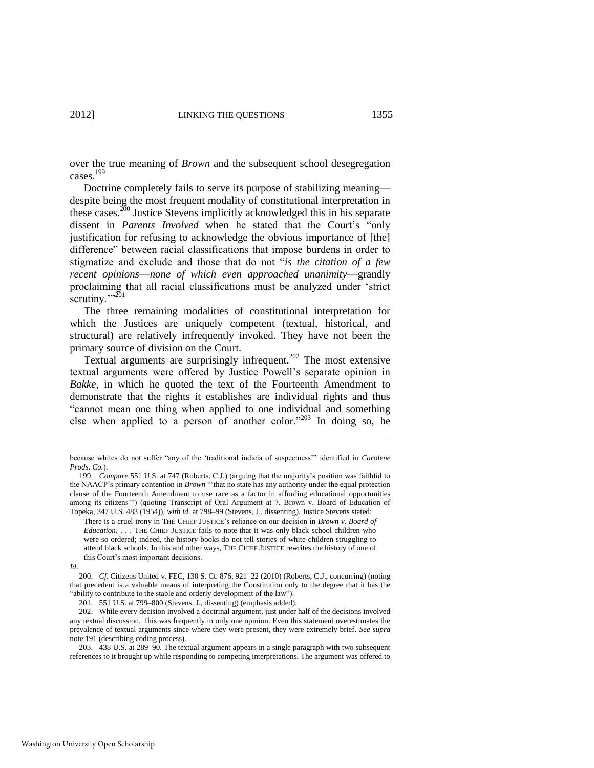over the true meaning of *Brown* and the subsequent school desegregation cases.[199]

Doctrine completely fails to serve its purpose of stabilizing meaning—despite being the most frequent modality of constitutional interpretation in these cases.[200] Justice Stevens implicitly acknowledged this in his separate dissent in *Parents Involved* when he stated that the Court's "only justification for refusing to acknowledge the obvious importance of [the] difference" between racial classifications that impose burdens in order to stigmatize and exclude and those that do not "*is the citation of a few recent opinions*—*none of which even approached unanimity*—grandly proclaiming that all racial classifications must be analyzed under 'strict scrutiny.'"[201]

The three remaining modalities of constitutional interpretation for which the Justices are uniquely competent (textual, historical, and structural) are relatively infrequently invoked. They have not been the primary source of division on the Court.

Textual arguments are surprisingly infrequent.[202] The most extensive textual arguments were offered by Justice Powell's separate opinion in *Bakke*, in which he quoted the text of the Fourteenth Amendment to demonstrate that the rights it establishes are individual rights and thus "cannot mean one thing when applied to one individual and something else when applied to a person of another color."[203] In doing so, he

---

because whites do not suffer "any of the 'traditional indicia of suspectness'" identified in *Carolene Prods. Co.*).

199. *Compare* 551 U.S. at 747 (Roberts, C.J.) (arguing that the majority's position was faithful to the NAACP's primary contention in *Brown* "'that no state has any authority under the equal protection clause of the Fourteenth Amendment to use race as a factor in affording educational opportunities among its citizens'") (quoting Transcript of Oral Argument at 7, Brown v. Board of Education of Topeka, 347 U.S. 483 (1954)), *with id.* at 798–99 (Stevens, J., dissenting). Justice Stevens stated:

> There is a cruel irony in THE CHIEF JUSTICE's reliance on our decision in *Brown v. Board of Education*. . . . THE CHIEF JUSTICE fails to note that it was only black school children who were so ordered; indeed, the history books do not tell stories of white children struggling to attend black schools. In this and other ways, THE CHIEF JUSTICE rewrites the history of one of this Court's most important decisions.

*Id*.

200. *Cf*. Citizens United v. FEC, 130 S. Ct. 876, 921–22 (2010) (Roberts, C.J., concurring) (noting that precedent is a valuable means of interpreting the Constitution only to the degree that it has the "ability to contribute to the stable and orderly development of the law").

201. 551 U.S. at 799–800 (Stevens, J., dissenting) (emphasis added).

202. While every decision involved a doctrinal argument, just under half of the decisions involved any textual discussion. This was frequently in only one opinion. Even this statement overestimates the prevalence of textual arguments since where they were present, they were extremely brief. *See supra* note 191 (describing coding process).

203. 438 U.S. at 289–90. The textual argument appears in a single paragraph with two subsequent references to it brought up while responding to competing interpretations. The argument was offered to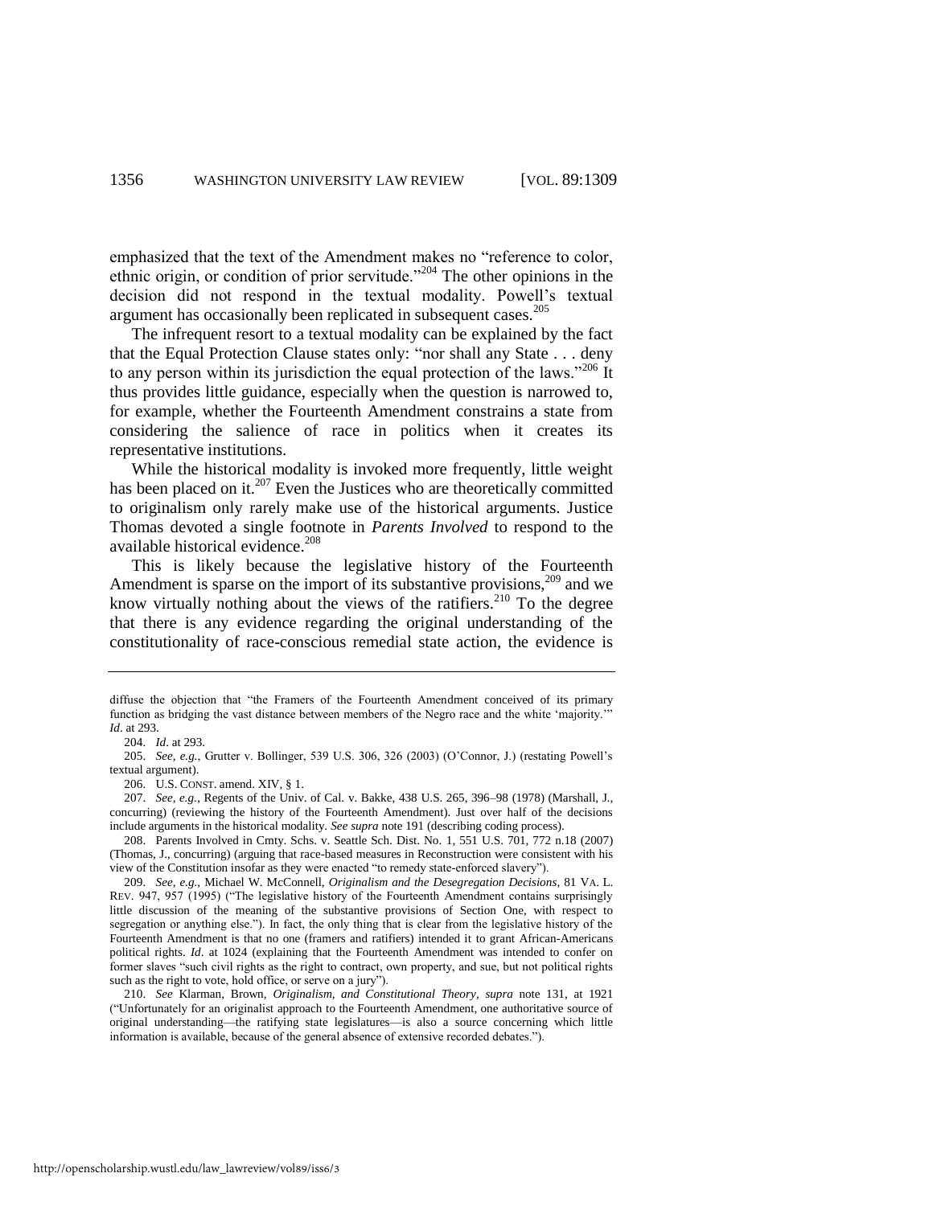emphasized that the text of the Amendment makes no "reference to color, ethnic origin, or condition of prior servitude."[204] The other opinions in the decision did not respond in the textual modality. Powell's textual argument has occasionally been replicated in subsequent cases.[205]

The infrequent resort to a textual modality can be explained by the fact that the Equal Protection Clause states only: "nor shall any State . . . deny to any person within its jurisdiction the equal protection of the laws."[206] It thus provides little guidance, especially when the question is narrowed to, for example, whether the Fourteenth Amendment constrains a state from considering the salience of race in politics when it creates its representative institutions.

While the historical modality is invoked more frequently, little weight has been placed on it.[207] Even the Justices who are theoretically committed to originalism only rarely make use of the historical arguments. Justice Thomas devoted a single footnote in *Parents Involved* to respond to the available historical evidence.[208]

This is likely because the legislative history of the Fourteenth Amendment is sparse on the import of its substantive provisions,[209] and we know virtually nothing about the views of the ratifiers.[210] To the degree that there is any evidence regarding the original understanding of the constitutionality of race-conscious remedial state action, the evidence is

---

diffuse the objection that "the Framers of the Fourteenth Amendment conceived of its primary function as bridging the vast distance between members of the Negro race and the white 'majority.'" *Id*. at 293.

204. *Id*. at 293.

205. *See, e.g.*, Grutter v. Bollinger, 539 U.S. 306, 326 (2003) (O'Connor, J.) (restating Powell's textual argument).

206. U.S. CONST. amend. XIV, § 1.

207. *See, e.g.*, Regents of the Univ. of Cal. v. Bakke, 438 U.S. 265, 396–98 (1978) (Marshall, J., concurring) (reviewing the history of the Fourteenth Amendment). Just over half of the decisions include arguments in the historical modality. *See supra* note 191 (describing coding process).

208. Parents Involved in Cmty. Schs. v. Seattle Sch. Dist. No. 1, 551 U.S. 701, 772 n.18 (2007) (Thomas, J., concurring) (arguing that race-based measures in Reconstruction were consistent with his view of the Constitution insofar as they were enacted "to remedy state-enforced slavery").

209. *See, e.g.*, Michael W. McConnell, *Originalism and the Desegregation Decisions*, 81 VA. L. REV. 947, 957 (1995) ("The legislative history of the Fourteenth Amendment contains surprisingly little discussion of the meaning of the substantive provisions of Section One, with respect to segregation or anything else."). In fact, the only thing that is clear from the legislative history of the Fourteenth Amendment is that no one (framers and ratifiers) intended it to grant African-Americans political rights. *Id*. at 1024 (explaining that the Fourteenth Amendment was intended to confer on former slaves "such civil rights as the right to contract, own property, and sue, but not political rights such as the right to vote, hold office, or serve on a jury").

210. *See* Klarman, Brown*, Originalism, and Constitutional Theory*, *supra* note 131, at 1921 ("Unfortunately for an originalist approach to the Fourteenth Amendment, one authoritative source of original understanding—the ratifying state legislatures—is also a source concerning which little information is available, because of the general absence of extensive recorded debates.").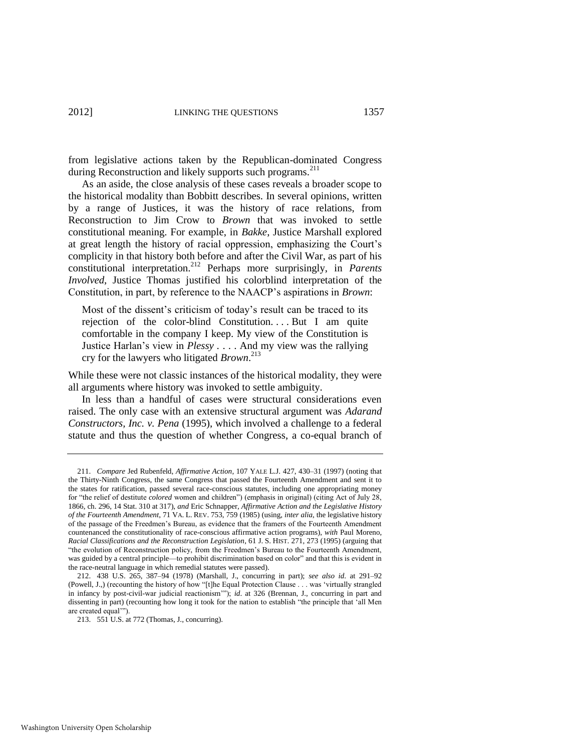from legislative actions taken by the Republican-dominated Congress during Reconstruction and likely supports such programs.[211]

As an aside, the close analysis of these cases reveals a broader scope to the historical modality than Bobbitt describes. In several opinions, written by a range of Justices, it was the history of race relations, from Reconstruction to Jim Crow to *Brown* that was invoked to settle constitutional meaning. For example, in *Bakke*, Justice Marshall explored at great length the history of racial oppression, emphasizing the Court's complicity in that history both before and after the Civil War, as part of his constitutional interpretation.[212] Perhaps more surprisingly, in *Parents Involved*, Justice Thomas justified his colorblind interpretation of the Constitution, in part, by reference to the NAACP's aspirations in *Brown*:

> Most of the dissent's criticism of today's result can be traced to its rejection of the color-blind Constitution. . . . But I am quite comfortable in the company I keep. My view of the Constitution is Justice Harlan's view in *Plessy* . . . . And my view was the rallying cry for the lawyers who litigated *Brown*.[213]

While these were not classic instances of the historical modality, they were all arguments where history was invoked to settle ambiguity.

In less than a handful of cases were structural considerations even raised. The only case with an extensive structural argument was *Adarand Constructors, Inc. v. Pena* (1995), which involved a challenge to a federal statute and thus the question of whether Congress, a co-equal branch of

---

211. *Compare* Jed Rubenfeld, *Affirmative Action*, 107 YALE L.J. 427, 430–31 (1997) (noting that the Thirty-Ninth Congress, the same Congress that passed the Fourteenth Amendment and sent it to the states for ratification, passed several race-conscious statutes, including one appropriating money for "the relief of destitute *colored* women and children") (emphasis in original) (citing Act of July 28, 1866, ch. 296, 14 Stat. 310 at 317), *and* Eric Schnapper, *Affirmative Action and the Legislative History of the Fourteenth Amendment*, 71 VA. L. REV. 753, 759 (1985) (using, *inter alia*, the legislative history of the passage of the Freedmen's Bureau, as evidence that the framers of the Fourteenth Amendment countenanced the constitutionality of race-conscious affirmative action programs), *with* Paul Moreno, *Racial Classifications and the Reconstruction Legislation*, 61 J. S. HIST. 271, 273 (1995) (arguing that "the evolution of Reconstruction policy, from the Freedmen's Bureau to the Fourteenth Amendment, was guided by a central principle—to prohibit discrimination based on color" and that this is evident in the race-neutral language in which remedial statutes were passed).

212. 438 U.S. 265, 387–94 (1978) (Marshall, J., concurring in part); *see also id.* at 291–92 (Powell, J.,) (recounting the history of how "[t]he Equal Protection Clause . . . was 'virtually strangled in infancy by post-civil-war judicial reactionism'"); *id.* at 326 (Brennan, J., concurring in part and dissenting in part) (recounting how long it took for the nation to establish "the principle that 'all Men are created equal'").

213. 551 U.S. at 772 (Thomas, J., concurring).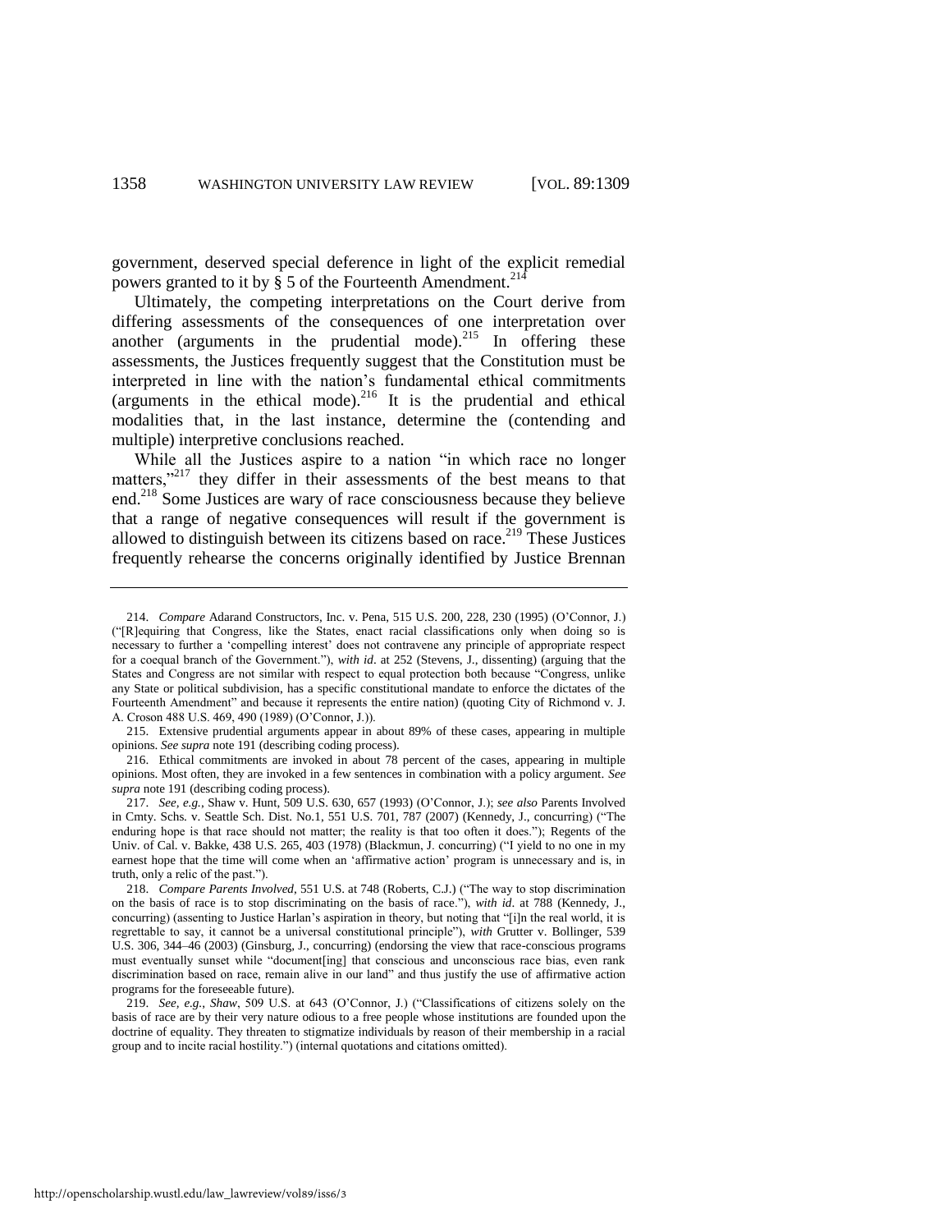government, deserved special deference in light of the explicit remedial powers granted to it by § 5 of the Fourteenth Amendment.[214]

Ultimately, the competing interpretations on the Court derive from differing assessments of the consequences of one interpretation over another (arguments in the prudential mode).[215] In offering these assessments, the Justices frequently suggest that the Constitution must be interpreted in line with the nation's fundamental ethical commitments (arguments in the ethical mode).[216] It is the prudential and ethical modalities that, in the last instance, determine the (contending and multiple) interpretive conclusions reached.

While all the Justices aspire to a nation "in which race no longer matters,"[217] they differ in their assessments of the best means to that end.[218] Some Justices are wary of race consciousness because they believe that a range of negative consequences will result if the government is allowed to distinguish between its citizens based on race.[219] These Justices frequently rehearse the concerns originally identified by Justice Brennan

---

214. *Compare* Adarand Constructors, Inc. v. Pena, 515 U.S. 200, 228, 230 (1995) (O'Connor, J.) ("[R]equiring that Congress, like the States, enact racial classifications only when doing so is necessary to further a 'compelling interest' does not contravene any principle of appropriate respect for a coequal branch of the Government."), *with id*. at 252 (Stevens, J., dissenting) (arguing that the States and Congress are not similar with respect to equal protection both because "Congress, unlike any State or political subdivision, has a specific constitutional mandate to enforce the dictates of the Fourteenth Amendment" and because it represents the entire nation) (quoting City of Richmond v. J. A. Croson 488 U.S. 469, 490 (1989) (O'Connor, J.)).

215. Extensive prudential arguments appear in about 89% of these cases, appearing in multiple opinions. *See supra* note 191 (describing coding process).

216. Ethical commitments are invoked in about 78 percent of the cases, appearing in multiple opinions. Most often, they are invoked in a few sentences in combination with a policy argument. *See supra* note 191 (describing coding process).

217. *See, e.g.*, Shaw v. Hunt, 509 U.S. 630, 657 (1993) (O'Connor, J.); *see also* Parents Involved in Cmty. Schs. v. Seattle Sch. Dist. No.1, 551 U.S. 701, 787 (2007) (Kennedy, J., concurring) ("The enduring hope is that race should not matter; the reality is that too often it does."); Regents of the Univ. of Cal. v. Bakke, 438 U.S. 265, 403 (1978) (Blackmun, J. concurring) ("I yield to no one in my earnest hope that the time will come when an 'affirmative action' program is unnecessary and is, in truth, only a relic of the past.").

218. *Compare Parents Involved*, 551 U.S. at 748 (Roberts, C.J.) ("The way to stop discrimination on the basis of race is to stop discriminating on the basis of race."), *with id*. at 788 (Kennedy, J., concurring) (assenting to Justice Harlan's aspiration in theory, but noting that "[i]n the real world, it is regrettable to say, it cannot be a universal constitutional principle"), *with* Grutter v. Bollinger, 539 U.S. 306, 344–46 (2003) (Ginsburg, J., concurring) (endorsing the view that race-conscious programs must eventually sunset while "document[ing] that conscious and unconscious race bias, even rank discrimination based on race, remain alive in our land" and thus justify the use of affirmative action programs for the foreseeable future).

219. *See, e.g.*, *Shaw*, 509 U.S. at 643 (O'Connor, J.) ("Classifications of citizens solely on the basis of race are by their very nature odious to a free people whose institutions are founded upon the doctrine of equality. They threaten to stigmatize individuals by reason of their membership in a racial group and to incite racial hostility.") (internal quotations and citations omitted).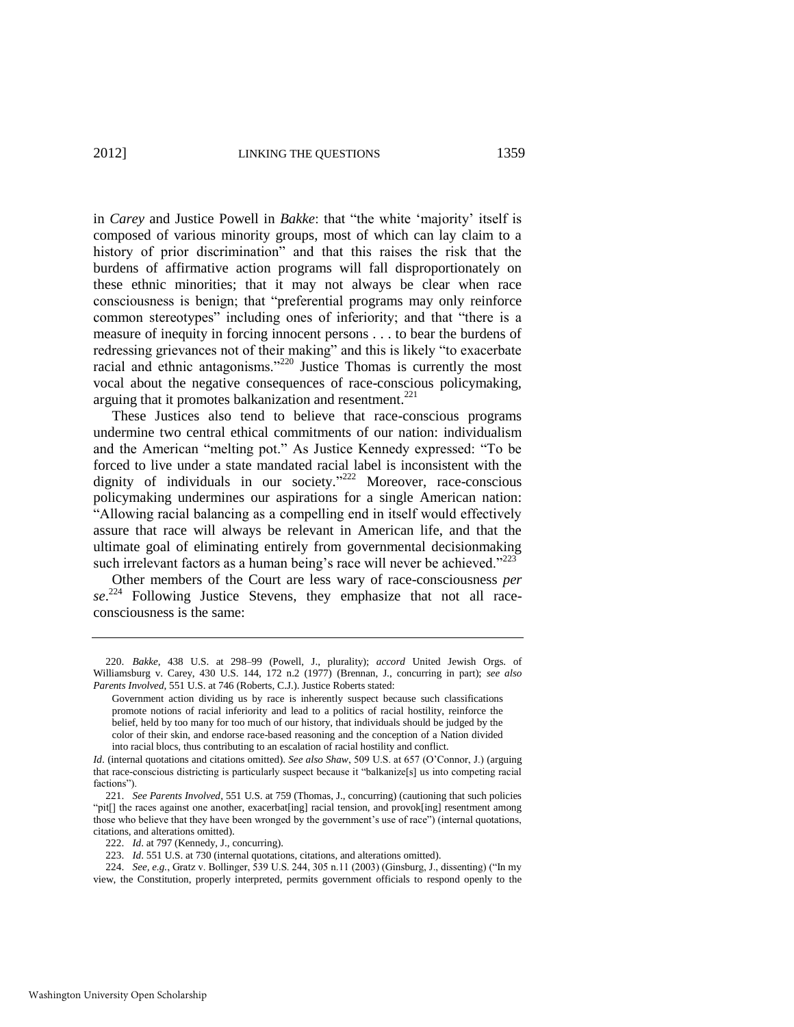in *Carey* and Justice Powell in *Bakke*: that "the white 'majority' itself is composed of various minority groups, most of which can lay claim to a history of prior discrimination" and that this raises the risk that the burdens of affirmative action programs will fall disproportionately on these ethnic minorities; that it may not always be clear when race consciousness is benign; that "preferential programs may only reinforce common stereotypes" including ones of inferiority; and that "there is a measure of inequity in forcing innocent persons . . . to bear the burdens of redressing grievances not of their making" and this is likely "to exacerbate racial and ethnic antagonisms."[220] Justice Thomas is currently the most vocal about the negative consequences of race-conscious policymaking, arguing that it promotes balkanization and resentment.[221]

These Justices also tend to believe that race-conscious programs undermine two central ethical commitments of our nation: individualism and the American "melting pot." As Justice Kennedy expressed: "To be forced to live under a state mandated racial label is inconsistent with the dignity of individuals in our society."[222] Moreover, race-conscious policymaking undermines our aspirations for a single American nation: "Allowing racial balancing as a compelling end in itself would effectively assure that race will always be relevant in American life, and that the ultimate goal of eliminating entirely from governmental decisionmaking such irrelevant factors as a human being's race will never be achieved."[223]

Other members of the Court are less wary of race-consciousness *per se*.[224] Following Justice Stevens, they emphasize that not all race-consciousness is the same:

---

220. *Bakke*, 438 U.S. at 298–99 (Powell, J., plurality); *accord* United Jewish Orgs. of Williamsburg v. Carey, 430 U.S. 144, 172 n.2 (1977) (Brennan, J., concurring in part); *see also Parents Involved*, 551 U.S. at 746 (Roberts, C.J.). Justice Roberts stated:

> Government action dividing us by race is inherently suspect because such classifications promote notions of racial inferiority and lead to a politics of racial hostility, reinforce the belief, held by too many for too much of our history, that individuals should be judged by the color of their skin, and endorse race-based reasoning and the conception of a Nation divided into racial blocs, thus contributing to an escalation of racial hostility and conflict.

*Id*. (internal quotations and citations omitted). *See also Shaw*, 509 U.S. at 657 (O'Connor, J.) (arguing that race-conscious districting is particularly suspect because it "balkanize[s] us into competing racial factions").

221. *See Parents Involved*, 551 U.S. at 759 (Thomas, J., concurring) (cautioning that such policies "pit[] the races against one another, exacerbat[ing] racial tension, and provok[ing] resentment among those who believe that they have been wronged by the government's use of race") (internal quotations, citations, and alterations omitted).

222. *Id*. at 797 (Kennedy, J., concurring).

223. *Id*. 551 U.S. at 730 (internal quotations, citations, and alterations omitted).

224. *See, e.g.*, Gratz v. Bollinger, 539 U.S. 244, 305 n.11 (2003) (Ginsburg, J., dissenting) ("In my view, the Constitution, properly interpreted, permits government officials to respond openly to the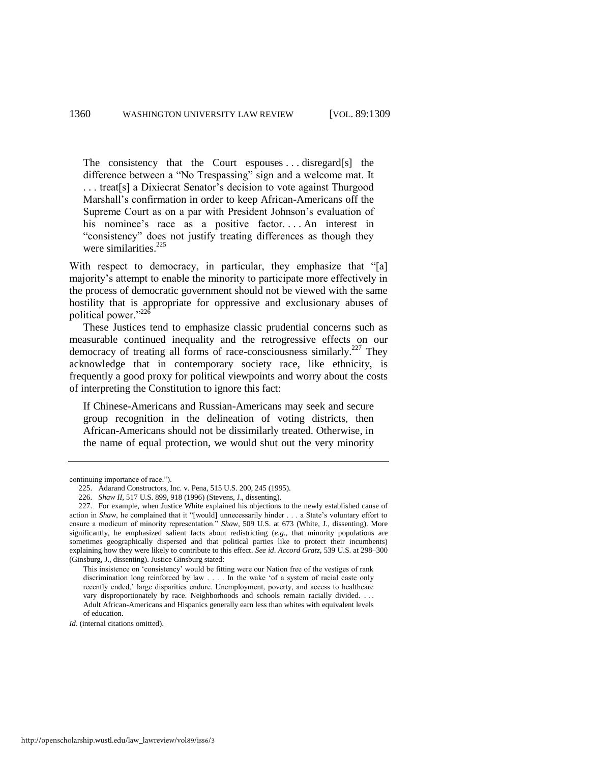> The consistency that the Court espouses . . . disregard[s] the difference between a "No Trespassing" sign and a welcome mat. It . . . treat[s] a Dixiecrat Senator's decision to vote against Thurgood Marshall's confirmation in order to keep African-Americans off the Supreme Court as on a par with President Johnson's evaluation of his nominee's race as a positive factor. . . . An interest in "consistency" does not justify treating differences as though they were similarities.[225]

With respect to democracy, in particular, they emphasize that "[a] majority's attempt to enable the minority to participate more effectively in the process of democratic government should not be viewed with the same hostility that is appropriate for oppressive and exclusionary abuses of political power."[226]

These Justices tend to emphasize classic prudential concerns such as measurable continued inequality and the retrogressive effects on our democracy of treating all forms of race-consciousness similarly.[227] They acknowledge that in contemporary society race, like ethnicity, is frequently a good proxy for political viewpoints and worry about the costs of interpreting the Constitution to ignore this fact:

> If Chinese-Americans and Russian-Americans may seek and secure group recognition in the delineation of voting districts, then African-Americans should not be dissimilarly treated. Otherwise, in the name of equal protection, we would shut out the very minority

---

continuing importance of race.").

225. Adarand Constructors, Inc. v. Pena, 515 U.S. 200, 245 (1995).

226. *Shaw II*, 517 U.S. 899, 918 (1996) (Stevens, J., dissenting).

227. For example, when Justice White explained his objections to the newly established cause of action in *Shaw*, he complained that it "[would] unnecessarily hinder . . . a State's voluntary effort to ensure a modicum of minority representation." *Shaw*, 509 U.S. at 673 (White, J., dissenting). More significantly, he emphasized salient facts about redistricting (*e.g.*, that minority populations are sometimes geographically dispersed and that political parties like to protect their incumbents) explaining how they were likely to contribute to this effect. *See id*. *Accord Gratz*, 539 U.S. at 298–300 (Ginsburg, J., dissenting). Justice Ginsburg stated:

> This insistence on 'consistency' would be fitting were our Nation free of the vestiges of rank discrimination long reinforced by law . . . . In the wake 'of a system of racial caste only recently ended,' large disparities endure. Unemployment, poverty, and access to healthcare vary disproportionately by race. Neighborhoods and schools remain racially divided. . . . Adult African-Americans and Hispanics generally earn less than whites with equivalent levels of education.

*Id*. (internal citations omitted).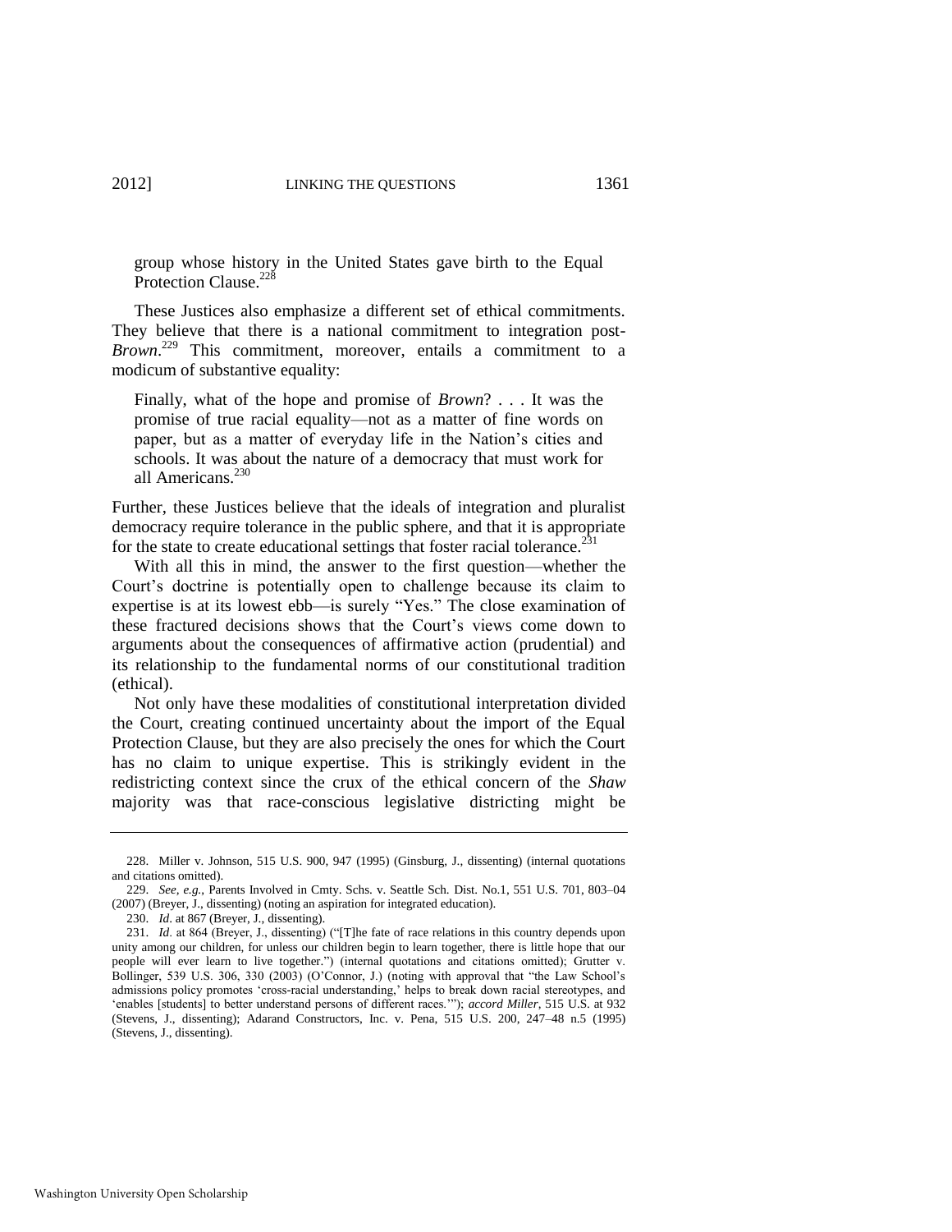> group whose history in the United States gave birth to the Equal Protection Clause.[228]

These Justices also emphasize a different set of ethical commitments. They believe that there is a national commitment to integration post-*Brown*.[229] This commitment, moreover, entails a commitment to a modicum of substantive equality:

> Finally, what of the hope and promise of *Brown*? . . . It was the promise of true racial equality—not as a matter of fine words on paper, but as a matter of everyday life in the Nation's cities and schools. It was about the nature of a democracy that must work for all Americans.[230]

Further, these Justices believe that the ideals of integration and pluralist democracy require tolerance in the public sphere, and that it is appropriate for the state to create educational settings that foster racial tolerance.[231]

With all this in mind, the answer to the first question—whether the Court's doctrine is potentially open to challenge because its claim to expertise is at its lowest ebb—is surely "Yes." The close examination of these fractured decisions shows that the Court's views come down to arguments about the consequences of affirmative action (prudential) and its relationship to the fundamental norms of our constitutional tradition (ethical).

Not only have these modalities of constitutional interpretation divided the Court, creating continued uncertainty about the import of the Equal Protection Clause, but they are also precisely the ones for which the Court has no claim to unique expertise. This is strikingly evident in the redistricting context since the crux of the ethical concern of the *Shaw* majority was that race-conscious legislative districting might be

---

228. Miller v. Johnson, 515 U.S. 900, 947 (1995) (Ginsburg, J., dissenting) (internal quotations and citations omitted).

229. *See, e.g.*, Parents Involved in Cmty. Schs. v. Seattle Sch. Dist. No.1, 551 U.S. 701, 803–04 (2007) (Breyer, J., dissenting) (noting an aspiration for integrated education).

230. *Id*. at 867 (Breyer, J., dissenting).

231. *Id*. at 864 (Breyer, J., dissenting) ("[T]he fate of race relations in this country depends upon unity among our children, for unless our children begin to learn together, there is little hope that our people will ever learn to live together.") (internal quotations and citations omitted); Grutter v. Bollinger, 539 U.S. 306, 330 (2003) (O'Connor, J.) (noting with approval that "the Law School's admissions policy promotes 'cross-racial understanding,' helps to break down racial stereotypes, and 'enables [students] to better understand persons of different races.'"); *accord Miller*, 515 U.S. at 932 (Stevens, J., dissenting); Adarand Constructors, Inc. v. Pena, 515 U.S. 200, 247–48 n.5 (1995) (Stevens, J., dissenting).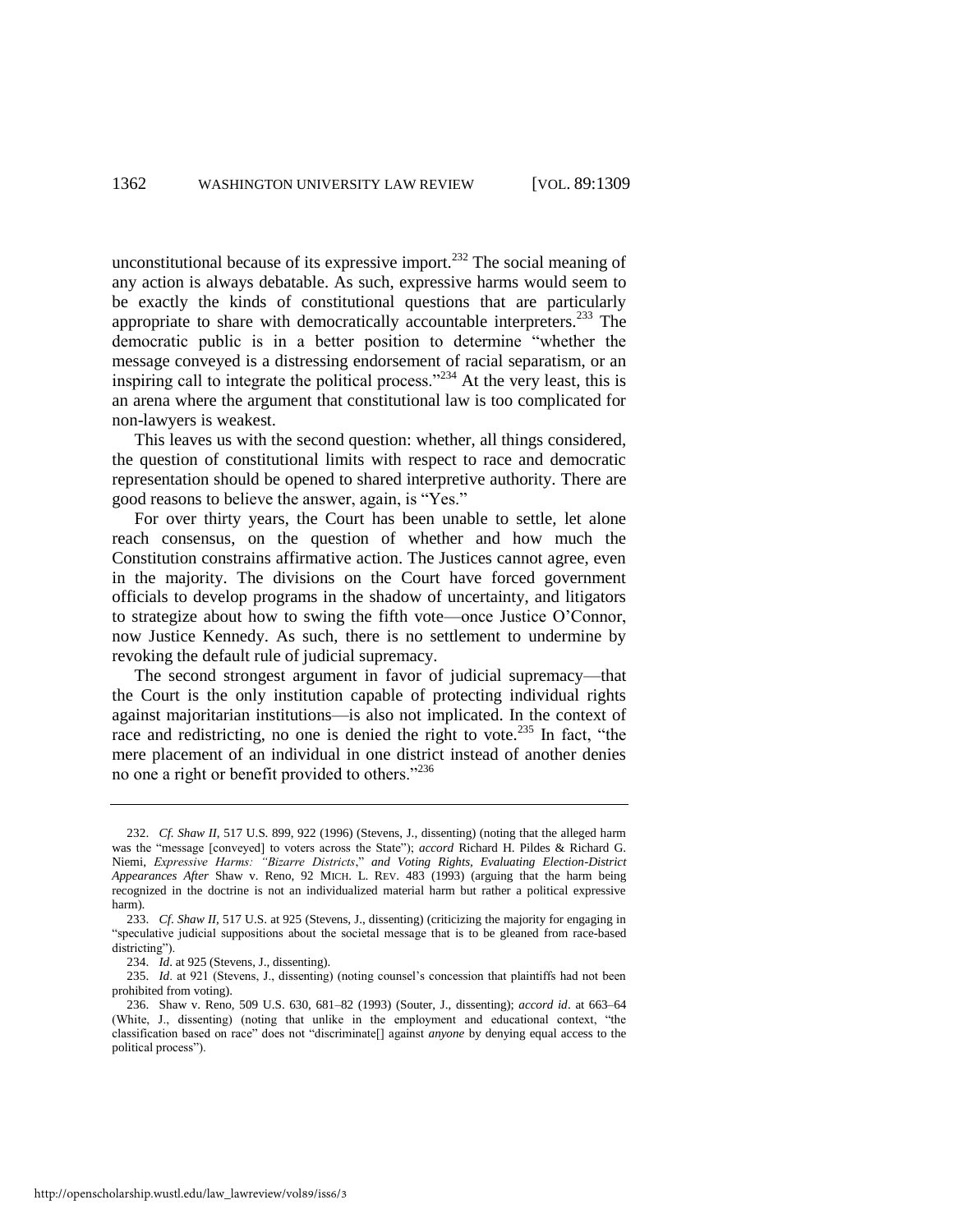unconstitutional because of its expressive import.[232] The social meaning of any action is always debatable. As such, expressive harms would seem to be exactly the kinds of constitutional questions that are particularly appropriate to share with democratically accountable interpreters.[233] The democratic public is in a better position to determine "whether the message conveyed is a distressing endorsement of racial separatism, or an inspiring call to integrate the political process."[234] At the very least, this is an arena where the argument that constitutional law is too complicated for non-lawyers is weakest.

This leaves us with the second question: whether, all things considered, the question of constitutional limits with respect to race and democratic representation should be opened to shared interpretive authority. There are good reasons to believe the answer, again, is "Yes."

For over thirty years, the Court has been unable to settle, let alone reach consensus, on the question of whether and how much the Constitution constrains affirmative action. The Justices cannot agree, even in the majority. The divisions on the Court have forced government officials to develop programs in the shadow of uncertainty, and litigators to strategize about how to swing the fifth vote—once Justice O'Connor, now Justice Kennedy. As such, there is no settlement to undermine by revoking the default rule of judicial supremacy.

The second strongest argument in favor of judicial supremacy—that the Court is the only institution capable of protecting individual rights against majoritarian institutions—is also not implicated. In the context of race and redistricting, no one is denied the right to vote.[235] In fact, "the mere placement of an individual in one district instead of another denies no one a right or benefit provided to others."[236]

---

232. *Cf. Shaw II*, 517 U.S. 899, 922 (1996) (Stevens, J., dissenting) (noting that the alleged harm was the "message [conveyed] to voters across the State"); *accord* Richard H. Pildes & Richard G. Niemi, *Expressive Harms: "Bizarre Districts," and Voting Rights, Evaluating Election-District Appearances After* Shaw v. Reno, 92 MICH. L. REV. 483 (1993) (arguing that the harm being recognized in the doctrine is not an individualized material harm but rather a political expressive harm).

233. *Cf. Shaw II*, 517 U.S. at 925 (Stevens, J., dissenting) (criticizing the majority for engaging in "speculative judicial suppositions about the societal message that is to be gleaned from race-based districting").

234. *Id*. at 925 (Stevens, J., dissenting).

235. *Id*. at 921 (Stevens, J., dissenting) (noting counsel's concession that plaintiffs had not been prohibited from voting).

236. Shaw v. Reno, 509 U.S. 630, 681–82 (1993) (Souter, J., dissenting); *accord id*. at 663–64 (White, J., dissenting) (noting that unlike in the employment and educational context, "the classification based on race" does not "discriminate[] against *anyone* by denying equal access to the political process").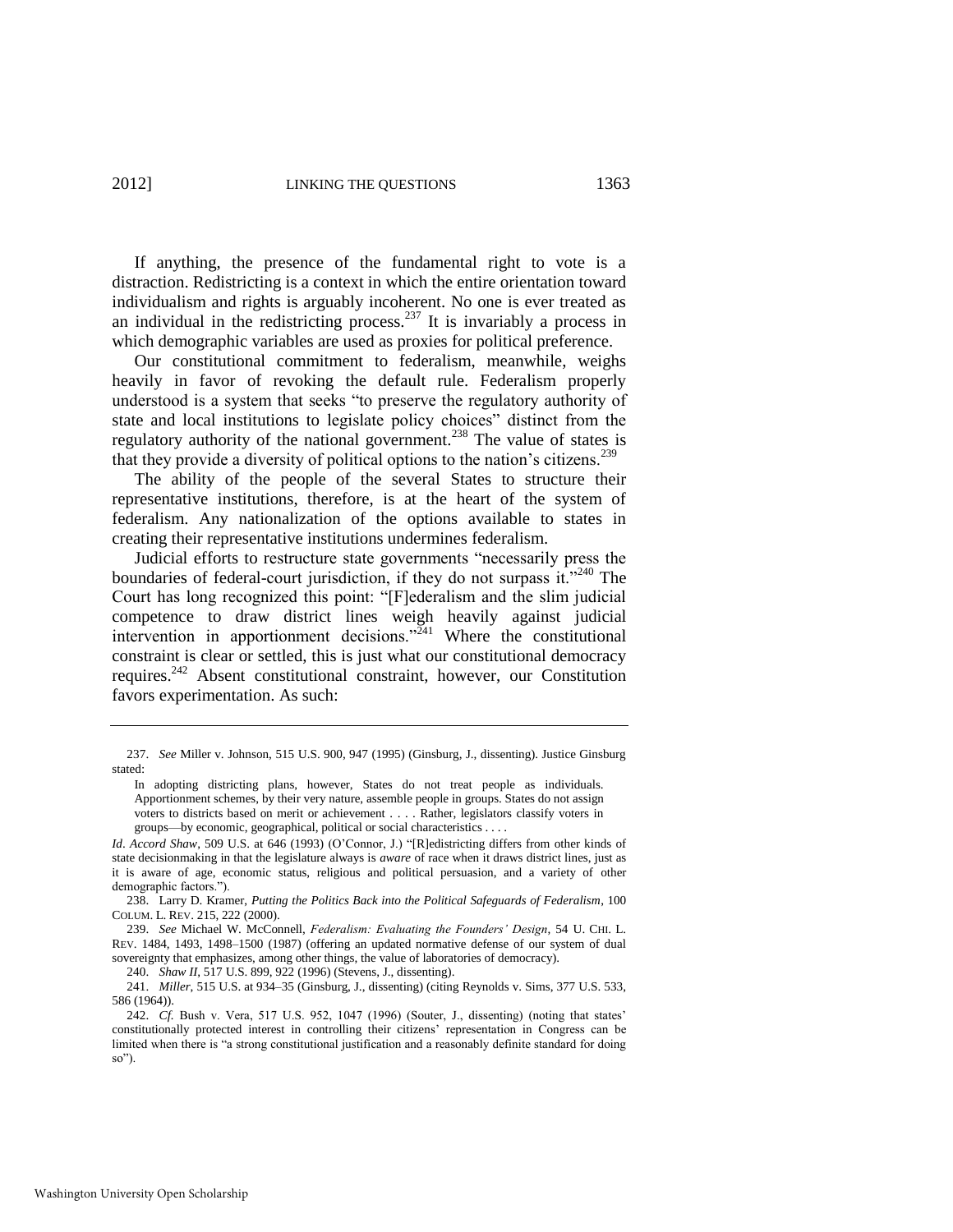If anything, the presence of the fundamental right to vote is a distraction. Redistricting is a context in which the entire orientation toward individualism and rights is arguably incoherent. No one is ever treated as an individual in the redistricting process.[237] It is invariably a process in which demographic variables are used as proxies for political preference.

Our constitutional commitment to federalism, meanwhile, weighs heavily in favor of revoking the default rule. Federalism properly understood is a system that seeks "to preserve the regulatory authority of state and local institutions to legislate policy choices" distinct from the regulatory authority of the national government.[238] The value of states is that they provide a diversity of political options to the nation's citizens.[239]

The ability of the people of the several States to structure their representative institutions, therefore, is at the heart of the system of federalism. Any nationalization of the options available to states in creating their representative institutions undermines federalism.

Judicial efforts to restructure state governments "necessarily press the boundaries of federal-court jurisdiction, if they do not surpass it."[240] The Court has long recognized this point: "[F]ederalism and the slim judicial competence to draw district lines weigh heavily against judicial intervention in apportionment decisions."[241] Where the constitutional constraint is clear or settled, this is just what our constitutional democracy requires.[242] Absent constitutional constraint, however, our Constitution favors experimentation. As such:

---

237. *See* Miller v. Johnson, 515 U.S. 900, 947 (1995) (Ginsburg, J., dissenting). Justice Ginsburg stated:

> In adopting districting plans, however, States do not treat people as individuals. Apportionment schemes, by their very nature, assemble people in groups. States do not assign voters to districts based on merit or achievement . . . . Rather, legislators classify voters in groups—by economic, geographical, political or social characteristics . . . .

*Id*. *Accord Shaw*, 509 U.S. at 646 (1993) (O'Connor, J.) "[R]edistricting differs from other kinds of state decisionmaking in that the legislature always is *aware* of race when it draws district lines, just as it is aware of age, economic status, religious and political persuasion, and a variety of other demographic factors.").

238. Larry D. Kramer, *Putting the Politics Back into the Political Safeguards of Federalism*, 100 COLUM. L. REV. 215, 222 (2000).

239. *See* Michael W. McConnell, *Federalism: Evaluating the Founders' Design*, 54 U. CHI. L. REV. 1484, 1493, 1498–1500 (1987) (offering an updated normative defense of our system of dual sovereignty that emphasizes, among other things, the value of laboratories of democracy).

240. *Shaw II*, 517 U.S. 899, 922 (1996) (Stevens, J., dissenting).

241. *Miller*, 515 U.S. at 934–35 (Ginsburg, J., dissenting) (citing Reynolds v. Sims, 377 U.S. 533, 586 (1964)).

242. *Cf.* Bush v. Vera, 517 U.S. 952, 1047 (1996) (Souter, J., dissenting) (noting that states' constitutionally protected interest in controlling their citizens' representation in Congress can be limited when there is "a strong constitutional justification and a reasonably definite standard for doing so").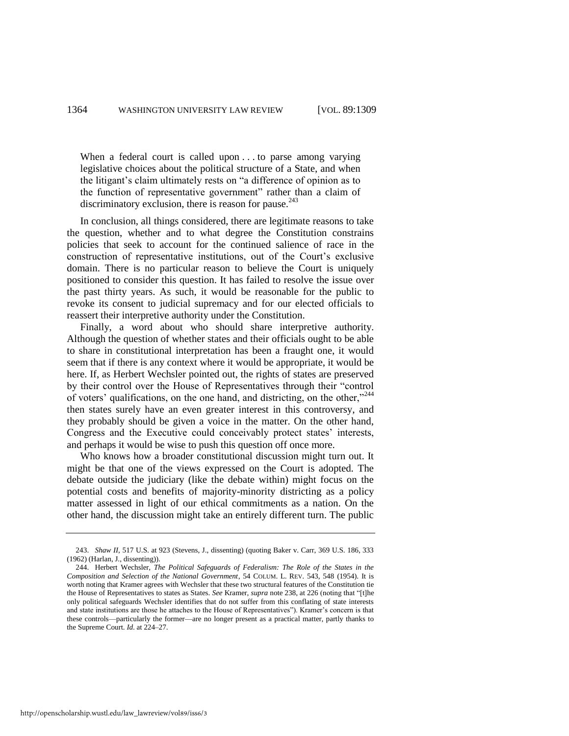> When a federal court is called upon . . . to parse among varying legislative choices about the political structure of a State, and when the litigant's claim ultimately rests on "a difference of opinion as to the function of representative government" rather than a claim of discriminatory exclusion, there is reason for pause.[243]

In conclusion, all things considered, there are legitimate reasons to take the question, whether and to what degree the Constitution constrains policies that seek to account for the continued salience of race in the construction of representative institutions, out of the Court's exclusive domain. There is no particular reason to believe the Court is uniquely positioned to consider this question. It has failed to resolve the issue over the past thirty years. As such, it would be reasonable for the public to revoke its consent to judicial supremacy and for our elected officials to reassert their interpretive authority under the Constitution.

Finally, a word about who should share interpretive authority. Although the question of whether states and their officials ought to be able to share in constitutional interpretation has been a fraught one, it would seem that if there is any context where it would be appropriate, it would be here. If, as Herbert Wechsler pointed out, the rights of states are preserved by their control over the House of Representatives through their "control of voters' qualifications, on the one hand, and districting, on the other,"[244] then states surely have an even greater interest in this controversy, and they probably should be given a voice in the matter. On the other hand, Congress and the Executive could conceivably protect states' interests, and perhaps it would be wise to push this question off once more.

Who knows how a broader constitutional discussion might turn out. It might be that one of the views expressed on the Court is adopted. The debate outside the judiciary (like the debate within) might focus on the potential costs and benefits of majority-minority districting as a policy matter assessed in light of our ethical commitments as a nation. On the other hand, the discussion might take an entirely different turn. The public

---

243. *Shaw II*, 517 U.S. at 923 (Stevens, J., dissenting) (quoting Baker v. Carr, 369 U.S. 186, 333 (1962) (Harlan, J., dissenting)).

244. Herbert Wechsler, *The Political Safeguards of Federalism: The Role of the States in the Composition and Selection of the National Government*, 54 COLUM. L. REV. 543, 548 (1954). It is worth noting that Kramer agrees with Wechsler that these two structural features of the Constitution tie the House of Representatives to states as States. *See* Kramer, *supra* note 238, at 226 (noting that "[t]he only political safeguards Wechsler identifies that do not suffer from this conflating of state interests and state institutions are those he attaches to the House of Representatives"). Kramer's concern is that these controls—particularly the former—are no longer present as a practical matter, partly thanks to the Supreme Court. *Id.* at 224–27.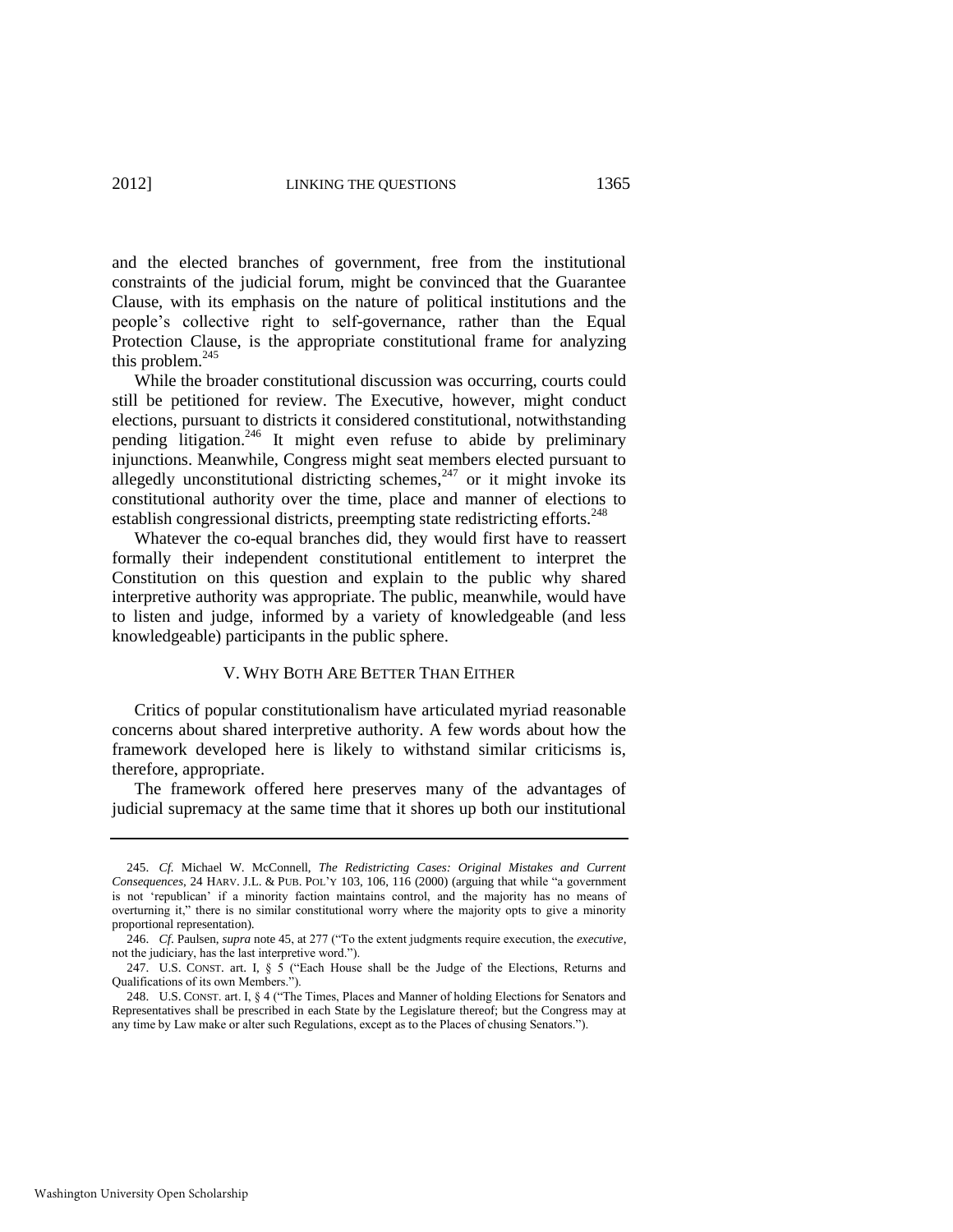and the elected branches of government, free from the institutional constraints of the judicial forum, might be convinced that the Guarantee Clause, with its emphasis on the nature of political institutions and the people's collective right to self-governance, rather than the Equal Protection Clause, is the appropriate constitutional frame for analyzing this problem.[245]

While the broader constitutional discussion was occurring, courts could still be petitioned for review. The Executive, however, might conduct elections, pursuant to districts it considered constitutional, notwithstanding pending litigation.[246] It might even refuse to abide by preliminary injunctions. Meanwhile, Congress might seat members elected pursuant to allegedly unconstitutional districting schemes,[247] or it might invoke its constitutional authority over the time, place and manner of elections to establish congressional districts, preempting state redistricting efforts.[248]

Whatever the co-equal branches did, they would first have to reassert formally their independent constitutional entitlement to interpret the Constitution on this question and explain to the public why shared interpretive authority was appropriate. The public, meanwhile, would have to listen and judge, informed by a variety of knowledgeable (and less knowledgeable) participants in the public sphere.

## V. WHY BOTH ARE BETTER THAN EITHER

Critics of popular constitutionalism have articulated myriad reasonable concerns about shared interpretive authority. A few words about how the framework developed here is likely to withstand similar criticisms is, therefore, appropriate.

The framework offered here preserves many of the advantages of judicial supremacy at the same time that it shores up both our institutional

---

245. *Cf.* Michael W. McConnell, *The Redistricting Cases: Original Mistakes and Current Consequences*, 24 HARV. J.L. & PUB. POL'Y 103, 106, 116 (2000) (arguing that while "a government is not 'republican' if a minority faction maintains control, and the majority has no means of overturning it," there is no similar constitutional worry where the majority opts to give a minority proportional representation).

246. *Cf.* Paulsen, *supra* note 45, at 277 ("To the extent judgments require execution, the *executive*, not the judiciary, has the last interpretive word.").

247. U.S. CONST. art. I, § 5 ("Each House shall be the Judge of the Elections, Returns and Qualifications of its own Members.").

248. U.S. CONST. art. I, § 4 ("The Times, Places and Manner of holding Elections for Senators and Representatives shall be prescribed in each State by the Legislature thereof; but the Congress may at any time by Law make or alter such Regulations, except as to the Places of chusing Senators.").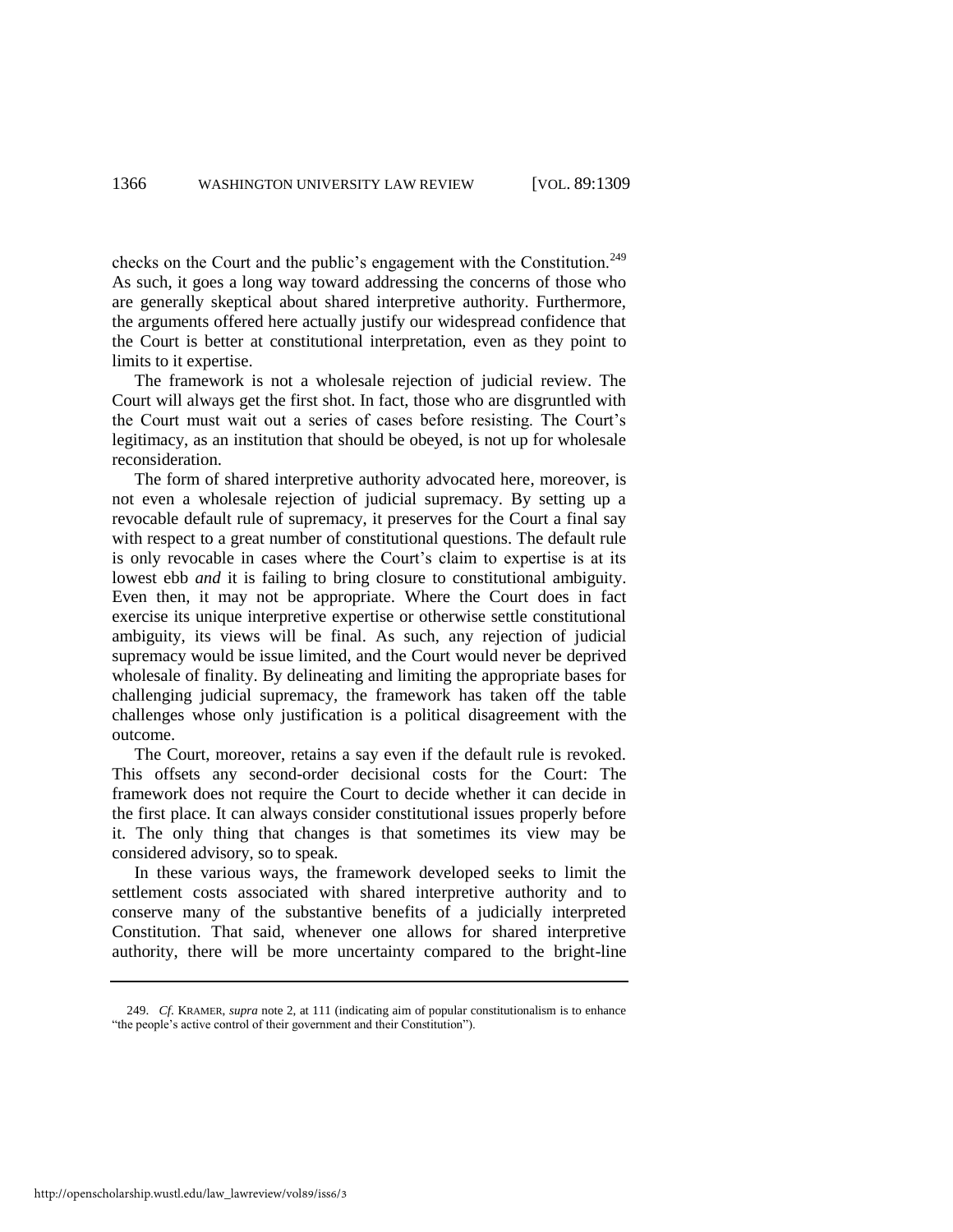checks on the Court and the public's engagement with the Constitution.[249] As such, it goes a long way toward addressing the concerns of those who are generally skeptical about shared interpretive authority. Furthermore, the arguments offered here actually justify our widespread confidence that the Court is better at constitutional interpretation, even as they point to limits to it expertise.

The framework is not a wholesale rejection of judicial review. The Court will always get the first shot. In fact, those who are disgruntled with the Court must wait out a series of cases before resisting. The Court's legitimacy, as an institution that should be obeyed, is not up for wholesale reconsideration.

The form of shared interpretive authority advocated here, moreover, is not even a wholesale rejection of judicial supremacy. By setting up a revocable default rule of supremacy, it preserves for the Court a final say with respect to a great number of constitutional questions. The default rule is only revocable in cases where the Court's claim to expertise is at its lowest ebb *and* it is failing to bring closure to constitutional ambiguity. Even then, it may not be appropriate. Where the Court does in fact exercise its unique interpretive expertise or otherwise settle constitutional ambiguity, its views will be final. As such, any rejection of judicial supremacy would be issue limited, and the Court would never be deprived wholesale of finality. By delineating and limiting the appropriate bases for challenging judicial supremacy, the framework has taken off the table challenges whose only justification is a political disagreement with the outcome.

The Court, moreover, retains a say even if the default rule is revoked. This offsets any second-order decisional costs for the Court: The framework does not require the Court to decide whether it can decide in the first place. It can always consider constitutional issues properly before it. The only thing that changes is that sometimes its view may be considered advisory, so to speak.

In these various ways, the framework developed seeks to limit the settlement costs associated with shared interpretive authority and to conserve many of the substantive benefits of a judicially interpreted Constitution. That said, whenever one allows for shared interpretive authority, there will be more uncertainty compared to the bright-line

---

249. *Cf.* KRAMER, *supra* note 2, at 111 (indicating aim of popular constitutionalism is to enhance "the people's active control of their government and their Constitution").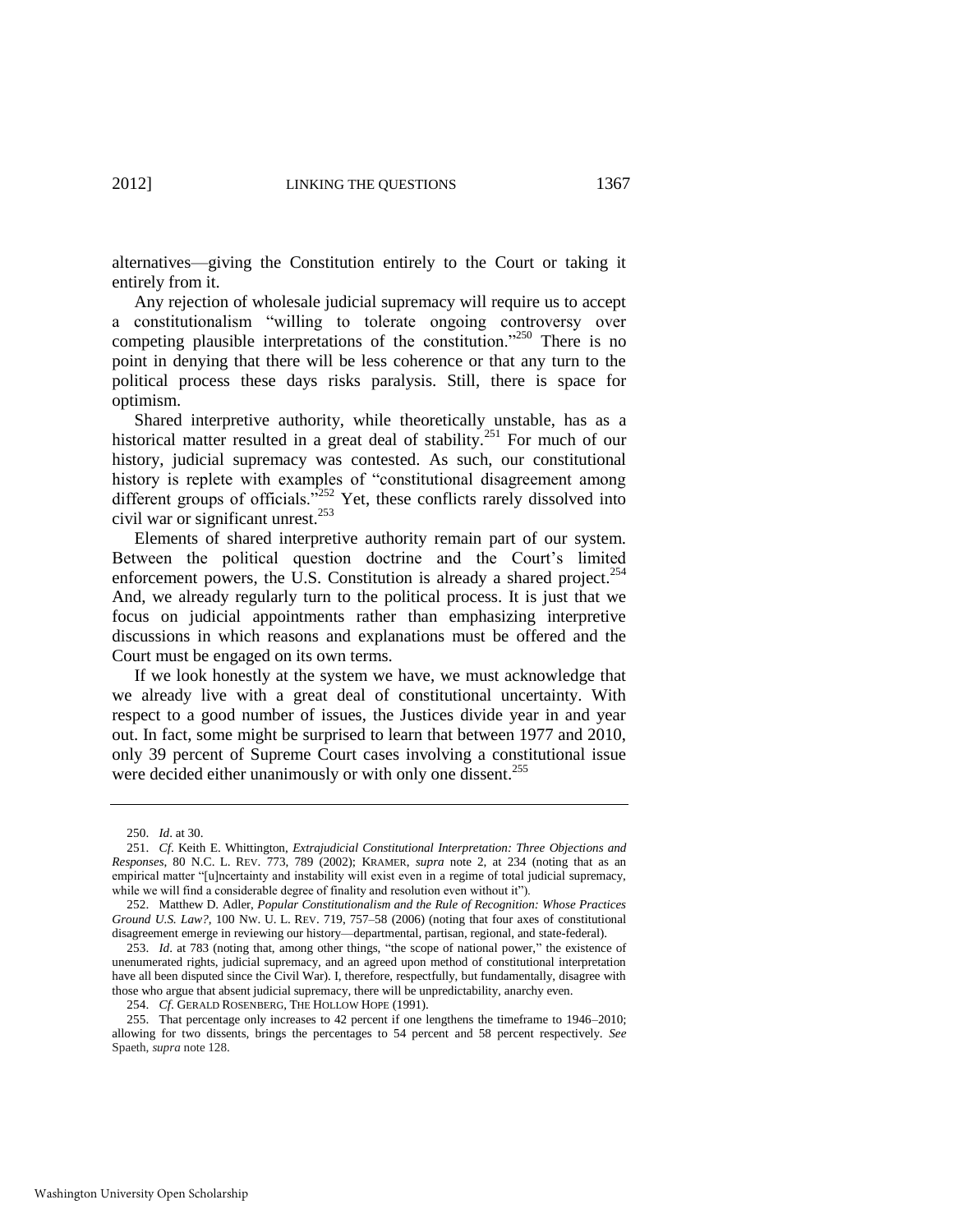alternatives—giving the Constitution entirely to the Court or taking it entirely from it.

Any rejection of wholesale judicial supremacy will require us to accept a constitutionalism "willing to tolerate ongoing controversy over competing plausible interpretations of the constitution."[250] There is no point in denying that there will be less coherence or that any turn to the political process these days risks paralysis. Still, there is space for optimism.

Shared interpretive authority, while theoretically unstable, has as a historical matter resulted in a great deal of stability.[251] For much of our history, judicial supremacy was contested. As such, our constitutional history is replete with examples of "constitutional disagreement among different groups of officials."[252] Yet, these conflicts rarely dissolved into civil war or significant unrest.[253]

Elements of shared interpretive authority remain part of our system. Between the political question doctrine and the Court's limited enforcement powers, the U.S. Constitution is already a shared project.[254] And, we already regularly turn to the political process. It is just that we focus on judicial appointments rather than emphasizing interpretive discussions in which reasons and explanations must be offered and the Court must be engaged on its own terms.

If we look honestly at the system we have, we must acknowledge that we already live with a great deal of constitutional uncertainty. With respect to a good number of issues, the Justices divide year in and year out. In fact, some might be surprised to learn that between 1977 and 2010, only 39 percent of Supreme Court cases involving a constitutional issue were decided either unanimously or with only one dissent.[255]

---

250. *Id*. at 30.

251. *Cf*. Keith E. Whittington, *Extrajudicial Constitutional Interpretation: Three Objections and Responses*, 80 N.C. L. REV. 773, 789 (2002); KRAMER, *supra* note 2, at 234 (noting that as an empirical matter "[u]ncertainty and instability will exist even in a regime of total judicial supremacy, while we will find a considerable degree of finality and resolution even without it").

252. Matthew D. Adler, *Popular Constitutionalism and the Rule of Recognition: Whose Practices Ground U.S. Law?*, 100 NW. U. L. REV. 719, 757–58 (2006) (noting that four axes of constitutional disagreement emerge in reviewing our history—departmental, partisan, regional, and state-federal).

253. *Id*. at 783 (noting that, among other things, "the scope of national power," the existence of unenumerated rights, judicial supremacy, and an agreed upon method of constitutional interpretation have all been disputed since the Civil War). I, therefore, respectfully, but fundamentally, disagree with those who argue that absent judicial supremacy, there will be unpredictability, anarchy even.

254. *Cf*. GERALD ROSENBERG, THE HOLLOW HOPE (1991).

255. That percentage only increases to 42 percent if one lengthens the timeframe to 1946–2010; allowing for two dissents, brings the percentages to 54 percent and 58 percent respectively. *See* Spaeth, *supra* note 128.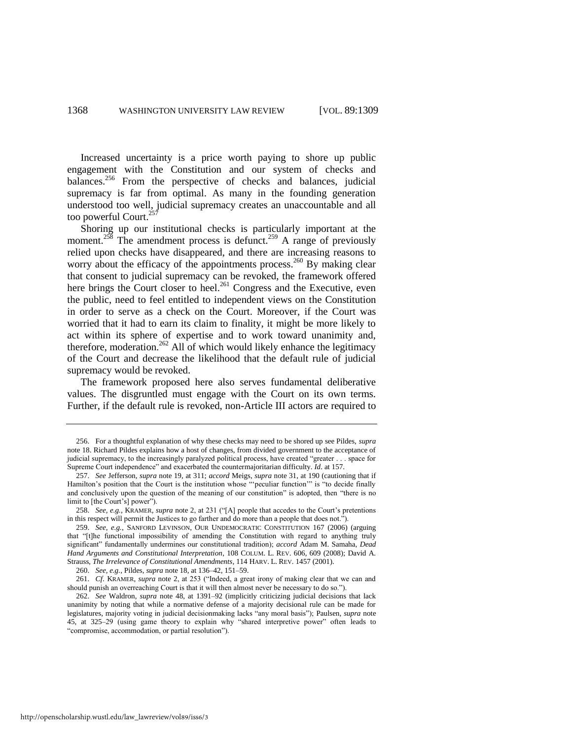Increased uncertainty is a price worth paying to shore up public engagement with the Constitution and our system of checks and balances.[256] From the perspective of checks and balances, judicial supremacy is far from optimal. As many in the founding generation understood too well, judicial supremacy creates an unaccountable and all too powerful Court.[257]

Shoring up our institutional checks is particularly important at the moment.[258] The amendment process is defunct.[259] A range of previously relied upon checks have disappeared, and there are increasing reasons to worry about the efficacy of the appointments process.[260] By making clear that consent to judicial supremacy can be revoked, the framework offered here brings the Court closer to heel.[261] Congress and the Executive, even the public, need to feel entitled to independent views on the Constitution in order to serve as a check on the Court. Moreover, if the Court was worried that it had to earn its claim to finality, it might be more likely to act within its sphere of expertise and to work toward unanimity and, therefore, moderation.[262] All of which would likely enhance the legitimacy of the Court and decrease the likelihood that the default rule of judicial supremacy would be revoked.

The framework proposed here also serves fundamental deliberative values. The disgruntled must engage with the Court on its own terms. Further, if the default rule is revoked, non-Article III actors are required to

---

256. For a thoughtful explanation of why these checks may need to be shored up see Pildes, *supra* note 18. Richard Pildes explains how a host of changes, from divided government to the acceptance of judicial supremacy, to the increasingly paralyzed political process, have created "greater . . . space for Supreme Court independence" and exacerbated the countermajoritarian difficulty. *Id*. at 157.

257. *See* Jefferson, *supra* note 19, at 311; *accord* Meigs, *supra* note 31, at 190 (cautioning that if Hamilton's position that the Court is the institution whose "'peculiar function'" is "to decide finally and conclusively upon the question of the meaning of our constitution" is adopted, then "there is no limit to [the Court's] power").

258. *See, e.g.*, KRAMER, *supra* note 2, at 231 ("[A] people that accedes to the Court's pretentions in this respect will permit the Justices to go farther and do more than a people that does not.").

259. *See, e.g.*, SANFORD LEVINSON, OUR UNDEMOCRATIC CONSTITUTION 167 (2006) (arguing that "[t]he functional impossibility of amending the Constitution with regard to anything truly significant" fundamentally undermines our constitutional tradition); *accord* Adam M. Samaha, *Dead Hand Arguments and Constitutional Interpretation*, 108 COLUM. L. REV. 606, 609 (2008); David A. Strauss, *The Irrelevance of Constitutional Amendments*, 114 HARV. L. REV. 1457 (2001).

260. *See, e.g.*, Pildes, *supra* note 18, at 136–42, 151–59.

261. *Cf*. KRAMER, *supra* note 2, at 253 ("Indeed, a great irony of making clear that we can and should punish an overreaching Court is that it will then almost never be necessary to do so.").

262. *See* Waldron, *supra* note 48, at 1391–92 (implicitly criticizing judicial decisions that lack unanimity by noting that while a normative defense of a majority decisional rule can be made for legislatures, majority voting in judicial decisionmaking lacks "any moral basis"); Paulsen, *supra* note 45, at 325–29 (using game theory to explain why "shared interpretive power" often leads to "compromise, accommodation, or partial resolution").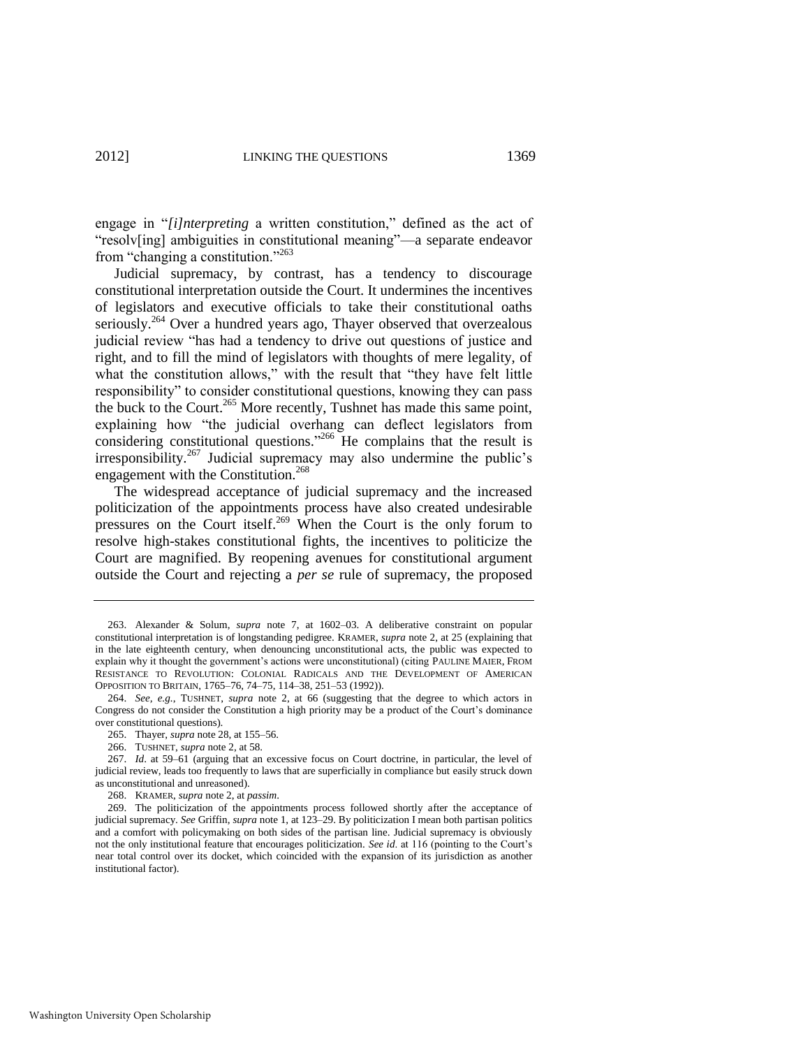engage in "*[i]nterpreting* a written constitution," defined as the act of "resolv[ing] ambiguities in constitutional meaning"—a separate endeavor from "changing a constitution."[263]

Judicial supremacy, by contrast, has a tendency to discourage constitutional interpretation outside the Court. It undermines the incentives of legislators and executive officials to take their constitutional oaths seriously.[264] Over a hundred years ago, Thayer observed that overzealous judicial review "has had a tendency to drive out questions of justice and right, and to fill the mind of legislators with thoughts of mere legality, of what the constitution allows," with the result that "they have felt little responsibility" to consider constitutional questions, knowing they can pass the buck to the Court.[265] More recently, Tushnet has made this same point, explaining how "the judicial overhang can deflect legislators from considering constitutional questions."[266] He complains that the result is irresponsibility.[267] Judicial supremacy may also undermine the public's engagement with the Constitution.[268]

The widespread acceptance of judicial supremacy and the increased politicization of the appointments process have also created undesirable pressures on the Court itself.[269] When the Court is the only forum to resolve high-stakes constitutional fights, the incentives to politicize the Court are magnified. By reopening avenues for constitutional argument outside the Court and rejecting a *per se* rule of supremacy, the proposed

---

263. Alexander & Solum, *supra* note 7, at 1602–03. A deliberative constraint on popular constitutional interpretation is of longstanding pedigree. KRAMER, *supra* note 2, at 25 (explaining that in the late eighteenth century, when denouncing unconstitutional acts, the public was expected to explain why it thought the government's actions were unconstitutional) (citing PAULINE MAIER, FROM RESISTANCE TO REVOLUTION: COLONIAL RADICALS AND THE DEVELOPMENT OF AMERICAN OPPOSITION TO BRITAIN, 1765–76, 74–75, 114–38, 251–53 (1992)).

264. *See, e.g.*, TUSHNET, *supra* note 2, at 66 (suggesting that the degree to which actors in Congress do not consider the Constitution a high priority may be a product of the Court's dominance over constitutional questions).

265. Thayer, *supra* note 28, at 155–56.

266. TUSHNET, *supra* note 2, at 58.

267. *Id*. at 59–61 (arguing that an excessive focus on Court doctrine, in particular, the level of judicial review, leads too frequently to laws that are superficially in compliance but easily struck down as unconstitutional and unreasoned).

268. KRAMER, *supra* note 2, at *passim*.

269. The politicization of the appointments process followed shortly after the acceptance of judicial supremacy. *See* Griffin, *supra* note 1, at 123–29. By politicization I mean both partisan politics and a comfort with policymaking on both sides of the partisan line. Judicial supremacy is obviously not the only institutional feature that encourages politicization. *See id*. at 116 (pointing to the Court's near total control over its docket, which coincided with the expansion of its jurisdiction as another institutional factor).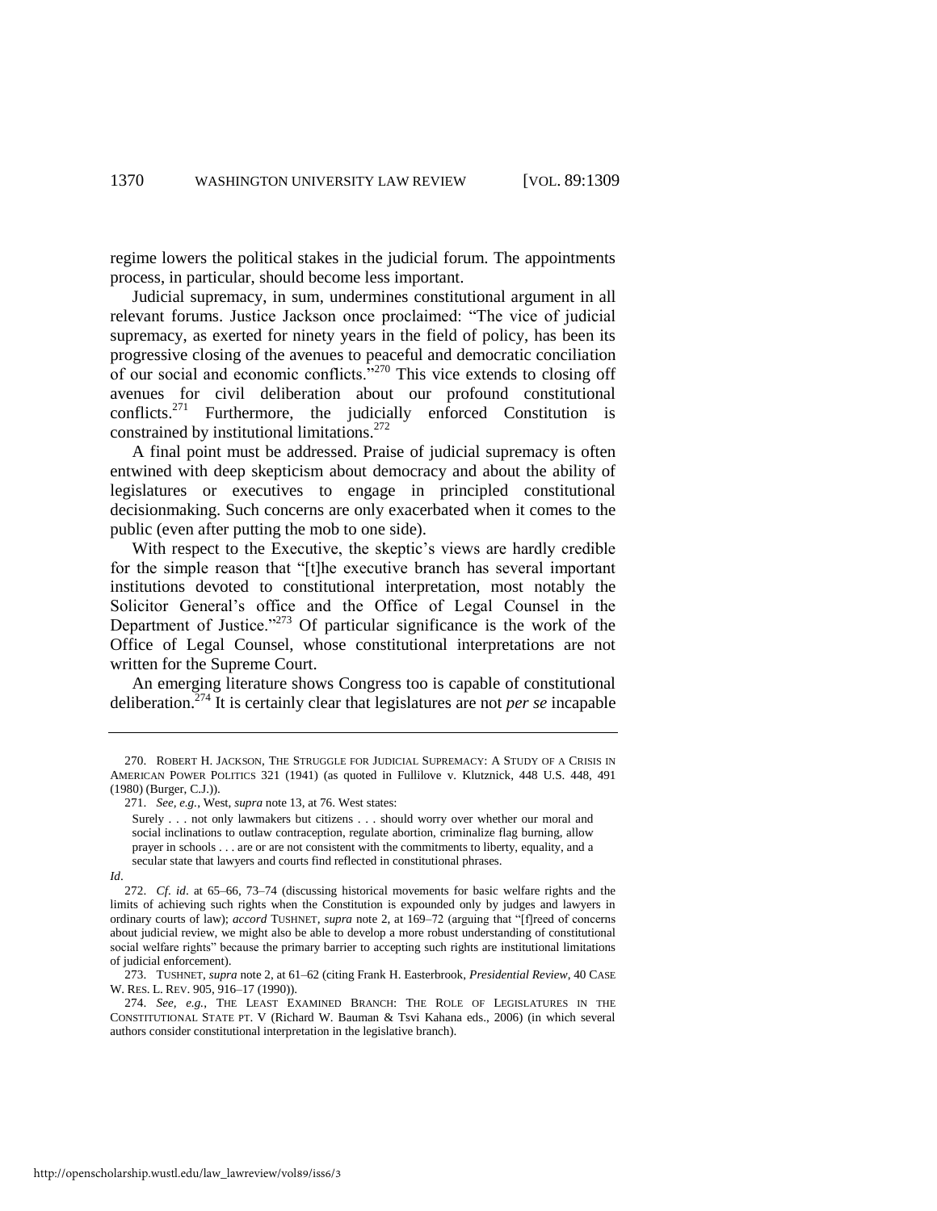regime lowers the political stakes in the judicial forum. The appointments process, in particular, should become less important.

Judicial supremacy, in sum, undermines constitutional argument in all relevant forums. Justice Jackson once proclaimed: "The vice of judicial supremacy, as exerted for ninety years in the field of policy, has been its progressive closing of the avenues to peaceful and democratic conciliation of our social and economic conflicts."[270] This vice extends to closing off avenues for civil deliberation about our profound constitutional conflicts.[271] Furthermore, the judicially enforced Constitution is constrained by institutional limitations.[272]

A final point must be addressed. Praise of judicial supremacy is often entwined with deep skepticism about democracy and about the ability of legislatures or executives to engage in principled constitutional decisionmaking. Such concerns are only exacerbated when it comes to the public (even after putting the mob to one side).

With respect to the Executive, the skeptic's views are hardly credible for the simple reason that "[t]he executive branch has several important institutions devoted to constitutional interpretation, most notably the Solicitor General's office and the Office of Legal Counsel in the Department of Justice."[273] Of particular significance is the work of the Office of Legal Counsel, whose constitutional interpretations are not written for the Supreme Court.

An emerging literature shows Congress too is capable of constitutional deliberation.[274] It is certainly clear that legislatures are not *per se* incapable

---

270. ROBERT H. JACKSON, THE STRUGGLE FOR JUDICIAL SUPREMACY: A STUDY OF A CRISIS IN AMERICAN POWER POLITICS 321 (1941) (as quoted in Fullilove v. Klutznick, 448 U.S. 448, 491 (1980) (Burger, C.J.)).

271. *See, e.g.*, West, *supra* note 13, at 76. West states:

> Surely . . . not only lawmakers but citizens . . . should worry over whether our moral and social inclinations to outlaw contraception, regulate abortion, criminalize flag burning, allow prayer in schools . . . are or are not consistent with the commitments to liberty, equality, and a secular state that lawyers and courts find reflected in constitutional phrases.

*Id*.

272. *Cf. id*. at 65–66, 73–74 (discussing historical movements for basic welfare rights and the limits of achieving such rights when the Constitution is expounded only by judges and lawyers in ordinary courts of law); *accord* TUSHNET, *supra* note 2, at 169–72 (arguing that "[f]reed of concerns about judicial review, we might also be able to develop a more robust understanding of constitutional social welfare rights" because the primary barrier to accepting such rights are institutional limitations of judicial enforcement).

273. TUSHNET, *supra* note 2, at 61–62 (citing Frank H. Easterbrook, *Presidential Review*, 40 CASE W. RES. L. REV. 905, 916–17 (1990)).

274. *See, e.g.*, THE LEAST EXAMINED BRANCH: THE ROLE OF LEGISLATURES IN THE CONSTITUTIONAL STATE PT. V (Richard W. Bauman & Tsvi Kahana eds., 2006) (in which several authors consider constitutional interpretation in the legislative branch).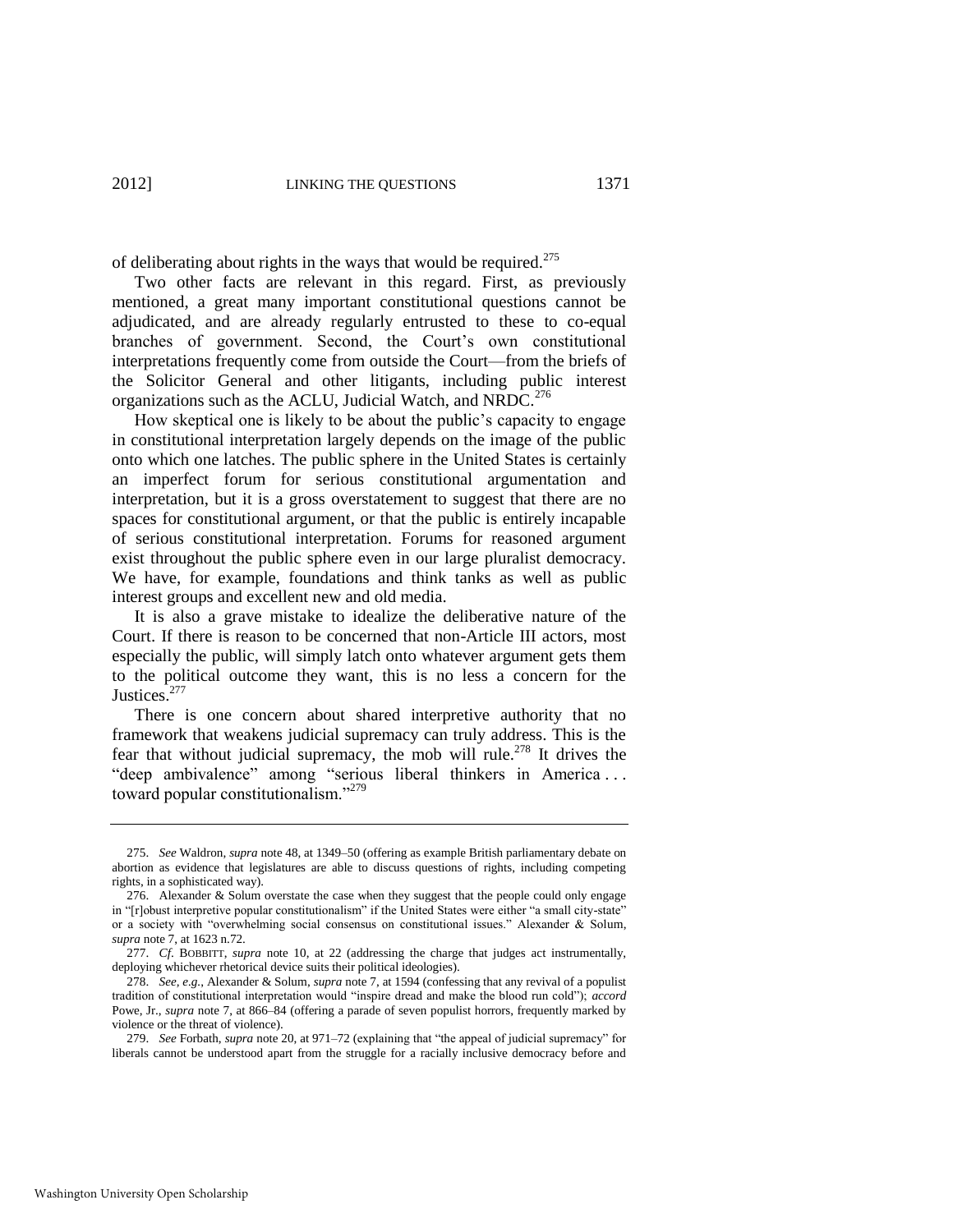of deliberating about rights in the ways that would be required.[275]

Two other facts are relevant in this regard. First, as previously mentioned, a great many important constitutional questions cannot be adjudicated, and are already regularly entrusted to these to co-equal branches of government. Second, the Court's own constitutional interpretations frequently come from outside the Court—from the briefs of the Solicitor General and other litigants, including public interest organizations such as the ACLU, Judicial Watch, and NRDC.[276]

How skeptical one is likely to be about the public's capacity to engage in constitutional interpretation largely depends on the image of the public onto which one latches. The public sphere in the United States is certainly an imperfect forum for serious constitutional argumentation and interpretation, but it is a gross overstatement to suggest that there are no spaces for constitutional argument, or that the public is entirely incapable of serious constitutional interpretation. Forums for reasoned argument exist throughout the public sphere even in our large pluralist democracy. We have, for example, foundations and think tanks as well as public interest groups and excellent new and old media.

It is also a grave mistake to idealize the deliberative nature of the Court. If there is reason to be concerned that non-Article III actors, most especially the public, will simply latch onto whatever argument gets them to the political outcome they want, this is no less a concern for the Justices.[277]

There is one concern about shared interpretive authority that no framework that weakens judicial supremacy can truly address. This is the fear that without judicial supremacy, the mob will rule.[278] It drives the "deep ambivalence" among "serious liberal thinkers in America . . . toward popular constitutionalism."[279]

---

275. *See* Waldron, *supra* note 48, at 1349–50 (offering as example British parliamentary debate on abortion as evidence that legislatures are able to discuss questions of rights, including competing rights, in a sophisticated way).

276. Alexander & Solum overstate the case when they suggest that the people could only engage in "[r]obust interpretive popular constitutionalism" if the United States were either "a small city-state" or a society with "overwhelming social consensus on constitutional issues." Alexander & Solum, *supra* note 7, at 1623 n.72.

277. *Cf*. BOBBITT, *supra* note 10, at 22 (addressing the charge that judges act instrumentally, deploying whichever rhetorical device suits their political ideologies).

278. *See, e.g.*, Alexander & Solum, *supra* note 7, at 1594 (confessing that any revival of a populist tradition of constitutional interpretation would "inspire dread and make the blood run cold"); *accord* Powe, Jr., *supra* note 7, at 866–84 (offering a parade of seven populist horrors, frequently marked by violence or the threat of violence).

279. *See* Forbath, *supra* note 20, at 971–72 (explaining that "the appeal of judicial supremacy" for liberals cannot be understood apart from the struggle for a racially inclusive democracy before and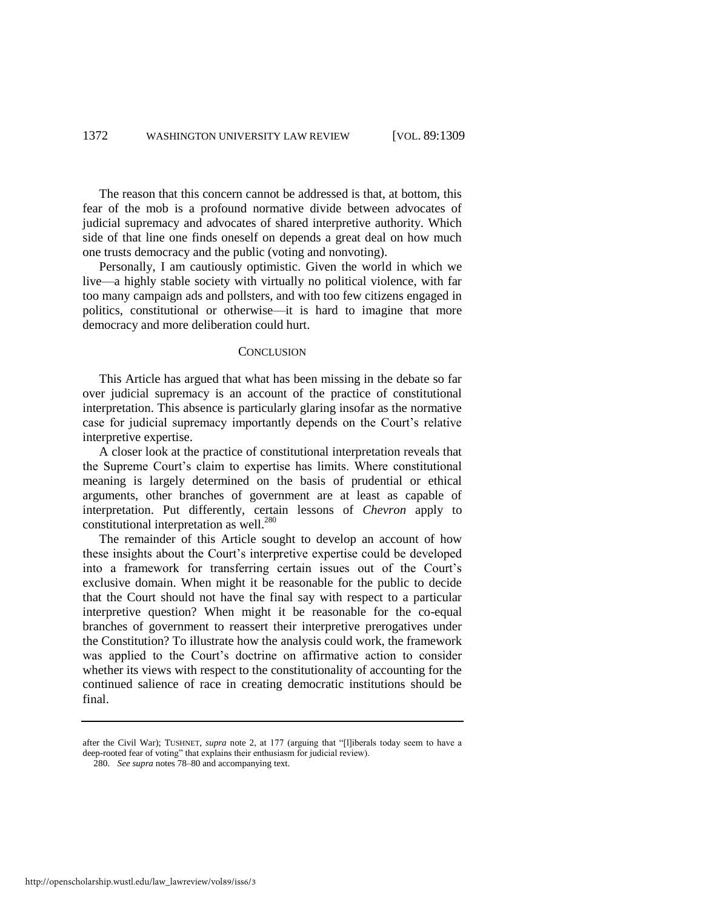The reason that this concern cannot be addressed is that, at bottom, this fear of the mob is a profound normative divide between advocates of judicial supremacy and advocates of shared interpretive authority. Which side of that line one finds oneself on depends a great deal on how much one trusts democracy and the public (voting and nonvoting).

Personally, I am cautiously optimistic. Given the world in which we live—a highly stable society with virtually no political violence, with far too many campaign ads and pollsters, and with too few citizens engaged in politics, constitutional or otherwise—it is hard to imagine that more democracy and more deliberation could hurt.

## CONCLUSION

This Article has argued that what has been missing in the debate so far over judicial supremacy is an account of the practice of constitutional interpretation. This absence is particularly glaring insofar as the normative case for judicial supremacy importantly depends on the Court's relative interpretive expertise.

A closer look at the practice of constitutional interpretation reveals that the Supreme Court's claim to expertise has limits. Where constitutional meaning is largely determined on the basis of prudential or ethical arguments, other branches of government are at least as capable of interpretation. Put differently, certain lessons of *Chevron* apply to constitutional interpretation as well.[280]

The remainder of this Article sought to develop an account of how these insights about the Court's interpretive expertise could be developed into a framework for transferring certain issues out of the Court's exclusive domain. When might it be reasonable for the public to decide that the Court should not have the final say with respect to a particular interpretive question? When might it be reasonable for the co-equal branches of government to reassert their interpretive prerogatives under the Constitution? To illustrate how the analysis could work, the framework was applied to the Court's doctrine on affirmative action to consider whether its views with respect to the constitutionality of accounting for the continued salience of race in creating democratic institutions should be final.

---

after the Civil War); TUSHNET, *supra* note 2, at 177 (arguing that "[l]iberals today seem to have a deep-rooted fear of voting" that explains their enthusiasm for judicial review).

280. *See supra* notes 78–80 and accompanying text.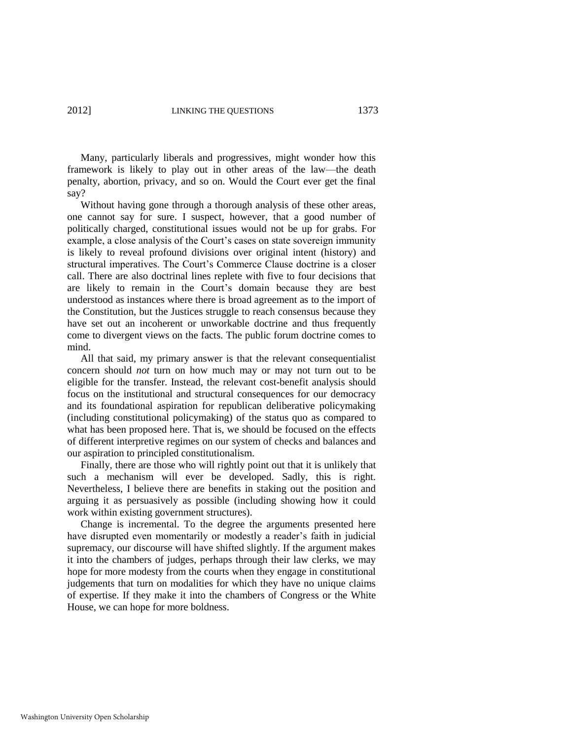Many, particularly liberals and progressives, might wonder how this framework is likely to play out in other areas of the law—the death penalty, abortion, privacy, and so on. Would the Court ever get the final say?

Without having gone through a thorough analysis of these other areas, one cannot say for sure. I suspect, however, that a good number of politically charged, constitutional issues would not be up for grabs. For example, a close analysis of the Court's cases on state sovereign immunity is likely to reveal profound divisions over original intent (history) and structural imperatives. The Court's Commerce Clause doctrine is a closer call. There are also doctrinal lines replete with five to four decisions that are likely to remain in the Court's domain because they are best understood as instances where there is broad agreement as to the import of the Constitution, but the Justices struggle to reach consensus because they have set out an incoherent or unworkable doctrine and thus frequently come to divergent views on the facts. The public forum doctrine comes to mind.

All that said, my primary answer is that the relevant consequentialist concern should *not* turn on how much may or may not turn out to be eligible for the transfer. Instead, the relevant cost-benefit analysis should focus on the institutional and structural consequences for our democracy and its foundational aspiration for republican deliberative policymaking (including constitutional policymaking) of the status quo as compared to what has been proposed here. That is, we should be focused on the effects of different interpretive regimes on our system of checks and balances and our aspiration to principled constitutionalism.

Finally, there are those who will rightly point out that it is unlikely that such a mechanism will ever be developed. Sadly, this is right. Nevertheless, I believe there are benefits in staking out the position and arguing it as persuasively as possible (including showing how it could work within existing government structures).

Change is incremental. To the degree the arguments presented here have disrupted even momentarily or modestly a reader's faith in judicial supremacy, our discourse will have shifted slightly. If the argument makes it into the chambers of judges, perhaps through their law clerks, we may hope for more modesty from the courts when they engage in constitutional judgements that turn on modalities for which they have no unique claims of expertise. If they make it into the chambers of Congress or the White House, we can hope for more boldness.